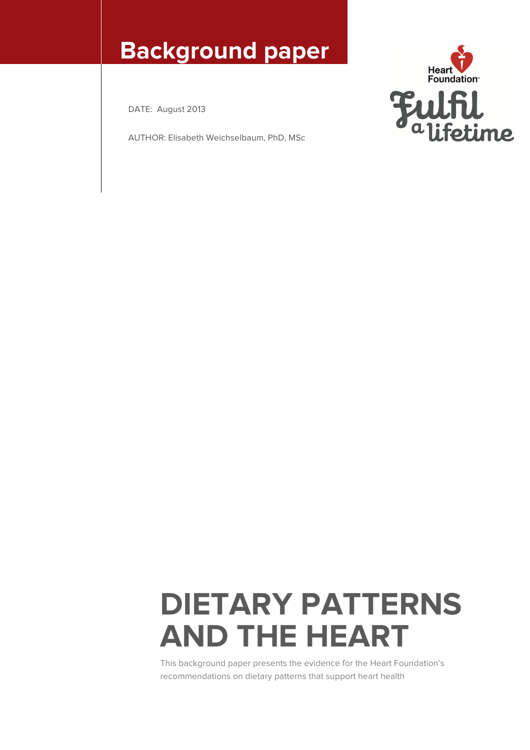# Background paper

DATE: August 2013

AUTHOR: Elisabeth Weichselbaum, PhD, MSc

Heart Foundation

Fulfil a lifetime

# DIETARY PATTERNS AND THE HEART

This background paper presents the evidence for the Heart Foundation's recommendations on dietary patterns that support heart health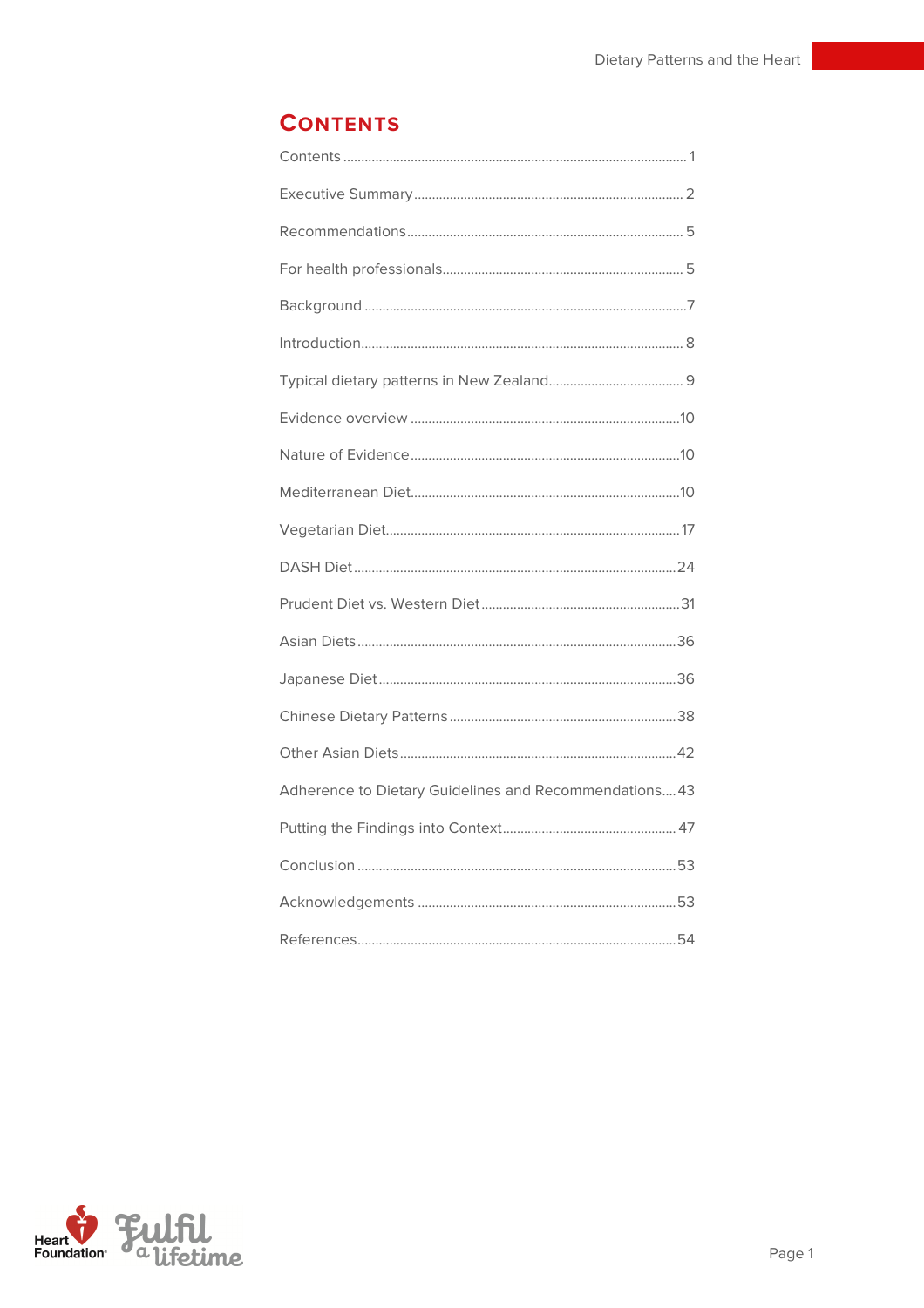# CONTENTS

Contents ........................................................................................ 1

Executive Summary ........................................................................ 2

Recommendations .......................................................................... 5

For health professionals ................................................................. 5

Background ..................................................................................... 7

Introduction ..................................................................................... 8

Typical dietary patterns in New Zealand ........................................ 9

Evidence overview ........................................................................ 10

Nature of Evidence ........................................................................ 10

Mediterranean Diet ........................................................................ 10

Vegetarian Diet .............................................................................. 17

DASH Diet ...................................................................................... 24

Prudent Diet vs. Western Diet ........................................................ 31

Asian Diets ..................................................................................... 36

Japanese Diet ................................................................................. 36

Chinese Dietary Patterns ................................................................ 38

Other Asian Diets ........................................................................... 42

Adherence to Dietary Guidelines and Recommendations .... 43

Putting the Findings into Context .................................................. 47

Conclusion ..................................................................................... 53

Acknowledgements ........................................................................ 53

References ..................................................................................... 54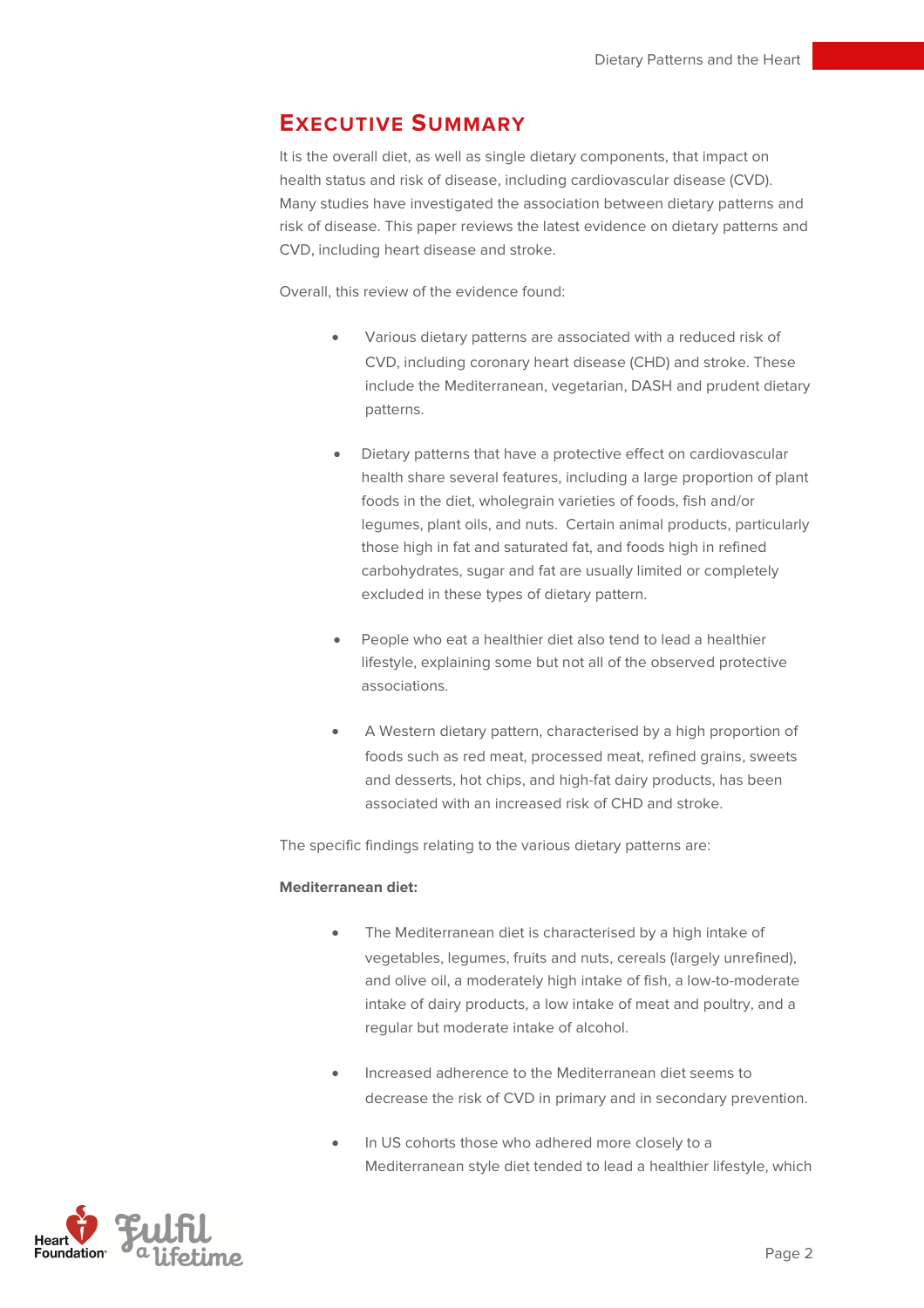## Executive Summary

It is the overall diet, as well as single dietary components, that impact on health status and risk of disease, including cardiovascular disease (CVD). Many studies have investigated the association between dietary patterns and risk of disease. This paper reviews the latest evidence on dietary patterns and CVD, including heart disease and stroke.

Overall, this review of the evidence found:

- Various dietary patterns are associated with a reduced risk of CVD, including coronary heart disease (CHD) and stroke. These include the Mediterranean, vegetarian, DASH and prudent dietary patterns.
- Dietary patterns that have a protective effect on cardiovascular health share several features, including a large proportion of plant foods in the diet, wholegrain varieties of foods, fish and/or legumes, plant oils, and nuts. Certain animal products, particularly those high in fat and saturated fat, and foods high in refined carbohydrates, sugar and fat are usually limited or completely excluded in these types of dietary pattern.
- People who eat a healthier diet also tend to lead a healthier lifestyle, explaining some but not all of the observed protective associations.
- A Western dietary pattern, characterised by a high proportion of foods such as red meat, processed meat, refined grains, sweets and desserts, hot chips, and high-fat dairy products, has been associated with an increased risk of CHD and stroke.

The specific findings relating to the various dietary patterns are:

**Mediterranean diet:**

- The Mediterranean diet is characterised by a high intake of vegetables, legumes, fruits and nuts, cereals (largely unrefined), and olive oil, a moderately high intake of fish, a low-to-moderate intake of dairy products, a low intake of meat and poultry, and a regular but moderate intake of alcohol.
- Increased adherence to the Mediterranean diet seems to decrease the risk of CVD in primary and in secondary prevention.
- In US cohorts those who adhered more closely to a Mediterranean style diet tended to lead a healthier lifestyle, which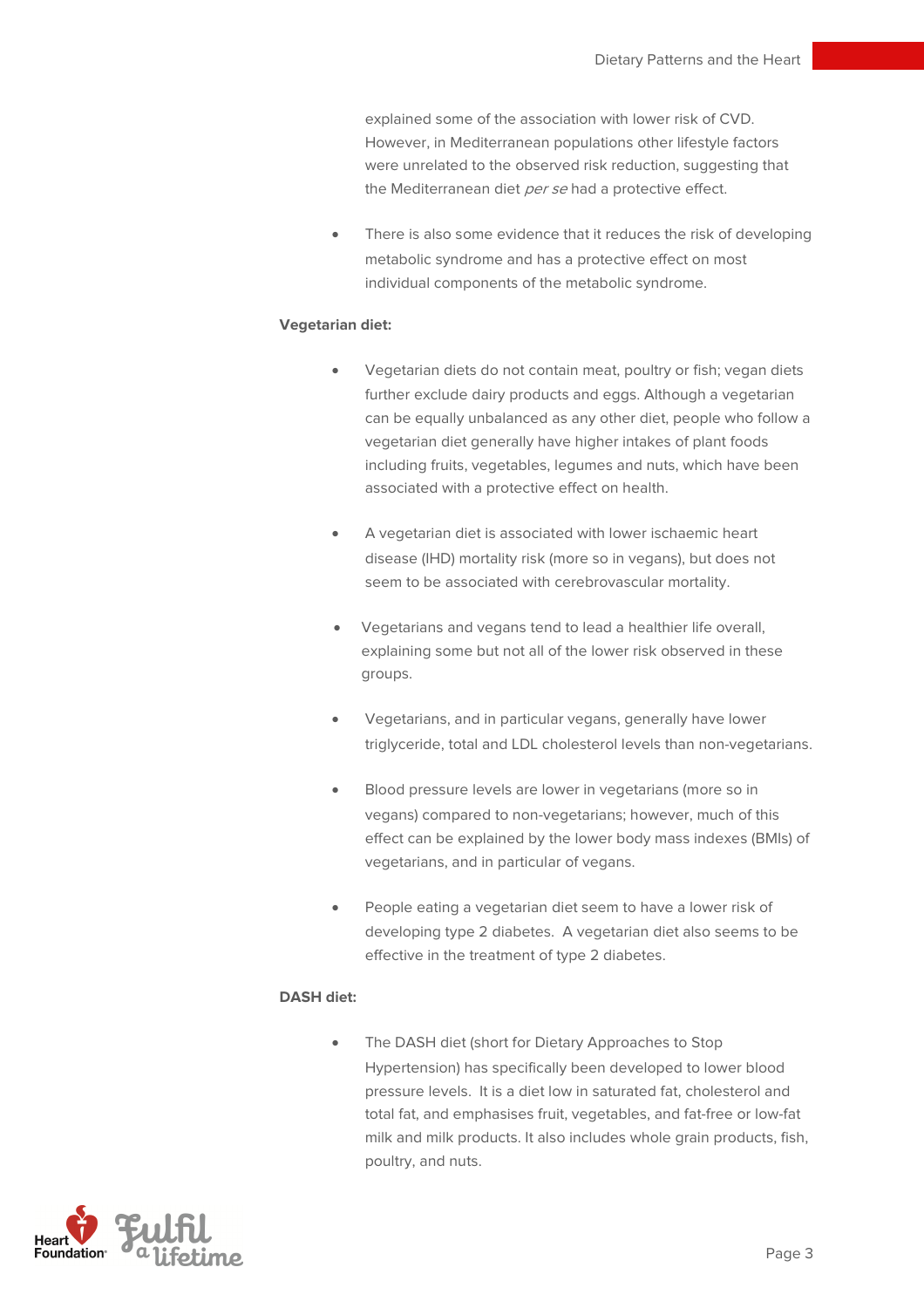explained some of the association with lower risk of CVD. However, in Mediterranean populations other lifestyle factors were unrelated to the observed risk reduction, suggesting that the Mediterranean diet *per se* had a protective effect.

- There is also some evidence that it reduces the risk of developing metabolic syndrome and has a protective effect on most individual components of the metabolic syndrome.

**Vegetarian diet:**

- Vegetarian diets do not contain meat, poultry or fish; vegan diets further exclude dairy products and eggs. Although a vegetarian can be equally unbalanced as any other diet, people who follow a vegetarian diet generally have higher intakes of plant foods including fruits, vegetables, legumes and nuts, which have been associated with a protective effect on health.

- A vegetarian diet is associated with lower ischaemic heart disease (IHD) mortality risk (more so in vegans), but does not seem to be associated with cerebrovascular mortality.

- Vegetarians and vegans tend to lead a healthier life overall, explaining some but not all of the lower risk observed in these groups.

- Vegetarians, and in particular vegans, generally have lower triglyceride, total and LDL cholesterol levels than non-vegetarians.

- Blood pressure levels are lower in vegetarians (more so in vegans) compared to non-vegetarians; however, much of this effect can be explained by the lower body mass indexes (BMIs) of vegetarians, and in particular of vegans.

- People eating a vegetarian diet seem to have a lower risk of developing type 2 diabetes. A vegetarian diet also seems to be effective in the treatment of type 2 diabetes.

**DASH diet:**

- The DASH diet (short for Dietary Approaches to Stop Hypertension) has specifically been developed to lower blood pressure levels. It is a diet low in saturated fat, cholesterol and total fat, and emphasises fruit, vegetables, and fat-free or low-fat milk and milk products. It also includes whole grain products, fish, poultry, and nuts.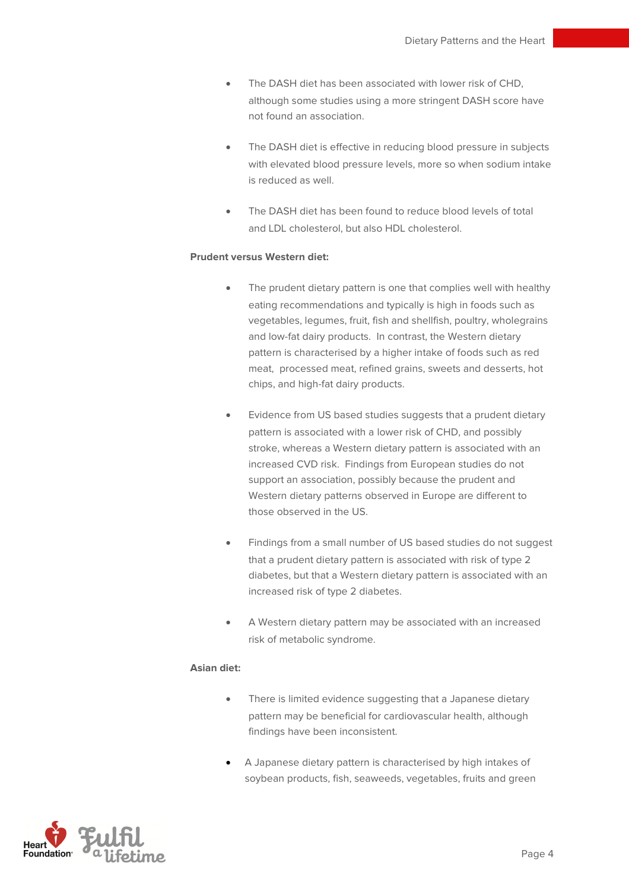- The DASH diet has been associated with lower risk of CHD, although some studies using a more stringent DASH score have not found an association.

- The DASH diet is effective in reducing blood pressure in subjects with elevated blood pressure levels, more so when sodium intake is reduced as well.

- The DASH diet has been found to reduce blood levels of total and LDL cholesterol, but also HDL cholesterol.

**Prudent versus Western diet:**

- The prudent dietary pattern is one that complies well with healthy eating recommendations and typically is high in foods such as vegetables, legumes, fruit, fish and shellfish, poultry, wholegrains and low-fat dairy products. In contrast, the Western dietary pattern is characterised by a higher intake of foods such as red meat, processed meat, refined grains, sweets and desserts, hot chips, and high-fat dairy products.

- Evidence from US based studies suggests that a prudent dietary pattern is associated with a lower risk of CHD, and possibly stroke, whereas a Western dietary pattern is associated with an increased CVD risk. Findings from European studies do not support an association, possibly because the prudent and Western dietary patterns observed in Europe are different to those observed in the US.

- Findings from a small number of US based studies do not suggest that a prudent dietary pattern is associated with risk of type 2 diabetes, but that a Western dietary pattern is associated with an increased risk of type 2 diabetes.

- A Western dietary pattern may be associated with an increased risk of metabolic syndrome.

**Asian diet:**

- There is limited evidence suggesting that a Japanese dietary pattern may be beneficial for cardiovascular health, although findings have been inconsistent.

- A Japanese dietary pattern is characterised by high intakes of soybean products, fish, seaweeds, vegetables, fruits and green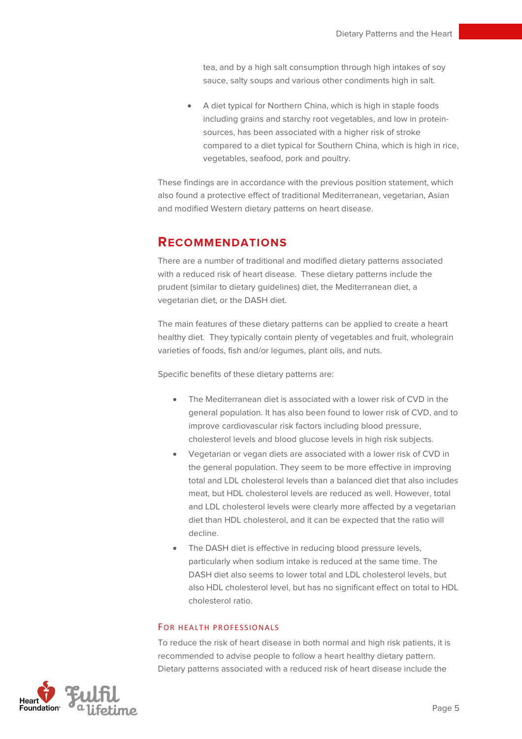tea, and by a high salt consumption through high intakes of soy sauce, salty soups and various other condiments high in salt.

- A diet typical for Northern China, which is high in staple foods including grains and starchy root vegetables, and low in protein-sources, has been associated with a higher risk of stroke compared to a diet typical for Southern China, which is high in rice, vegetables, seafood, pork and poultry.

These findings are in accordance with the previous position statement, which also found a protective effect of traditional Mediterranean, vegetarian, Asian and modified Western dietary patterns on heart disease.

## Recommendations

There are a number of traditional and modified dietary patterns associated with a reduced risk of heart disease. These dietary patterns include the prudent (similar to dietary guidelines) diet, the Mediterranean diet, a vegetarian diet, or the DASH diet.

The main features of these dietary patterns can be applied to create a heart healthy diet. They typically contain plenty of vegetables and fruit, wholegrain varieties of foods, fish and/or legumes, plant oils, and nuts.

Specific benefits of these dietary patterns are:

- The Mediterranean diet is associated with a lower risk of CVD in the general population. It has also been found to lower risk of CVD, and to improve cardiovascular risk factors including blood pressure, cholesterol levels and blood glucose levels in high risk subjects.
- Vegetarian or vegan diets are associated with a lower risk of CVD in the general population. They seem to be more effective in improving total and LDL cholesterol levels than a balanced diet that also includes meat, but HDL cholesterol levels are reduced as well. However, total and LDL cholesterol levels were clearly more affected by a vegetarian diet than HDL cholesterol, and it can be expected that the ratio will decline.
- The DASH diet is effective in reducing blood pressure levels, particularly when sodium intake is reduced at the same time. The DASH diet also seems to lower total and LDL cholesterol levels, but also HDL cholesterol level, but has no significant effect on total to HDL cholesterol ratio.

### For health professionals

To reduce the risk of heart disease in both normal and high risk patients, it is recommended to advise people to follow a heart healthy dietary pattern. Dietary patterns associated with a reduced risk of heart disease include the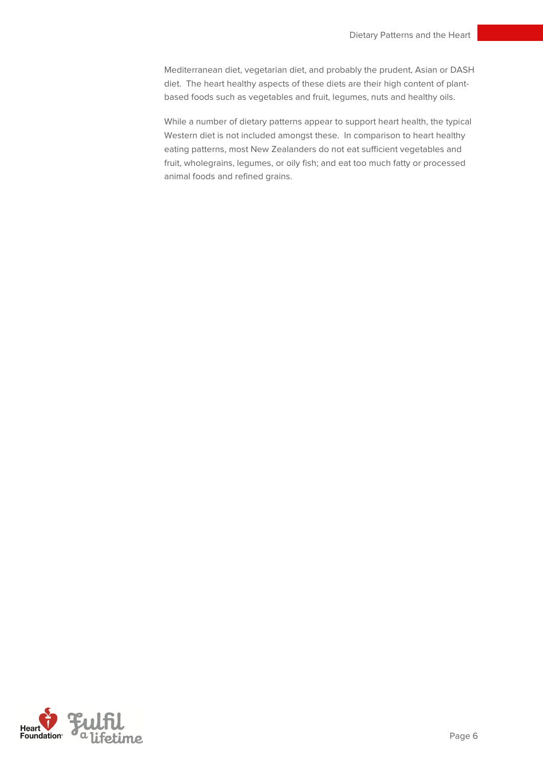Mediterranean diet, vegetarian diet, and probably the prudent, Asian or DASH diet. The heart healthy aspects of these diets are their high content of plant-based foods such as vegetables and fruit, legumes, nuts and healthy oils.

While a number of dietary patterns appear to support heart health, the typical Western diet is not included amongst these. In comparison to heart healthy eating patterns, most New Zealanders do not eat sufficient vegetables and fruit, wholegrains, legumes, or oily fish; and eat too much fatty or processed animal foods and refined grains.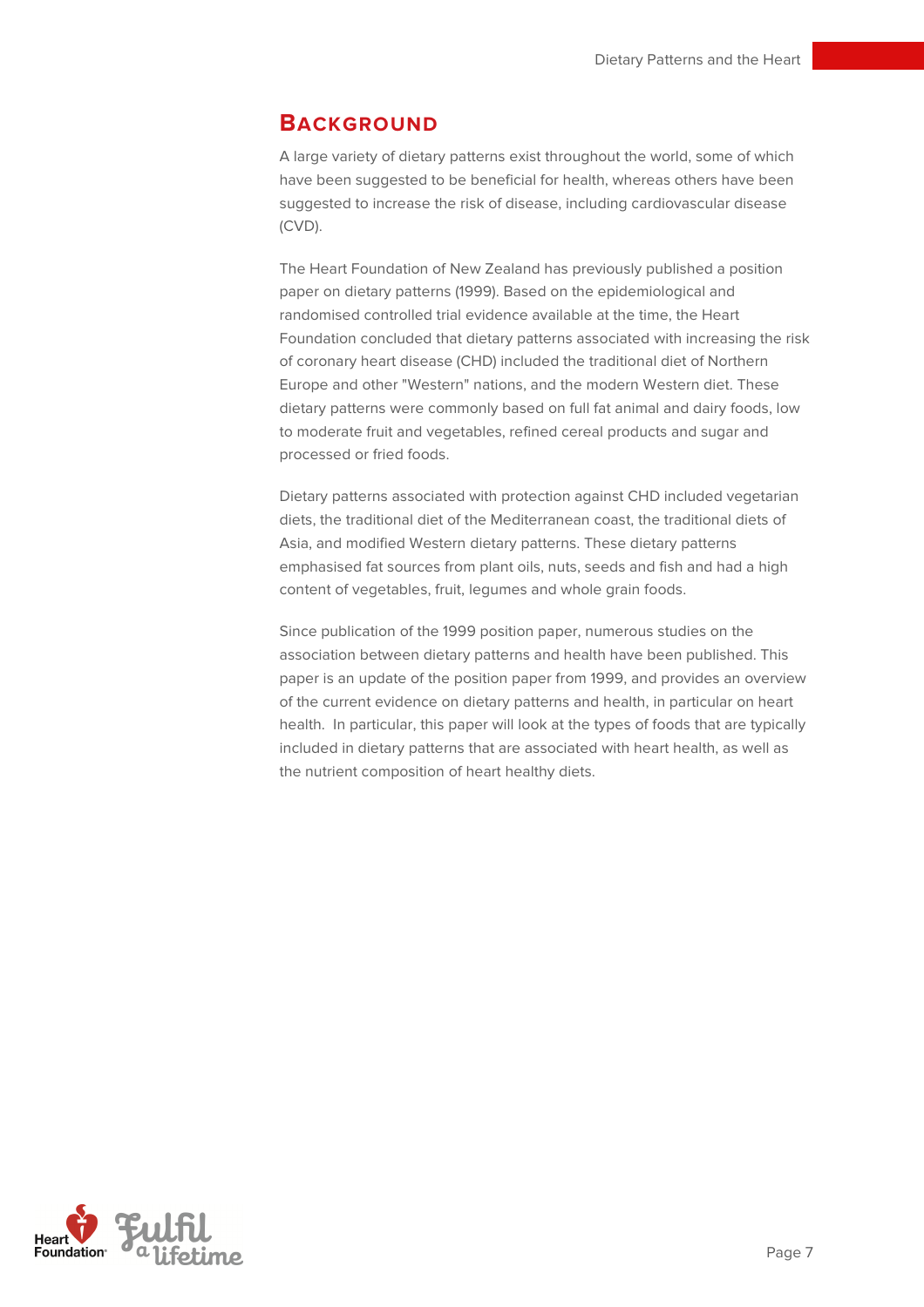## Background

A large variety of dietary patterns exist throughout the world, some of which have been suggested to be beneficial for health, whereas others have been suggested to increase the risk of disease, including cardiovascular disease (CVD).

The Heart Foundation of New Zealand has previously published a position paper on dietary patterns (1999). Based on the epidemiological and randomised controlled trial evidence available at the time, the Heart Foundation concluded that dietary patterns associated with increasing the risk of coronary heart disease (CHD) included the traditional diet of Northern Europe and other "Western" nations, and the modern Western diet. These dietary patterns were commonly based on full fat animal and dairy foods, low to moderate fruit and vegetables, refined cereal products and sugar and processed or fried foods.

Dietary patterns associated with protection against CHD included vegetarian diets, the traditional diet of the Mediterranean coast, the traditional diets of Asia, and modified Western dietary patterns. These dietary patterns emphasised fat sources from plant oils, nuts, seeds and fish and had a high content of vegetables, fruit, legumes and whole grain foods.

Since publication of the 1999 position paper, numerous studies on the association between dietary patterns and health have been published. This paper is an update of the position paper from 1999, and provides an overview of the current evidence on dietary patterns and health, in particular on heart health. In particular, this paper will look at the types of foods that are typically included in dietary patterns that are associated with heart health, as well as the nutrient composition of heart healthy diets.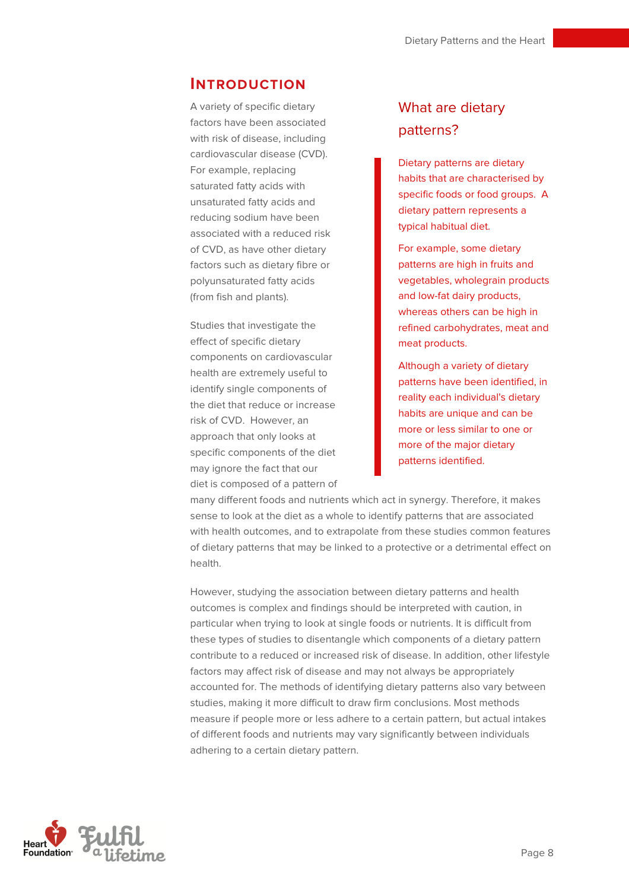## Introduction

A variety of specific dietary factors have been associated with risk of disease, including cardiovascular disease (CVD). For example, replacing saturated fatty acids with unsaturated fatty acids and reducing sodium have been associated with a reduced risk of CVD, as have other dietary factors such as dietary fibre or polyunsaturated fatty acids (from fish and plants).

Studies that investigate the effect of specific dietary components on cardiovascular health are extremely useful to identify single components of the diet that reduce or increase risk of CVD. However, an approach that only looks at specific components of the diet may ignore the fact that our diet is composed of a pattern of many different foods and nutrients which act in synergy. Therefore, it makes sense to look at the diet as a whole to identify patterns that are associated with health outcomes, and to extrapolate from these studies common features of dietary patterns that may be linked to a protective or a detrimental effect on health.

However, studying the association between dietary patterns and health outcomes is complex and findings should be interpreted with caution, in particular when trying to look at single foods or nutrients. It is difficult from these types of studies to disentangle which components of a dietary pattern contribute to a reduced or increased risk of disease. In addition, other lifestyle factors may affect risk of disease and may not always be appropriately accounted for. The methods of identifying dietary patterns also vary between studies, making it more difficult to draw firm conclusions. Most methods measure if people more or less adhere to a certain pattern, but actual intakes of different foods and nutrients may vary significantly between individuals adhering to a certain dietary pattern.

### What are dietary patterns?

Dietary patterns are dietary habits that are characterised by specific foods or food groups. A dietary pattern represents a typical habitual diet.

For example, some dietary patterns are high in fruits and vegetables, wholegrain products and low-fat dairy products, whereas others can be high in refined carbohydrates, meat and meat products.

Although a variety of dietary patterns have been identified, in reality each individual's dietary habits are unique and can be more or less similar to one or more of the major dietary patterns identified.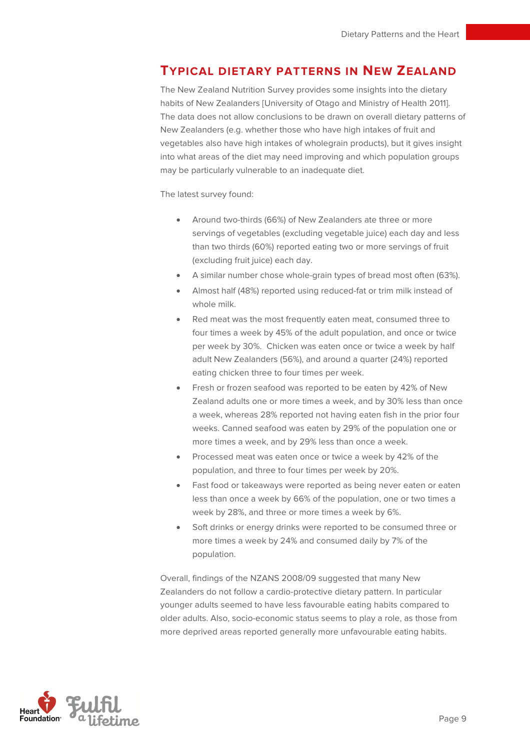## Typical dietary patterns in New Zealand

The New Zealand Nutrition Survey provides some insights into the dietary habits of New Zealanders [University of Otago and Ministry of Health 2011]. The data does not allow conclusions to be drawn on overall dietary patterns of New Zealanders (e.g. whether those who have high intakes of fruit and vegetables also have high intakes of wholegrain products), but it gives insight into what areas of the diet may need improving and which population groups may be particularly vulnerable to an inadequate diet.

The latest survey found:

- Around two-thirds (66%) of New Zealanders ate three or more servings of vegetables (excluding vegetable juice) each day and less than two thirds (60%) reported eating two or more servings of fruit (excluding fruit juice) each day.
- A similar number chose whole-grain types of bread most often (63%).
- Almost half (48%) reported using reduced-fat or trim milk instead of whole milk.
- Red meat was the most frequently eaten meat, consumed three to four times a week by 45% of the adult population, and once or twice per week by 30%. Chicken was eaten once or twice a week by half adult New Zealanders (56%), and around a quarter (24%) reported eating chicken three to four times per week.
- Fresh or frozen seafood was reported to be eaten by 42% of New Zealand adults one or more times a week, and by 30% less than once a week, whereas 28% reported not having eaten fish in the prior four weeks. Canned seafood was eaten by 29% of the population one or more times a week, and by 29% less than once a week.
- Processed meat was eaten once or twice a week by 42% of the population, and three to four times per week by 20%.
- Fast food or takeaways were reported as being never eaten or eaten less than once a week by 66% of the population, one or two times a week by 28%, and three or more times a week by 6%.
- Soft drinks or energy drinks were reported to be consumed three or more times a week by 24% and consumed daily by 7% of the population.

Overall, findings of the NZANS 2008/09 suggested that many New Zealanders do not follow a cardio-protective dietary pattern. In particular younger adults seemed to have less favourable eating habits compared to older adults. Also, socio-economic status seems to play a role, as those from more deprived areas reported generally more unfavourable eating habits.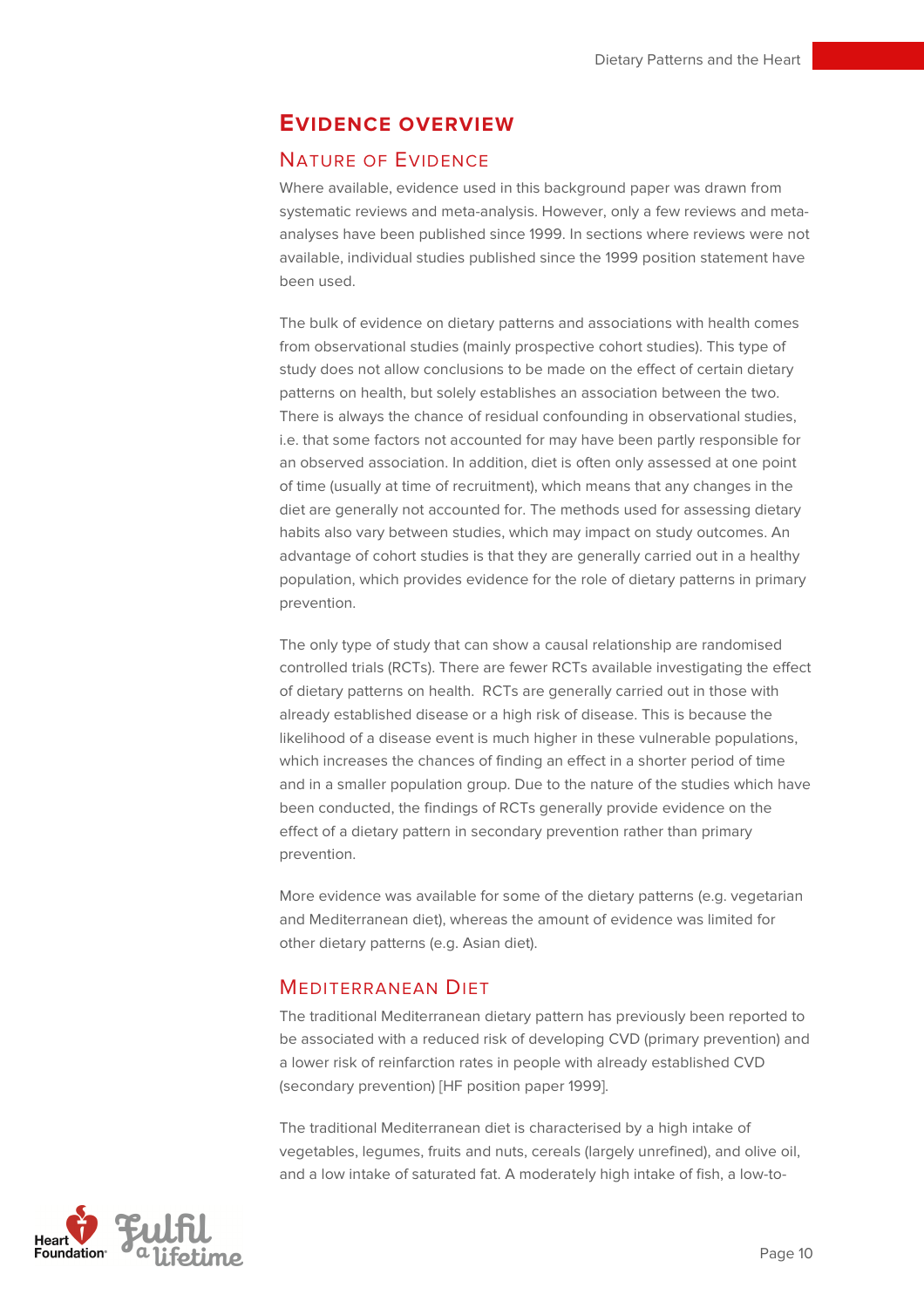## Evidence overview

### Nature of Evidence

Where available, evidence used in this background paper was drawn from systematic reviews and meta-analysis. However, only a few reviews and meta-analyses have been published since 1999. In sections where reviews were not available, individual studies published since the 1999 position statement have been used.

The bulk of evidence on dietary patterns and associations with health comes from observational studies (mainly prospective cohort studies). This type of study does not allow conclusions to be made on the effect of certain dietary patterns on health, but solely establishes an association between the two. There is always the chance of residual confounding in observational studies, i.e. that some factors not accounted for may have been partly responsible for an observed association. In addition, diet is often only assessed at one point of time (usually at time of recruitment), which means that any changes in the diet are generally not accounted for. The methods used for assessing dietary habits also vary between studies, which may impact on study outcomes. An advantage of cohort studies is that they are generally carried out in a healthy population, which provides evidence for the role of dietary patterns in primary prevention.

The only type of study that can show a causal relationship are randomised controlled trials (RCTs). There are fewer RCTs available investigating the effect of dietary patterns on health. RCTs are generally carried out in those with already established disease or a high risk of disease. This is because the likelihood of a disease event is much higher in these vulnerable populations, which increases the chances of finding an effect in a shorter period of time and in a smaller population group. Due to the nature of the studies which have been conducted, the findings of RCTs generally provide evidence on the effect of a dietary pattern in secondary prevention rather than primary prevention.

More evidence was available for some of the dietary patterns (e.g. vegetarian and Mediterranean diet), whereas the amount of evidence was limited for other dietary patterns (e.g. Asian diet).

### Mediterranean Diet

The traditional Mediterranean dietary pattern has previously been reported to be associated with a reduced risk of developing CVD (primary prevention) and a lower risk of reinfarction rates in people with already established CVD (secondary prevention) [HF position paper 1999].

The traditional Mediterranean diet is characterised by a high intake of vegetables, legumes, fruits and nuts, cereals (largely unrefined), and olive oil, and a low intake of saturated fat. A moderately high intake of fish, a low-to-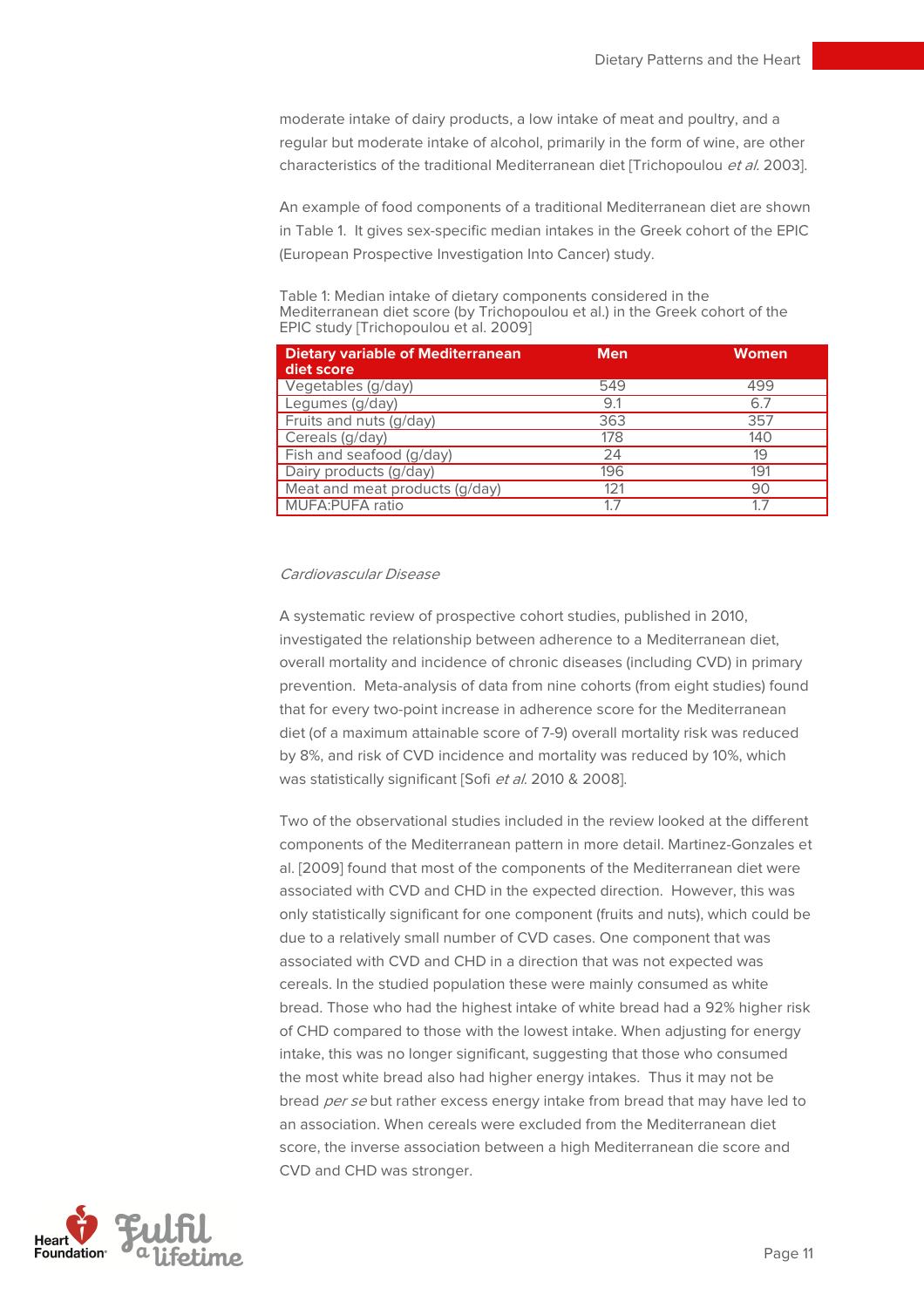moderate intake of dairy products, a low intake of meat and poultry, and a regular but moderate intake of alcohol, primarily in the form of wine, are other characteristics of the traditional Mediterranean diet [Trichopoulou *et al.* 2003].

An example of food components of a traditional Mediterranean diet are shown in Table 1. It gives sex-specific median intakes in the Greek cohort of the EPIC (European Prospective Investigation Into Cancer) study.

Table 1: Median intake of dietary components considered in the Mediterranean diet score (by Trichopoulou et al.) in the Greek cohort of the EPIC study [Trichopoulou et al. 2009]

| Dietary variable of Mediterranean diet score | Men | Women |
|---|---|---|
| Vegetables (g/day) | 549 | 499 |
| Legumes (g/day) | 9.1 | 6.7 |
| Fruits and nuts (g/day) | 363 | 357 |
| Cereals (g/day) | 178 | 140 |
| Fish and seafood (g/day) | 24 | 19 |
| Dairy products (g/day) | 196 | 191 |
| Meat and meat products (g/day) | 121 | 90 |
| MUFA:PUFA ratio | 1.7 | 1.7 |

*Cardiovascular Disease*

A systematic review of prospective cohort studies, published in 2010, investigated the relationship between adherence to a Mediterranean diet, overall mortality and incidence of chronic diseases (including CVD) in primary prevention. Meta-analysis of data from nine cohorts (from eight studies) found that for every two-point increase in adherence score for the Mediterranean diet (of a maximum attainable score of 7-9) overall mortality risk was reduced by 8%, and risk of CVD incidence and mortality was reduced by 10%, which was statistically significant [Sofi *et al.* 2010 & 2008].

Two of the observational studies included in the review looked at the different components of the Mediterranean pattern in more detail. Martinez-Gonzales et al. [2009] found that most of the components of the Mediterranean diet were associated with CVD and CHD in the expected direction. However, this was only statistically significant for one component (fruits and nuts), which could be due to a relatively small number of CVD cases. One component that was associated with CVD and CHD in a direction that was not expected was cereals. In the studied population these were mainly consumed as white bread. Those who had the highest intake of white bread had a 92% higher risk of CHD compared to those with the lowest intake. When adjusting for energy intake, this was no longer significant, suggesting that those who consumed the most white bread also had higher energy intakes. Thus it may not be bread *per se* but rather excess energy intake from bread that may have led to an association. When cereals were excluded from the Mediterranean diet score, the inverse association between a high Mediterranean die score and CVD and CHD was stronger.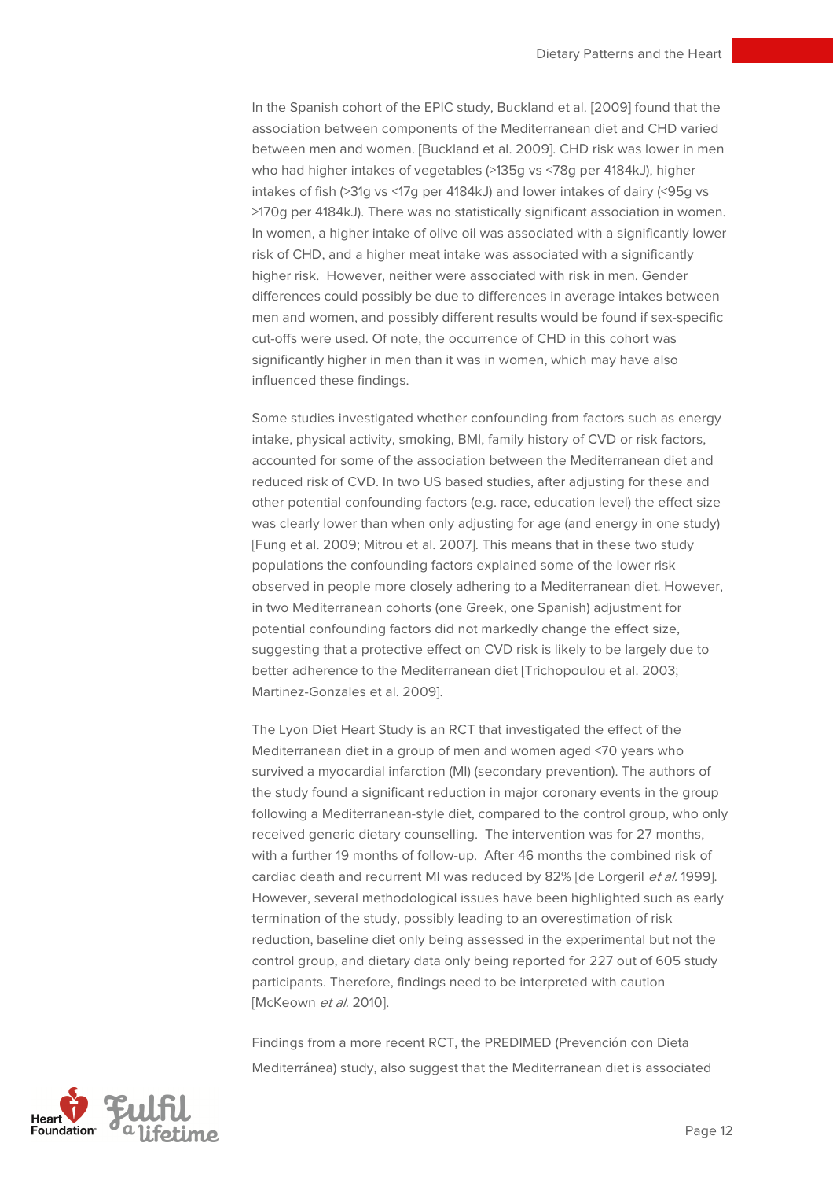In the Spanish cohort of the EPIC study, Buckland et al. [2009] found that the association between components of the Mediterranean diet and CHD varied between men and women. [Buckland et al. 2009]. CHD risk was lower in men who had higher intakes of vegetables (>135g vs <78g per 4184kJ), higher intakes of fish (>31g vs <17g per 4184kJ) and lower intakes of dairy (<95g vs >170g per 4184kJ). There was no statistically significant association in women. In women, a higher intake of olive oil was associated with a significantly lower risk of CHD, and a higher meat intake was associated with a significantly higher risk. However, neither were associated with risk in men. Gender differences could possibly be due to differences in average intakes between men and women, and possibly different results would be found if sex-specific cut-offs were used. Of note, the occurrence of CHD in this cohort was significantly higher in men than it was in women, which may have also influenced these findings.

Some studies investigated whether confounding from factors such as energy intake, physical activity, smoking, BMI, family history of CVD or risk factors, accounted for some of the association between the Mediterranean diet and reduced risk of CVD. In two US based studies, after adjusting for these and other potential confounding factors (e.g. race, education level) the effect size was clearly lower than when only adjusting for age (and energy in one study) [Fung et al. 2009; Mitrou et al. 2007]. This means that in these two study populations the confounding factors explained some of the lower risk observed in people more closely adhering to a Mediterranean diet. However, in two Mediterranean cohorts (one Greek, one Spanish) adjustment for potential confounding factors did not markedly change the effect size, suggesting that a protective effect on CVD risk is likely to be largely due to better adherence to the Mediterranean diet [Trichopoulou et al. 2003; Martinez-Gonzales et al. 2009].

The Lyon Diet Heart Study is an RCT that investigated the effect of the Mediterranean diet in a group of men and women aged <70 years who survived a myocardial infarction (MI) (secondary prevention). The authors of the study found a significant reduction in major coronary events in the group following a Mediterranean-style diet, compared to the control group, who only received generic dietary counselling. The intervention was for 27 months, with a further 19 months of follow-up. After 46 months the combined risk of cardiac death and recurrent MI was reduced by 82% [de Lorgeril *et al.* 1999]. However, several methodological issues have been highlighted such as early termination of the study, possibly leading to an overestimation of risk reduction, baseline diet only being assessed in the experimental but not the control group, and dietary data only being reported for 227 out of 605 study participants. Therefore, findings need to be interpreted with caution [McKeown *et al.* 2010].

Findings from a more recent RCT, the PREDIMED (Prevención con Dieta Mediterránea) study, also suggest that the Mediterranean diet is associated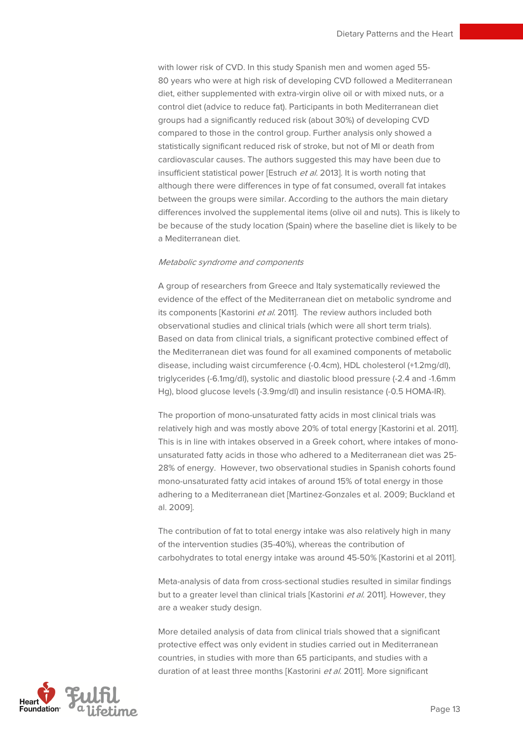with lower risk of CVD. In this study Spanish men and women aged 55-80 years who were at high risk of developing CVD followed a Mediterranean diet, either supplemented with extra-virgin olive oil or with mixed nuts, or a control diet (advice to reduce fat). Participants in both Mediterranean diet groups had a significantly reduced risk (about 30%) of developing CVD compared to those in the control group. Further analysis only showed a statistically significant reduced risk of stroke, but not of MI or death from cardiovascular causes. The authors suggested this may have been due to insufficient statistical power [Estruch *et al.* 2013]. It is worth noting that although there were differences in type of fat consumed, overall fat intakes between the groups were similar. According to the authors the main dietary differences involved the supplemental items (olive oil and nuts). This is likely to be because of the study location (Spain) where the baseline diet is likely to be a Mediterranean diet.

*Metabolic syndrome and components*

A group of researchers from Greece and Italy systematically reviewed the evidence of the effect of the Mediterranean diet on metabolic syndrome and its components [Kastorini *et al.* 2011]. The review authors included both observational studies and clinical trials (which were all short term trials). Based on data from clinical trials, a significant protective combined effect of the Mediterranean diet was found for all examined components of metabolic disease, including waist circumference (-0.4cm), HDL cholesterol (+1.2mg/dl), triglycerides (-6.1mg/dl), systolic and diastolic blood pressure (-2.4 and -1.6mm Hg), blood glucose levels (-3.9mg/dl) and insulin resistance (-0.5 HOMA-IR).

The proportion of mono-unsaturated fatty acids in most clinical trials was relatively high and was mostly above 20% of total energy [Kastorini et al. 2011]. This is in line with intakes observed in a Greek cohort, where intakes of mono-unsaturated fatty acids in those who adhered to a Mediterranean diet was 25-28% of energy. However, two observational studies in Spanish cohorts found mono-unsaturated fatty acid intakes of around 15% of total energy in those adhering to a Mediterranean diet [Martinez-Gonzales et al. 2009; Buckland et al. 2009].

The contribution of fat to total energy intake was also relatively high in many of the intervention studies (35-40%), whereas the contribution of carbohydrates to total energy intake was around 45-50% [Kastorini et al 2011].

Meta-analysis of data from cross-sectional studies resulted in similar findings but to a greater level than clinical trials [Kastorini *et al.* 2011]. However, they are a weaker study design.

More detailed analysis of data from clinical trials showed that a significant protective effect was only evident in studies carried out in Mediterranean countries, in studies with more than 65 participants, and studies with a duration of at least three months [Kastorini *et al.* 2011]. More significant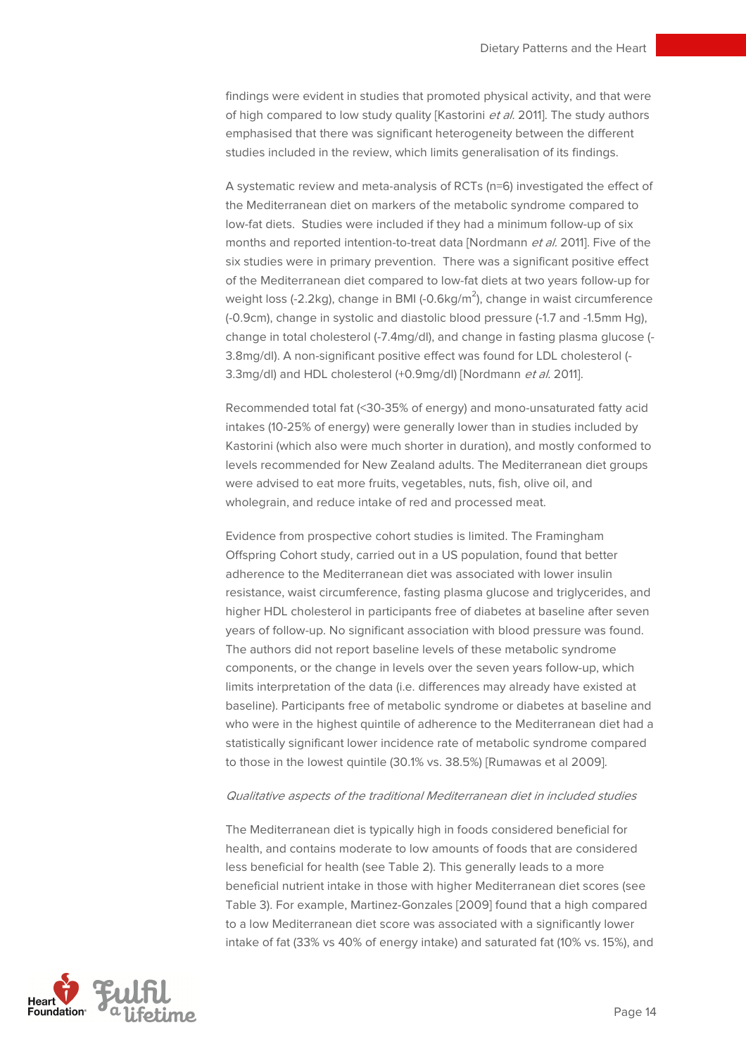findings were evident in studies that promoted physical activity, and that were of high compared to low study quality [Kastorini *et al.* 2011]. The study authors emphasised that there was significant heterogeneity between the different studies included in the review, which limits generalisation of its findings.

A systematic review and meta-analysis of RCTs (n=6) investigated the effect of the Mediterranean diet on markers of the metabolic syndrome compared to low-fat diets. Studies were included if they had a minimum follow-up of six months and reported intention-to-treat data [Nordmann *et al.* 2011]. Five of the six studies were in primary prevention. There was a significant positive effect of the Mediterranean diet compared to low-fat diets at two years follow-up for weight loss (-2.2kg), change in BMI (-0.6kg/m$^2$), change in waist circumference (-0.9cm), change in systolic and diastolic blood pressure (-1.7 and -1.5mm Hg), change in total cholesterol (-7.4mg/dl), and change in fasting plasma glucose (-3.8mg/dl). A non-significant positive effect was found for LDL cholesterol (-3.3mg/dl) and HDL cholesterol (+0.9mg/dl) [Nordmann *et al.* 2011].

Recommended total fat (<30-35% of energy) and mono-unsaturated fatty acid intakes (10-25% of energy) were generally lower than in studies included by Kastorini (which also were much shorter in duration), and mostly conformed to levels recommended for New Zealand adults. The Mediterranean diet groups were advised to eat more fruits, vegetables, nuts, fish, olive oil, and wholegrain, and reduce intake of red and processed meat.

Evidence from prospective cohort studies is limited. The Framingham Offspring Cohort study, carried out in a US population, found that better adherence to the Mediterranean diet was associated with lower insulin resistance, waist circumference, fasting plasma glucose and triglycerides, and higher HDL cholesterol in participants free of diabetes at baseline after seven years of follow-up. No significant association with blood pressure was found. The authors did not report baseline levels of these metabolic syndrome components, or the change in levels over the seven years follow-up, which limits interpretation of the data (i.e. differences may already have existed at baseline). Participants free of metabolic syndrome or diabetes at baseline and who were in the highest quintile of adherence to the Mediterranean diet had a statistically significant lower incidence rate of metabolic syndrome compared to those in the lowest quintile (30.1% vs. 38.5%) [Rumawas et al 2009].

*Qualitative aspects of the traditional Mediterranean diet in included studies*

The Mediterranean diet is typically high in foods considered beneficial for health, and contains moderate to low amounts of foods that are considered less beneficial for health (see Table 2). This generally leads to a more beneficial nutrient intake in those with higher Mediterranean diet scores (see Table 3). For example, Martinez-Gonzales [2009] found that a high compared to a low Mediterranean diet score was associated with a significantly lower intake of fat (33% vs 40% of energy intake) and saturated fat (10% vs. 15%), and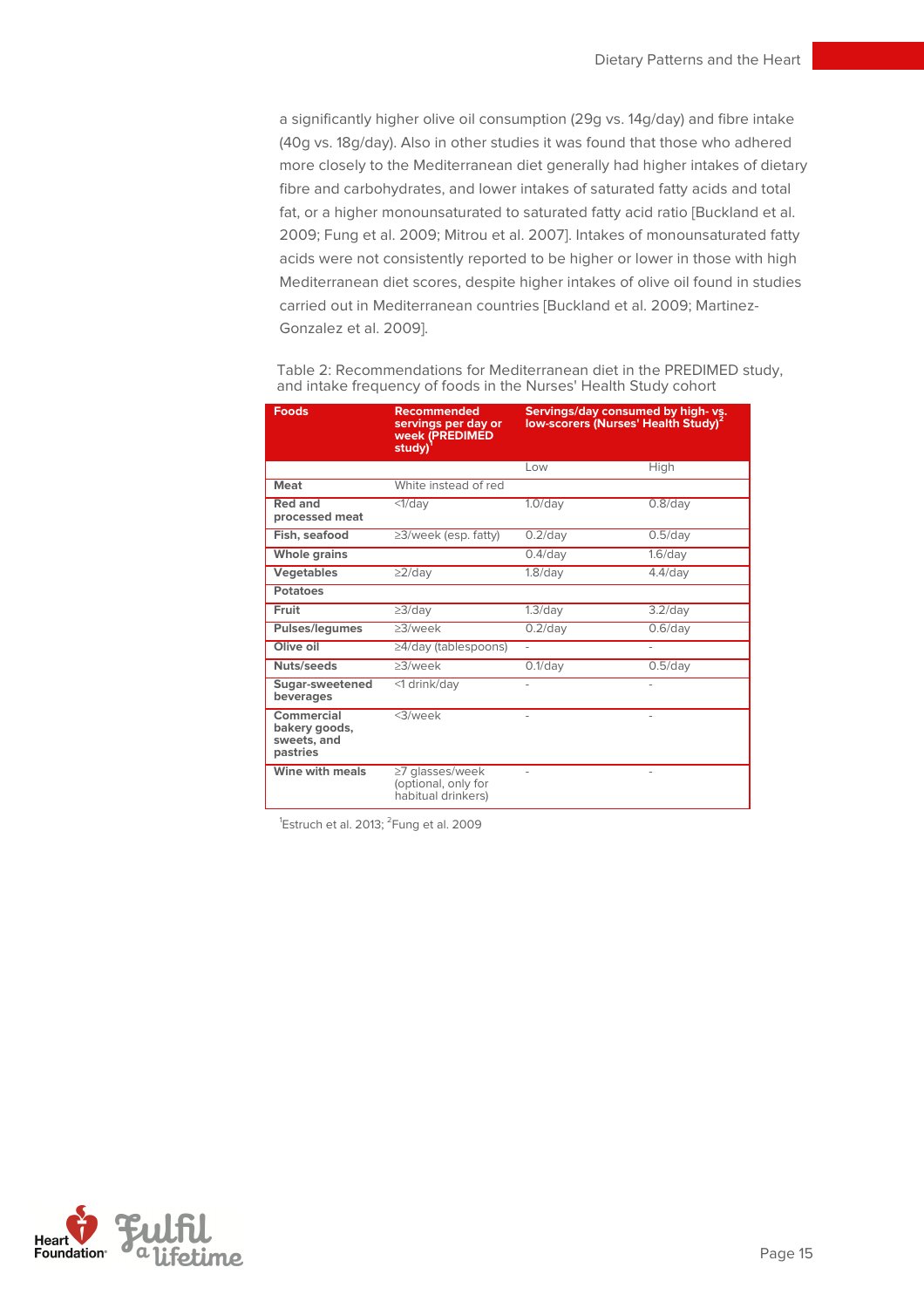a significantly higher olive oil consumption (29g vs. 14g/day) and fibre intake (40g vs. 18g/day). Also in other studies it was found that those who adhered more closely to the Mediterranean diet generally had higher intakes of dietary fibre and carbohydrates, and lower intakes of saturated fatty acids and total fat, or a higher monounsaturated to saturated fatty acid ratio [Buckland et al. 2009; Fung et al. 2009; Mitrou et al. 2007]. Intakes of monounsaturated fatty acids were not consistently reported to be higher or lower in those with high Mediterranean diet scores, despite higher intakes of olive oil found in studies carried out in Mediterranean countries [Buckland et al. 2009; Martinez-Gonzalez et al. 2009].

Table 2: Recommendations for Mediterranean diet in the PREDIMED study, and intake frequency of foods in the Nurses' Health Study cohort

| Foods | Recommended servings per day or week (PREDIMED study)[1] | Servings/day consumed by high- vs. low-scorers (Nurses' Health Study)[2] | |
|---|---|---|---|
| | | Low | High |
| **Meat** | White instead of red | | |
| **Red and processed meat** | <1/day | 1.0/day | 0.8/day |
| **Fish, seafood** | ≥3/week (esp. fatty) | 0.2/day | 0.5/day |
| **Whole grains** | | 0.4/day | 1.6/day |
| **Vegetables** | ≥2/day | 1.8/day | 4.4/day |
| **Potatoes** | | | |
| **Fruit** | ≥3/day | 1.3/day | 3.2/day |
| **Pulses/legumes** | ≥3/week | 0.2/day | 0.6/day |
| **Olive oil** | ≥4/day (tablespoons) | - | - |
| **Nuts/seeds** | ≥3/week | 0.1/day | 0.5/day |
| **Sugar-sweetened beverages** | <1 drink/day | - | - |
| **Commercial bakery goods, sweets, and pastries** | <3/week | - | - |
| **Wine with meals** | ≥7 glasses/week (optional, only for habitual drinkers) | - | - |

[1]Estruch et al. 2013; [2]Fung et al. 2009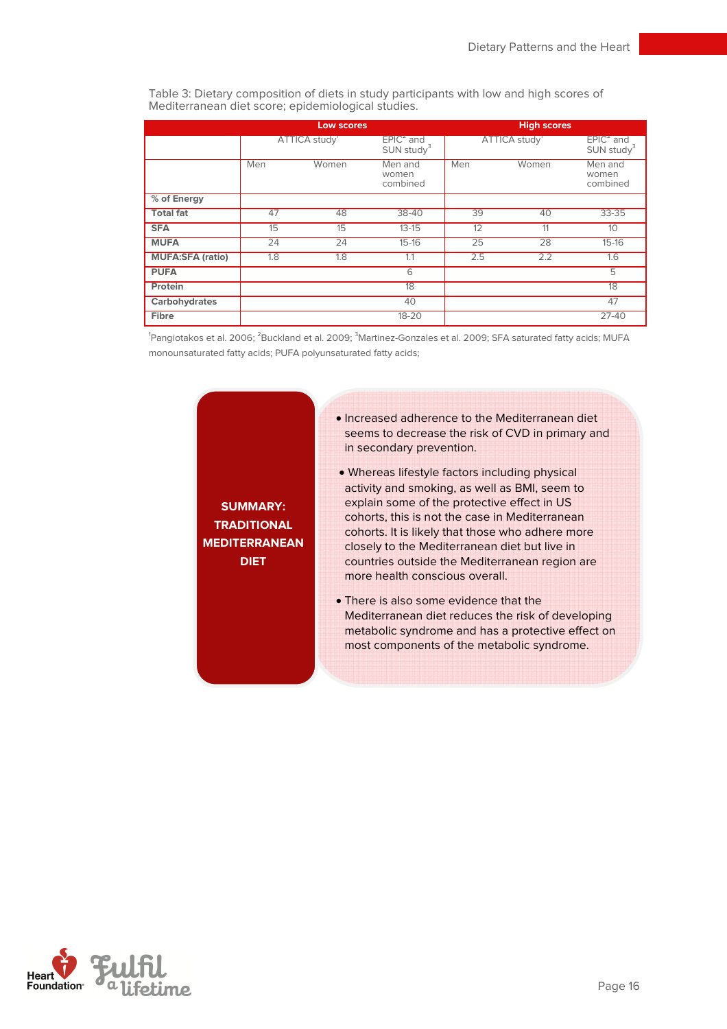Table 3: Dietary composition of diets in study participants with low and high scores of Mediterranean diet score; epidemiological studies.

| | Low scores | | | High scores | | |
|---|---|---|---|---|---|---|
| | ATTICA study[1] | | EPIC[2] and SUN study[3] | ATTICA study[1] | | EPIC[2] and SUN study[3] |
| | Men | Women | Men and women combined | Men | Women | Men and women combined |
| **% of Energy** | | | | | | |
| **Total fat** | 47 | 48 | 38-40 | 39 | 40 | 33-35 |
| **SFA** | 15 | 15 | 13-15 | 12 | 11 | 10 |
| **MUFA** | 24 | 24 | 15-16 | 25 | 28 | 15-16 |
| **MUFA:SFA (ratio)** | 1.8 | 1.8 | 1.1 | 2.5 | 2.2 | 1.6 |
| **PUFA** | | | 6 | | | 5 |
| **Protein** | | | 18 | | | 18 |
| **Carbohydrates** | | | 40 | | | 47 |
| **Fibre** | | | 18-20 | | | 27-40 |

[1]Pangiotakos et al. 2006; [2]Buckland et al. 2009; [3]Martinez-Gonzales et al. 2009; SFA saturated fatty acids; MUFA monounsaturated fatty acids; PUFA polyunsaturated fatty acids;

**SUMMARY: TRADITIONAL MEDITERRANEAN DIET**

- Increased adherence to the Mediterranean diet seems to decrease the risk of CVD in primary and in secondary prevention.
- Whereas lifestyle factors including physical activity and smoking, as well as BMI, seem to explain some of the protective effect in US cohorts, this is not the case in Mediterranean cohorts. It is likely that those who adhere more closely to the Mediterranean diet but live in countries outside the Mediterranean region are more health conscious overall.
- There is also some evidence that the Mediterranean diet reduces the risk of developing metabolic syndrome and has a protective effect on most components of the metabolic syndrome.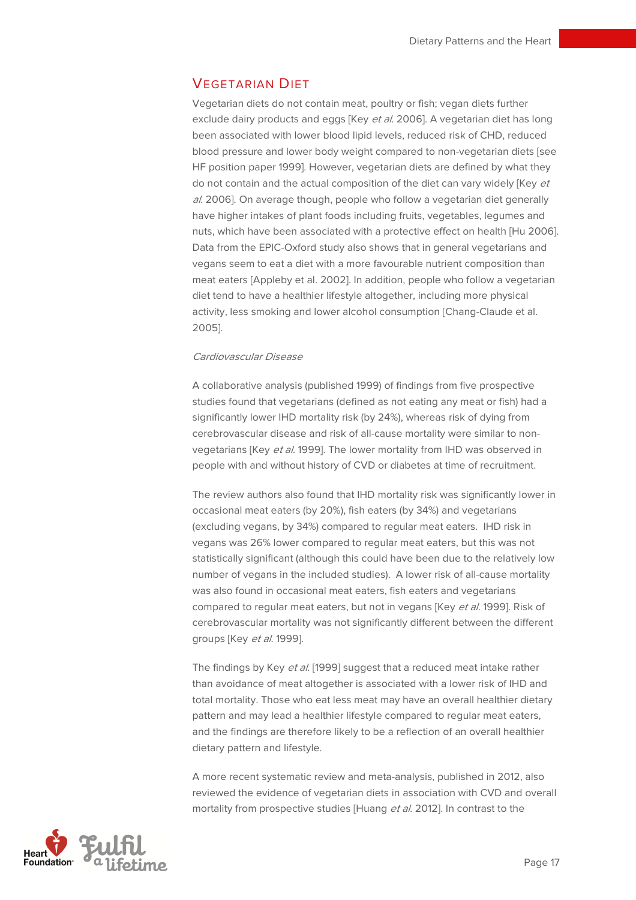## VEGETARIAN DIET

Vegetarian diets do not contain meat, poultry or fish; vegan diets further exclude dairy products and eggs [Key *et al.* 2006]. A vegetarian diet has long been associated with lower blood lipid levels, reduced risk of CHD, reduced blood pressure and lower body weight compared to non-vegetarian diets [see HF position paper 1999]. However, vegetarian diets are defined by what they do not contain and the actual composition of the diet can vary widely [Key *et al.* 2006]. On average though, people who follow a vegetarian diet generally have higher intakes of plant foods including fruits, vegetables, legumes and nuts, which have been associated with a protective effect on health [Hu 2006]. Data from the EPIC-Oxford study also shows that in general vegetarians and vegans seem to eat a diet with a more favourable nutrient composition than meat eaters [Appleby et al. 2002]. In addition, people who follow a vegetarian diet tend to have a healthier lifestyle altogether, including more physical activity, less smoking and lower alcohol consumption [Chang-Claude et al. 2005].

*Cardiovascular Disease*

A collaborative analysis (published 1999) of findings from five prospective studies found that vegetarians (defined as not eating any meat or fish) had a significantly lower IHD mortality risk (by 24%), whereas risk of dying from cerebrovascular disease and risk of all-cause mortality were similar to non-vegetarians [Key *et al.* 1999]. The lower mortality from IHD was observed in people with and without history of CVD or diabetes at time of recruitment.

The review authors also found that IHD mortality risk was significantly lower in occasional meat eaters (by 20%), fish eaters (by 34%) and vegetarians (excluding vegans, by 34%) compared to regular meat eaters. IHD risk in vegans was 26% lower compared to regular meat eaters, but this was not statistically significant (although this could have been due to the relatively low number of vegans in the included studies). A lower risk of all-cause mortality was also found in occasional meat eaters, fish eaters and vegetarians compared to regular meat eaters, but not in vegans [Key *et al.* 1999]. Risk of cerebrovascular mortality was not significantly different between the different groups [Key *et al.* 1999].

The findings by Key *et al.* [1999] suggest that a reduced meat intake rather than avoidance of meat altogether is associated with a lower risk of IHD and total mortality. Those who eat less meat may have an overall healthier dietary pattern and may lead a healthier lifestyle compared to regular meat eaters, and the findings are therefore likely to be a reflection of an overall healthier dietary pattern and lifestyle.

A more recent systematic review and meta-analysis, published in 2012, also reviewed the evidence of vegetarian diets in association with CVD and overall mortality from prospective studies [Huang *et al.* 2012]. In contrast to the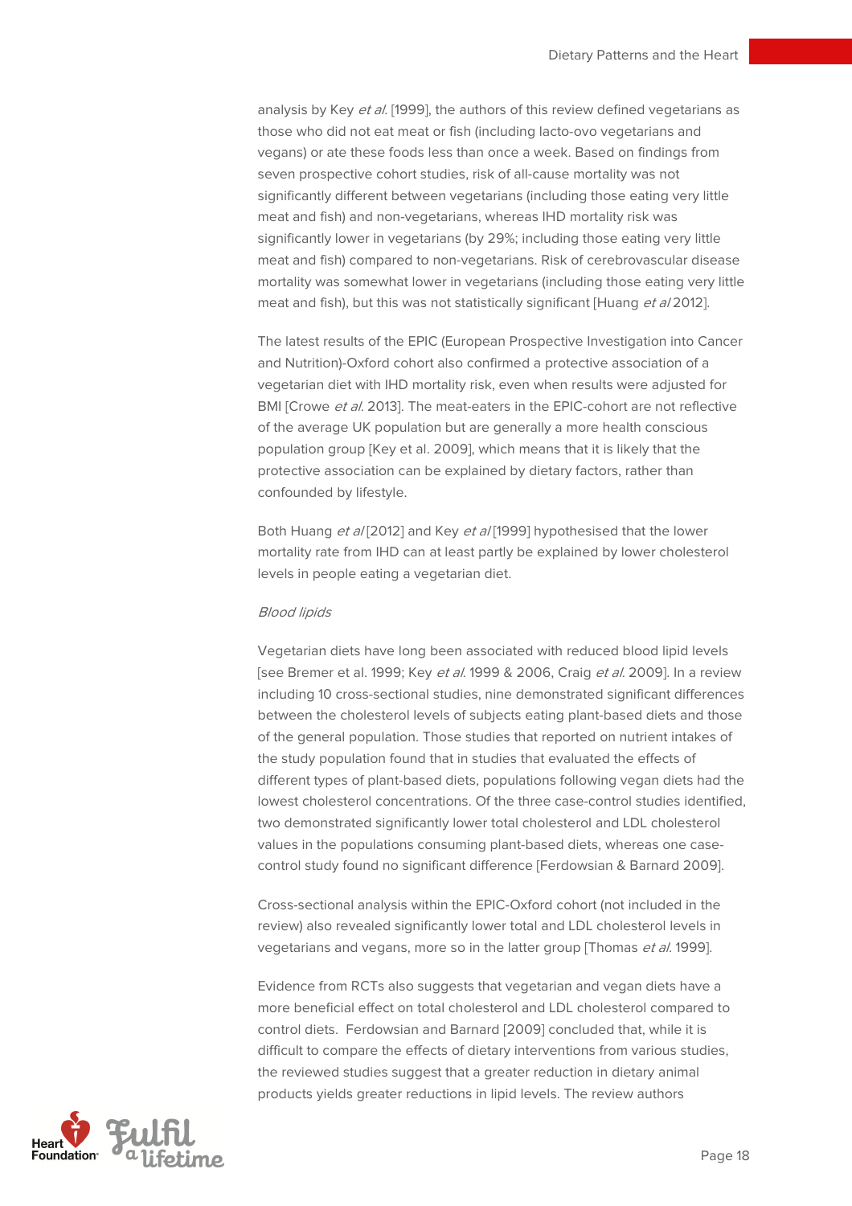analysis by Key *et al.* [1999], the authors of this review defined vegetarians as those who did not eat meat or fish (including lacto-ovo vegetarians and vegans) or ate these foods less than once a week. Based on findings from seven prospective cohort studies, risk of all-cause mortality was not significantly different between vegetarians (including those eating very little meat and fish) and non-vegetarians, whereas IHD mortality risk was significantly lower in vegetarians (by 29%; including those eating very little meat and fish) compared to non-vegetarians. Risk of cerebrovascular disease mortality was somewhat lower in vegetarians (including those eating very little meat and fish), but this was not statistically significant [Huang *et al* 2012].

The latest results of the EPIC (European Prospective Investigation into Cancer and Nutrition)-Oxford cohort also confirmed a protective association of a vegetarian diet with IHD mortality risk, even when results were adjusted for BMI [Crowe *et al.* 2013]. The meat-eaters in the EPIC-cohort are not reflective of the average UK population but are generally a more health conscious population group [Key et al. 2009], which means that it is likely that the protective association can be explained by dietary factors, rather than confounded by lifestyle.

Both Huang *et al* [2012] and Key *et al* [1999] hypothesised that the lower mortality rate from IHD can at least partly be explained by lower cholesterol levels in people eating a vegetarian diet.

*Blood lipids*

Vegetarian diets have long been associated with reduced blood lipid levels [see Bremer et al. 1999; Key *et al.* 1999 & 2006, Craig *et al.* 2009]. In a review including 10 cross-sectional studies, nine demonstrated significant differences between the cholesterol levels of subjects eating plant-based diets and those of the general population. Those studies that reported on nutrient intakes of the study population found that in studies that evaluated the effects of different types of plant-based diets, populations following vegan diets had the lowest cholesterol concentrations. Of the three case-control studies identified, two demonstrated significantly lower total cholesterol and LDL cholesterol values in the populations consuming plant-based diets, whereas one case-control study found no significant difference [Ferdowsian & Barnard 2009].

Cross-sectional analysis within the EPIC-Oxford cohort (not included in the review) also revealed significantly lower total and LDL cholesterol levels in vegetarians and vegans, more so in the latter group [Thomas *et al.* 1999].

Evidence from RCTs also suggests that vegetarian and vegan diets have a more beneficial effect on total cholesterol and LDL cholesterol compared to control diets. Ferdowsian and Barnard [2009] concluded that, while it is difficult to compare the effects of dietary interventions from various studies, the reviewed studies suggest that a greater reduction in dietary animal products yields greater reductions in lipid levels. The review authors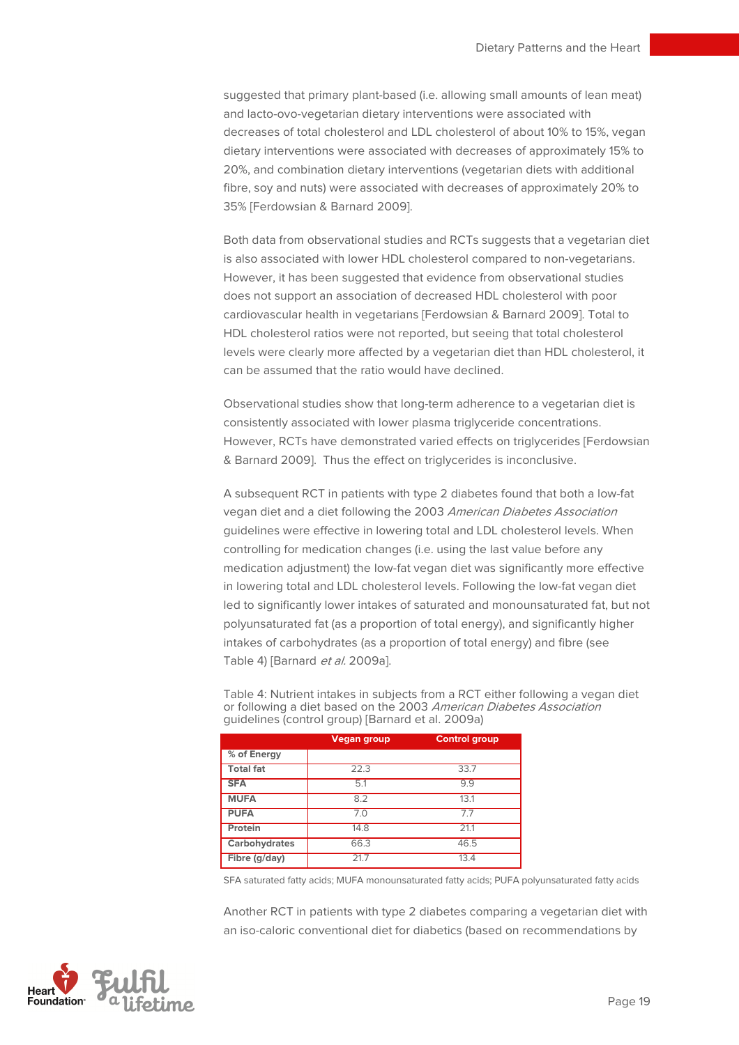suggested that primary plant-based (i.e. allowing small amounts of lean meat) and lacto-ovo-vegetarian dietary interventions were associated with decreases of total cholesterol and LDL cholesterol of about 10% to 15%, vegan dietary interventions were associated with decreases of approximately 15% to 20%, and combination dietary interventions (vegetarian diets with additional fibre, soy and nuts) were associated with decreases of approximately 20% to 35% [Ferdowsian & Barnard 2009].

Both data from observational studies and RCTs suggests that a vegetarian diet is also associated with lower HDL cholesterol compared to non-vegetarians. However, it has been suggested that evidence from observational studies does not support an association of decreased HDL cholesterol with poor cardiovascular health in vegetarians [Ferdowsian & Barnard 2009]. Total to HDL cholesterol ratios were not reported, but seeing that total cholesterol levels were clearly more affected by a vegetarian diet than HDL cholesterol, it can be assumed that the ratio would have declined.

Observational studies show that long-term adherence to a vegetarian diet is consistently associated with lower plasma triglyceride concentrations. However, RCTs have demonstrated varied effects on triglycerides [Ferdowsian & Barnard 2009]. Thus the effect on triglycerides is inconclusive.

A subsequent RCT in patients with type 2 diabetes found that both a low-fat vegan diet and a diet following the 2003 *American Diabetes Association* guidelines were effective in lowering total and LDL cholesterol levels. When controlling for medication changes (i.e. using the last value before any medication adjustment) the low-fat vegan diet was significantly more effective in lowering total and LDL cholesterol levels. Following the low-fat vegan diet led to significantly lower intakes of saturated and monounsaturated fat, but not polyunsaturated fat (as a proportion of total energy), and significantly higher intakes of carbohydrates (as a proportion of total energy) and fibre (see Table 4) [Barnard *et al.* 2009a].

Table 4: Nutrient intakes in subjects from a RCT either following a vegan diet or following a diet based on the 2003 *American Diabetes Association* guidelines (control group) [Barnard et al. 2009a)

| | Vegan group | Control group |
|---|---|---|
| **% of Energy** | | |
| **Total fat** | 22.3 | 33.7 |
| **SFA** | 5.1 | 9.9 |
| **MUFA** | 8.2 | 13.1 |
| **PUFA** | 7.0 | 7.7 |
| **Protein** | 14.8 | 21.1 |
| **Carbohydrates** | 66.3 | 46.5 |
| **Fibre (g/day)** | 21.7 | 13.4 |

SFA saturated fatty acids; MUFA monounsaturated fatty acids; PUFA polyunsaturated fatty acids

Another RCT in patients with type 2 diabetes comparing a vegetarian diet with an iso-caloric conventional diet for diabetics (based on recommendations by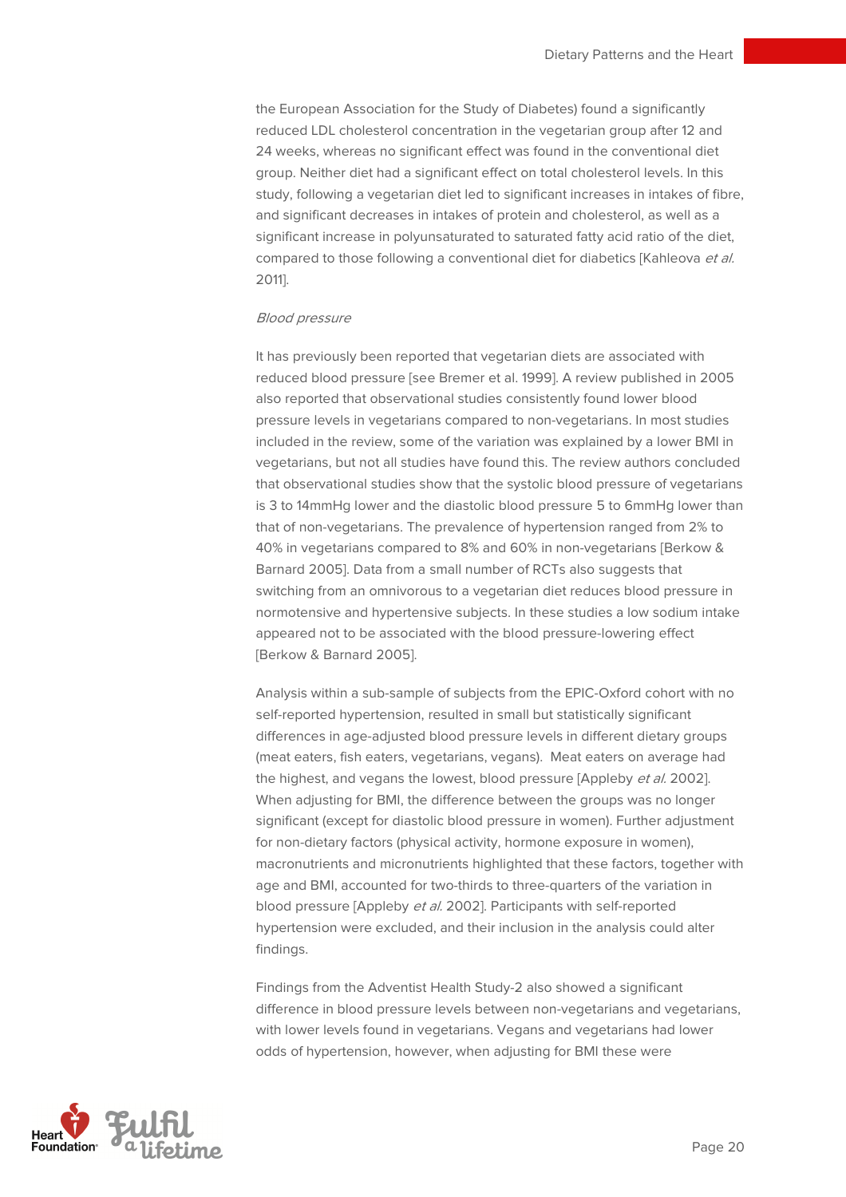the European Association for the Study of Diabetes) found a significantly reduced LDL cholesterol concentration in the vegetarian group after 12 and 24 weeks, whereas no significant effect was found in the conventional diet group. Neither diet had a significant effect on total cholesterol levels. In this study, following a vegetarian diet led to significant increases in intakes of fibre, and significant decreases in intakes of protein and cholesterol, as well as a significant increase in polyunsaturated to saturated fatty acid ratio of the diet, compared to those following a conventional diet for diabetics [Kahleova *et al.* 2011].

*Blood pressure*

It has previously been reported that vegetarian diets are associated with reduced blood pressure [see Bremer et al. 1999]. A review published in 2005 also reported that observational studies consistently found lower blood pressure levels in vegetarians compared to non-vegetarians. In most studies included in the review, some of the variation was explained by a lower BMI in vegetarians, but not all studies have found this. The review authors concluded that observational studies show that the systolic blood pressure of vegetarians is 3 to 14mmHg lower and the diastolic blood pressure 5 to 6mmHg lower than that of non-vegetarians. The prevalence of hypertension ranged from 2% to 40% in vegetarians compared to 8% and 60% in non-vegetarians [Berkow & Barnard 2005]. Data from a small number of RCTs also suggests that switching from an omnivorous to a vegetarian diet reduces blood pressure in normotensive and hypertensive subjects. In these studies a low sodium intake appeared not to be associated with the blood pressure-lowering effect [Berkow & Barnard 2005].

Analysis within a sub-sample of subjects from the EPIC-Oxford cohort with no self-reported hypertension, resulted in small but statistically significant differences in age-adjusted blood pressure levels in different dietary groups (meat eaters, fish eaters, vegetarians, vegans). Meat eaters on average had the highest, and vegans the lowest, blood pressure [Appleby *et al.* 2002]. When adjusting for BMI, the difference between the groups was no longer significant (except for diastolic blood pressure in women). Further adjustment for non-dietary factors (physical activity, hormone exposure in women), macronutrients and micronutrients highlighted that these factors, together with age and BMI, accounted for two-thirds to three-quarters of the variation in blood pressure [Appleby *et al.* 2002]. Participants with self-reported hypertension were excluded, and their inclusion in the analysis could alter findings.

Findings from the Adventist Health Study-2 also showed a significant difference in blood pressure levels between non-vegetarians and vegetarians, with lower levels found in vegetarians. Vegans and vegetarians had lower odds of hypertension, however, when adjusting for BMI these were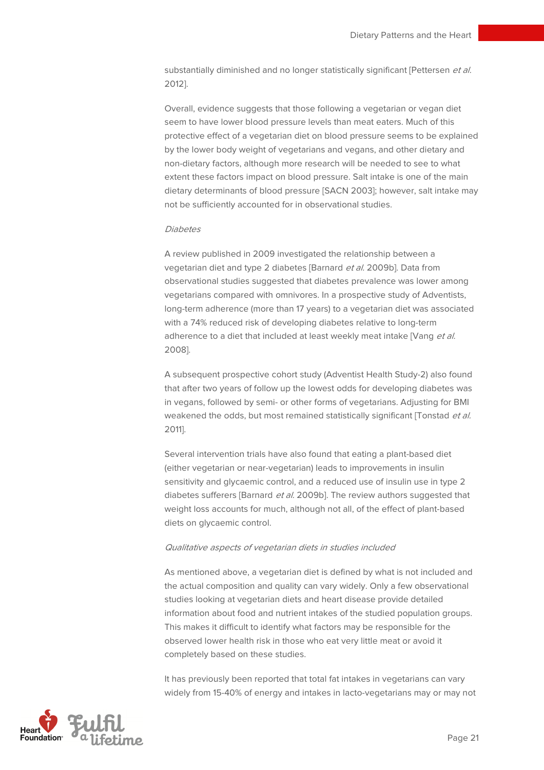substantially diminished and no longer statistically significant [Pettersen *et al.* 2012].

Overall, evidence suggests that those following a vegetarian or vegan diet seem to have lower blood pressure levels than meat eaters. Much of this protective effect of a vegetarian diet on blood pressure seems to be explained by the lower body weight of vegetarians and vegans, and other dietary and non-dietary factors, although more research will be needed to see to what extent these factors impact on blood pressure. Salt intake is one of the main dietary determinants of blood pressure [SACN 2003]; however, salt intake may not be sufficiently accounted for in observational studies.

*Diabetes*

A review published in 2009 investigated the relationship between a vegetarian diet and type 2 diabetes [Barnard *et al.* 2009b]. Data from observational studies suggested that diabetes prevalence was lower among vegetarians compared with omnivores. In a prospective study of Adventists, long-term adherence (more than 17 years) to a vegetarian diet was associated with a 74% reduced risk of developing diabetes relative to long-term adherence to a diet that included at least weekly meat intake [Vang *et al.* 2008].

A subsequent prospective cohort study (Adventist Health Study-2) also found that after two years of follow up the lowest odds for developing diabetes was in vegans, followed by semi- or other forms of vegetarians. Adjusting for BMI weakened the odds, but most remained statistically significant [Tonstad *et al.* 2011].

Several intervention trials have also found that eating a plant-based diet (either vegetarian or near-vegetarian) leads to improvements in insulin sensitivity and glycaemic control, and a reduced use of insulin use in type 2 diabetes sufferers [Barnard *et al.* 2009b]. The review authors suggested that weight loss accounts for much, although not all, of the effect of plant-based diets on glycaemic control.

*Qualitative aspects of vegetarian diets in studies included*

As mentioned above, a vegetarian diet is defined by what is not included and the actual composition and quality can vary widely. Only a few observational studies looking at vegetarian diets and heart disease provide detailed information about food and nutrient intakes of the studied population groups. This makes it difficult to identify what factors may be responsible for the observed lower health risk in those who eat very little meat or avoid it completely based on these studies.

It has previously been reported that total fat intakes in vegetarians can vary widely from 15-40% of energy and intakes in lacto-vegetarians may or may not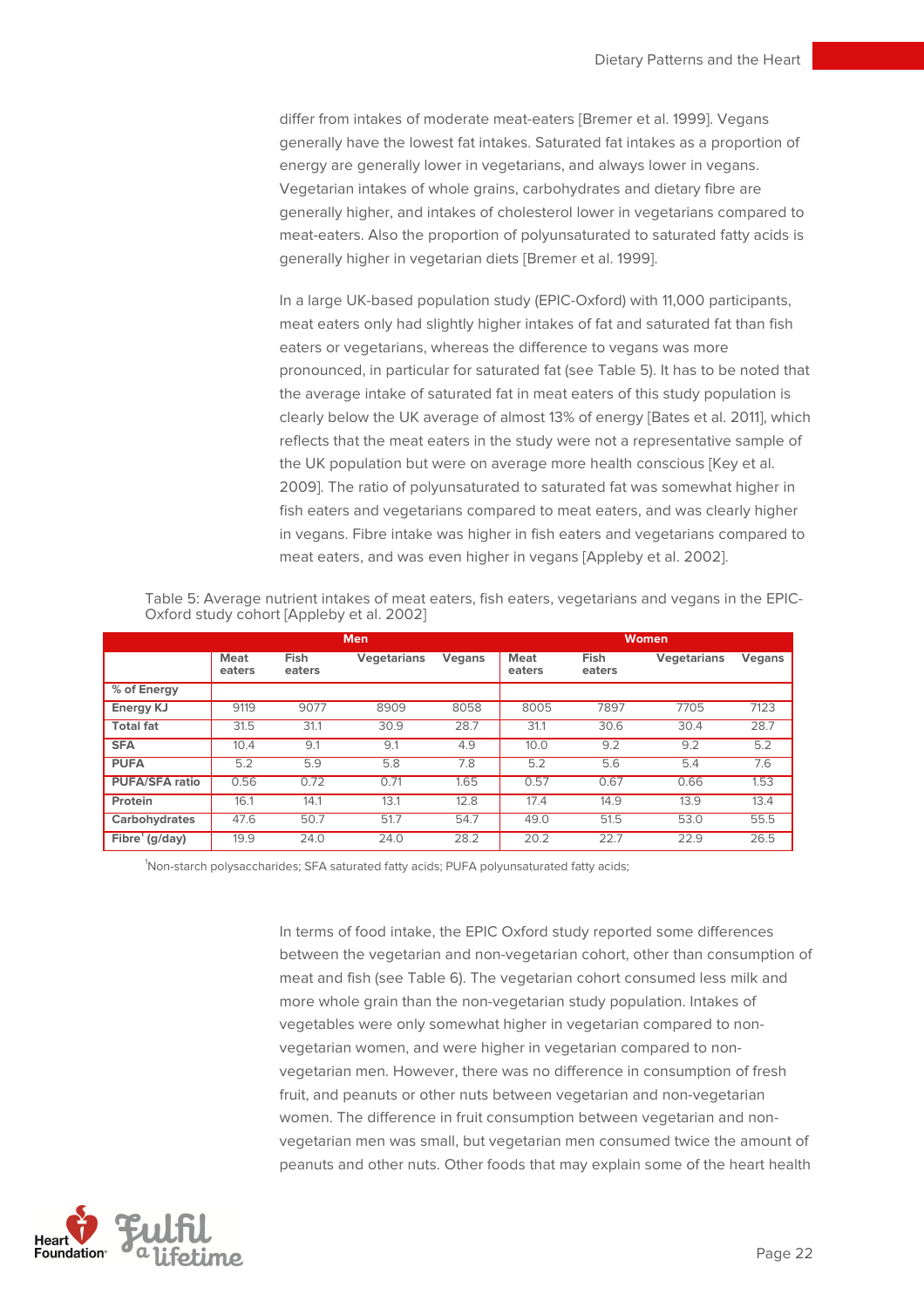differ from intakes of moderate meat-eaters [Bremer et al. 1999]. Vegans generally have the lowest fat intakes. Saturated fat intakes as a proportion of energy are generally lower in vegetarians, and always lower in vegans. Vegetarian intakes of whole grains, carbohydrates and dietary fibre are generally higher, and intakes of cholesterol lower in vegetarians compared to meat-eaters. Also the proportion of polyunsaturated to saturated fatty acids is generally higher in vegetarian diets [Bremer et al. 1999].

In a large UK-based population study (EPIC-Oxford) with 11,000 participants, meat eaters only had slightly higher intakes of fat and saturated fat than fish eaters or vegetarians, whereas the difference to vegans was more pronounced, in particular for saturated fat (see Table 5). It has to be noted that the average intake of saturated fat in meat eaters of this study population is clearly below the UK average of almost 13% of energy [Bates et al. 2011], which reflects that the meat eaters in the study were not a representative sample of the UK population but were on average more health conscious [Key et al. 2009]. The ratio of polyunsaturated to saturated fat was somewhat higher in fish eaters and vegetarians compared to meat eaters, and was clearly higher in vegans. Fibre intake was higher in fish eaters and vegetarians compared to meat eaters, and was even higher in vegans [Appleby et al. 2002].

Table 5: Average nutrient intakes of meat eaters, fish eaters, vegetarians and vegans in the EPIC-Oxford study cohort [Appleby et al. 2002]

| | Men | | | | Women | | | |
|---|---|---|---|---|---|---|---|---|
| | **Meat eaters** | **Fish eaters** | **Vegetarians** | **Vegans** | **Meat eaters** | **Fish eaters** | **Vegetarians** | **Vegans** |
| **% of Energy** | | | | | | | | |
| **Energy KJ** | 9119 | 9077 | 8909 | 8058 | 8005 | 7897 | 7705 | 7123 |
| **Total fat** | 31.5 | 31.1 | 30.9 | 28.7 | 31.1 | 30.6 | 30.4 | 28.7 |
| **SFA** | 10.4 | 9.1 | 9.1 | 4.9 | 10.0 | 9.2 | 9.2 | 5.2 |
| **PUFA** | 5.2 | 5.9 | 5.8 | 7.8 | 5.2 | 5.6 | 5.4 | 7.6 |
| **PUFA/SFA ratio** | 0.56 | 0.72 | 0.71 | 1.65 | 0.57 | 0.67 | 0.66 | 1.53 |
| **Protein** | 16.1 | 14.1 | 13.1 | 12.8 | 17.4 | 14.9 | 13.9 | 13.4 |
| **Carbohydrates** | 47.6 | 50.7 | 51.7 | 54.7 | 49.0 | 51.5 | 53.0 | 55.5 |
| **Fibre[1] (g/day)** | 19.9 | 24.0 | 24.0 | 28.2 | 20.2 | 22.7 | 22.9 | 26.5 |

[1]Non-starch polysaccharides; SFA saturated fatty acids; PUFA polyunsaturated fatty acids;

In terms of food intake, the EPIC Oxford study reported some differences between the vegetarian and non-vegetarian cohort, other than consumption of meat and fish (see Table 6). The vegetarian cohort consumed less milk and more whole grain than the non-vegetarian study population. Intakes of vegetables were only somewhat higher in vegetarian compared to non-vegetarian women, and were higher in vegetarian compared to non-vegetarian men. However, there was no difference in consumption of fresh fruit, and peanuts or other nuts between vegetarian and non-vegetarian women. The difference in fruit consumption between vegetarian and non-vegetarian men was small, but vegetarian men consumed twice the amount of peanuts and other nuts. Other foods that may explain some of the heart health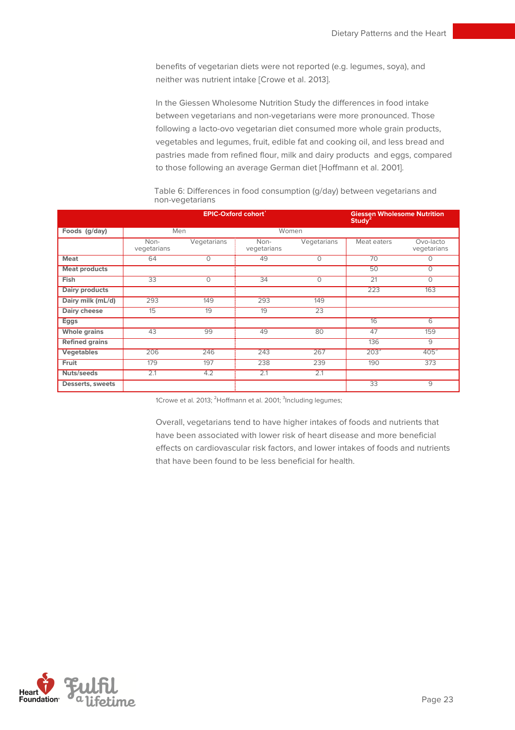benefits of vegetarian diets were not reported (e.g. legumes, soya), and neither was nutrient intake [Crowe et al. 2013].

In the Giessen Wholesome Nutrition Study the differences in food intake between vegetarians and non-vegetarians were more pronounced. Those following a lacto-ovo vegetarian diet consumed more whole grain products, vegetables and legumes, fruit, edible fat and cooking oil, and less bread and pastries made from refined flour, milk and dairy products and eggs, compared to those following an average German diet [Hoffmann et al. 2001].

Table 6: Differences in food consumption (g/day) between vegetarians and non-vegetarians

| | EPIC-Oxford cohort[1] | | | | Giessen Wholesome Nutrition Study[2] | |
|---|---|---|---|---|---|---|
| **Foods (g/day)** | Men | | Women | | | |
| | Non-vegetarians | Vegetarians | Non-vegetarians | Vegetarians | Meat eaters | Ovo-lacto vegetarians |
| **Meat** | 64 | 0 | 49 | 0 | 70 | 0 |
| **Meat products** | | | | | 50 | 0 |
| **Fish** | 33 | 0 | 34 | 0 | 21 | 0 |
| **Dairy products** | | | | | 223 | 163 |
| **Dairy milk (mL/d)** | 293 | 149 | 293 | 149 | | |
| **Dairy cheese** | 15 | 19 | 19 | 23 | | |
| **Eggs** | | | | | 16 | 6 |
| **Whole grains** | 43 | 99 | 49 | 80 | 47 | 159 |
| **Refined grains** | | | | | 136 | 9 |
| **Vegetables** | 206 | 246 | 243 | 267 | 203[3] | 405[3] |
| **Fruit** | 179 | 197 | 238 | 239 | 190 | 373 |
| **Nuts/seeds** | 2.1 | 4.2 | 2.1 | 2.1 | | |
| **Desserts, sweets** | | | | | 33 | 9 |

1Crowe et al. 2013; [2]Hoffmann et al. 2001; [3]Including legumes;

Overall, vegetarians tend to have higher intakes of foods and nutrients that have been associated with lower risk of heart disease and more beneficial effects on cardiovascular risk factors, and lower intakes of foods and nutrients that have been found to be less beneficial for health.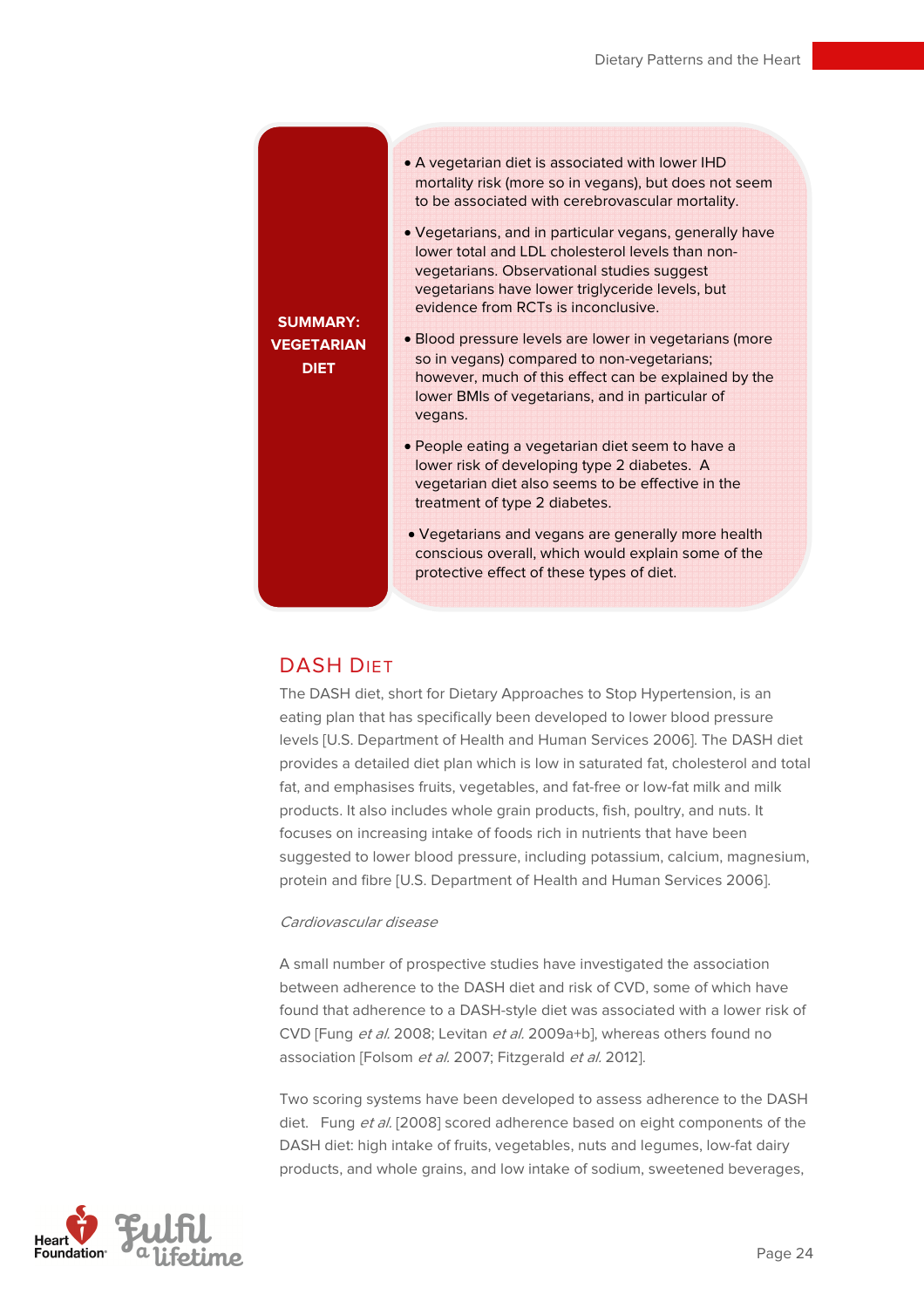**SUMMARY: VEGETARIAN DIET**

- A vegetarian diet is associated with lower IHD mortality risk (more so in vegans), but does not seem to be associated with cerebrovascular mortality.
- Vegetarians, and in particular vegans, generally have lower total and LDL cholesterol levels than non-vegetarians. Observational studies suggest vegetarians have lower triglyceride levels, but evidence from RCTs is inconclusive.
- Blood pressure levels are lower in vegetarians (more so in vegans) compared to non-vegetarians; however, much of this effect can be explained by the lower BMIs of vegetarians, and in particular of vegans.
- People eating a vegetarian diet seem to have a lower risk of developing type 2 diabetes. A vegetarian diet also seems to be effective in the treatment of type 2 diabetes.
- Vegetarians and vegans are generally more health conscious overall, which would explain some of the protective effect of these types of diet.

## DASH Diet

The DASH diet, short for Dietary Approaches to Stop Hypertension, is an eating plan that has specifically been developed to lower blood pressure levels [U.S. Department of Health and Human Services 2006]. The DASH diet provides a detailed diet plan which is low in saturated fat, cholesterol and total fat, and emphasises fruits, vegetables, and fat-free or low-fat milk and milk products. It also includes whole grain products, fish, poultry, and nuts. It focuses on increasing intake of foods rich in nutrients that have been suggested to lower blood pressure, including potassium, calcium, magnesium, protein and fibre [U.S. Department of Health and Human Services 2006].

*Cardiovascular disease*

A small number of prospective studies have investigated the association between adherence to the DASH diet and risk of CVD, some of which have found that adherence to a DASH-style diet was associated with a lower risk of CVD [Fung *et al.* 2008; Levitan *et al.* 2009a+b], whereas others found no association [Folsom *et al.* 2007; Fitzgerald *et al.* 2012].

Two scoring systems have been developed to assess adherence to the DASH diet. Fung *et al.* [2008] scored adherence based on eight components of the DASH diet: high intake of fruits, vegetables, nuts and legumes, low-fat dairy products, and whole grains, and low intake of sodium, sweetened beverages,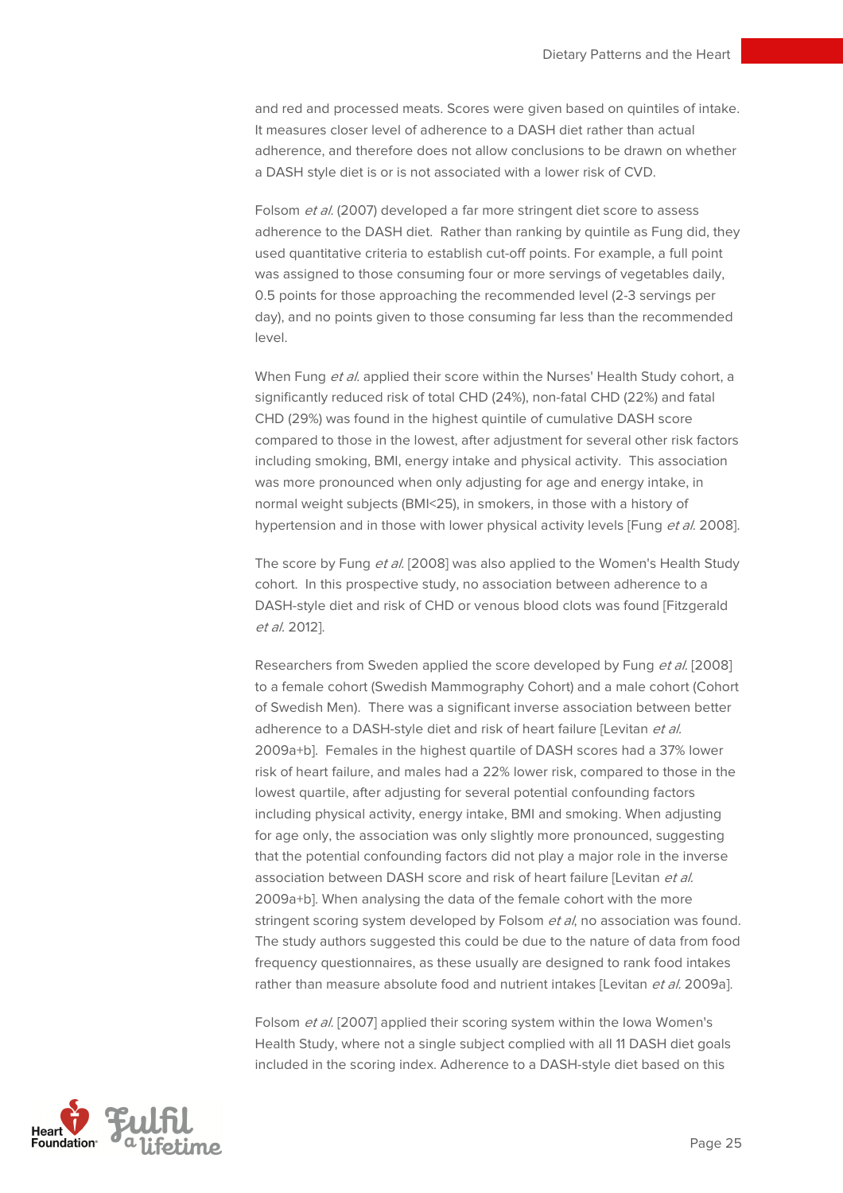and red and processed meats. Scores were given based on quintiles of intake. It measures closer level of adherence to a DASH diet rather than actual adherence, and therefore does not allow conclusions to be drawn on whether a DASH style diet is or is not associated with a lower risk of CVD.

Folsom *et al.* (2007) developed a far more stringent diet score to assess adherence to the DASH diet. Rather than ranking by quintile as Fung did, they used quantitative criteria to establish cut-off points. For example, a full point was assigned to those consuming four or more servings of vegetables daily, 0.5 points for those approaching the recommended level (2-3 servings per day), and no points given to those consuming far less than the recommended level.

When Fung *et al.* applied their score within the Nurses' Health Study cohort, a significantly reduced risk of total CHD (24%), non-fatal CHD (22%) and fatal CHD (29%) was found in the highest quintile of cumulative DASH score compared to those in the lowest, after adjustment for several other risk factors including smoking, BMI, energy intake and physical activity. This association was more pronounced when only adjusting for age and energy intake, in normal weight subjects (BMI<25), in smokers, in those with a history of hypertension and in those with lower physical activity levels [Fung *et al.* 2008].

The score by Fung *et al.* [2008] was also applied to the Women's Health Study cohort. In this prospective study, no association between adherence to a DASH-style diet and risk of CHD or venous blood clots was found [Fitzgerald *et al.* 2012].

Researchers from Sweden applied the score developed by Fung *et al.* [2008] to a female cohort (Swedish Mammography Cohort) and a male cohort (Cohort of Swedish Men). There was a significant inverse association between better adherence to a DASH-style diet and risk of heart failure [Levitan *et al.* 2009a+b]. Females in the highest quartile of DASH scores had a 37% lower risk of heart failure, and males had a 22% lower risk, compared to those in the lowest quartile, after adjusting for several potential confounding factors including physical activity, energy intake, BMI and smoking. When adjusting for age only, the association was only slightly more pronounced, suggesting that the potential confounding factors did not play a major role in the inverse association between DASH score and risk of heart failure [Levitan *et al.* 2009a+b]. When analysing the data of the female cohort with the more stringent scoring system developed by Folsom *et al*, no association was found. The study authors suggested this could be due to the nature of data from food frequency questionnaires, as these usually are designed to rank food intakes rather than measure absolute food and nutrient intakes [Levitan *et al.* 2009a].

Folsom *et al.* [2007] applied their scoring system within the Iowa Women's Health Study, where not a single subject complied with all 11 DASH diet goals included in the scoring index. Adherence to a DASH-style diet based on this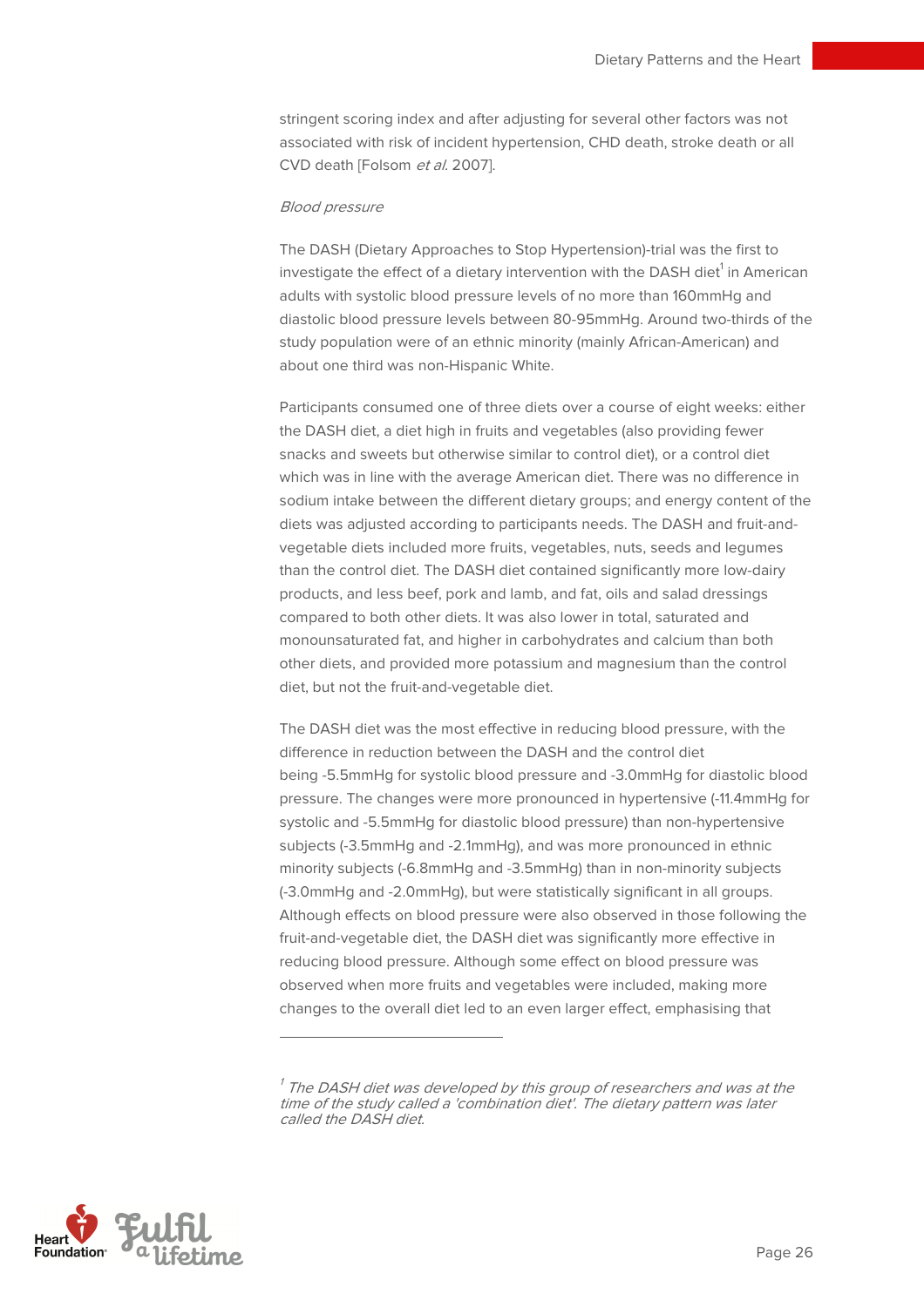stringent scoring index and after adjusting for several other factors was not associated with risk of incident hypertension, CHD death, stroke death or all CVD death [Folsom *et al.* 2007].

*Blood pressure*

The DASH (Dietary Approaches to Stop Hypertension)-trial was the first to investigate the effect of a dietary intervention with the DASH diet[1] in American adults with systolic blood pressure levels of no more than 160mmHg and diastolic blood pressure levels between 80-95mmHg. Around two-thirds of the study population were of an ethnic minority (mainly African-American) and about one third was non-Hispanic White.

Participants consumed one of three diets over a course of eight weeks: either the DASH diet, a diet high in fruits and vegetables (also providing fewer snacks and sweets but otherwise similar to control diet), or a control diet which was in line with the average American diet. There was no difference in sodium intake between the different dietary groups; and energy content of the diets was adjusted according to participants needs. The DASH and fruit-and-vegetable diets included more fruits, vegetables, nuts, seeds and legumes than the control diet. The DASH diet contained significantly more low-dairy products, and less beef, pork and lamb, and fat, oils and salad dressings compared to both other diets. It was also lower in total, saturated and monounsaturated fat, and higher in carbohydrates and calcium than both other diets, and provided more potassium and magnesium than the control diet, but not the fruit-and-vegetable diet.

The DASH diet was the most effective in reducing blood pressure, with the difference in reduction between the DASH and the control diet being -5.5mmHg for systolic blood pressure and -3.0mmHg for diastolic blood pressure. The changes were more pronounced in hypertensive (-11.4mmHg for systolic and -5.5mmHg for diastolic blood pressure) than non-hypertensive subjects (-3.5mmHg and -2.1mmHg), and was more pronounced in ethnic minority subjects (-6.8mmHg and -3.5mmHg) than in non-minority subjects (-3.0mmHg and -2.0mmHg), but were statistically significant in all groups. Although effects on blood pressure were also observed in those following the fruit-and-vegetable diet, the DASH diet was significantly more effective in reducing blood pressure. Although some effect on blood pressure was observed when more fruits and vegetables were included, making more changes to the overall diet led to an even larger effect, emphasising that

---

[1] *The DASH diet was developed by this group of researchers and was at the time of the study called a 'combination diet'. The dietary pattern was later called the DASH diet.*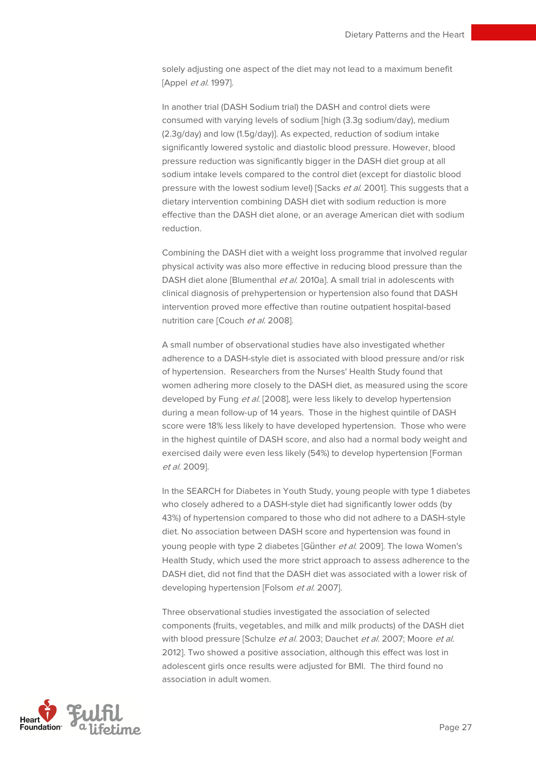solely adjusting one aspect of the diet may not lead to a maximum benefit [Appel *et al.* 1997].

In another trial (DASH Sodium trial) the DASH and control diets were consumed with varying levels of sodium [high (3.3g sodium/day), medium (2.3g/day) and low (1.5g/day)]. As expected, reduction of sodium intake significantly lowered systolic and diastolic blood pressure. However, blood pressure reduction was significantly bigger in the DASH diet group at all sodium intake levels compared to the control diet (except for diastolic blood pressure with the lowest sodium level) [Sacks *et al.* 2001]. This suggests that a dietary intervention combining DASH diet with sodium reduction is more effective than the DASH diet alone, or an average American diet with sodium reduction.

Combining the DASH diet with a weight loss programme that involved regular physical activity was also more effective in reducing blood pressure than the DASH diet alone [Blumenthal *et al.* 2010a]. A small trial in adolescents with clinical diagnosis of prehypertension or hypertension also found that DASH intervention proved more effective than routine outpatient hospital-based nutrition care [Couch *et al.* 2008].

A small number of observational studies have also investigated whether adherence to a DASH-style diet is associated with blood pressure and/or risk of hypertension. Researchers from the Nurses' Health Study found that women adhering more closely to the DASH diet, as measured using the score developed by Fung *et al.* [2008], were less likely to develop hypertension during a mean follow-up of 14 years. Those in the highest quintile of DASH score were 18% less likely to have developed hypertension. Those who were in the highest quintile of DASH score, and also had a normal body weight and exercised daily were even less likely (54%) to develop hypertension [Forman *et al.* 2009].

In the SEARCH for Diabetes in Youth Study, young people with type 1 diabetes who closely adhered to a DASH-style diet had significantly lower odds (by 43%) of hypertension compared to those who did not adhere to a DASH-style diet. No association between DASH score and hypertension was found in young people with type 2 diabetes [Günther *et al.* 2009]. The Iowa Women's Health Study, which used the more strict approach to assess adherence to the DASH diet, did not find that the DASH diet was associated with a lower risk of developing hypertension [Folsom *et al.* 2007].

Three observational studies investigated the association of selected components (fruits, vegetables, and milk and milk products) of the DASH diet with blood pressure [Schulze *et al.* 2003; Dauchet *et al.* 2007; Moore *et al.* 2012]. Two showed a positive association, although this effect was lost in adolescent girls once results were adjusted for BMI. The third found no association in adult women.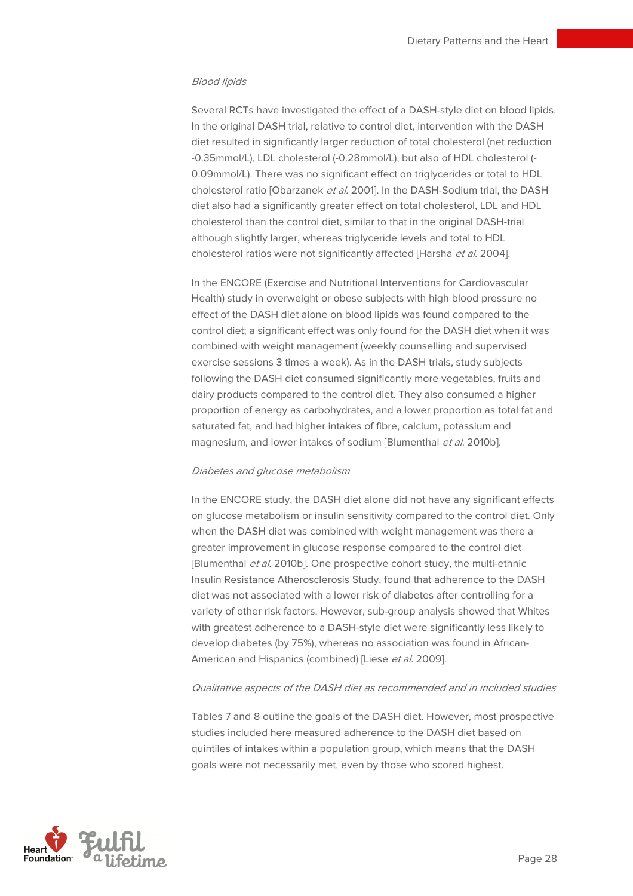*Blood lipids*

Several RCTs have investigated the effect of a DASH-style diet on blood lipids. In the original DASH trial, relative to control diet, intervention with the DASH diet resulted in significantly larger reduction of total cholesterol (net reduction -0.35mmol/L), LDL cholesterol (-0.28mmol/L), but also of HDL cholesterol (-0.09mmol/L). There was no significant effect on triglycerides or total to HDL cholesterol ratio [Obarzanek *et al.* 2001]. In the DASH-Sodium trial, the DASH diet also had a significantly greater effect on total cholesterol, LDL and HDL cholesterol than the control diet, similar to that in the original DASH-trial although slightly larger, whereas triglyceride levels and total to HDL cholesterol ratios were not significantly affected [Harsha *et al.* 2004].

In the ENCORE (Exercise and Nutritional Interventions for Cardiovascular Health) study in overweight or obese subjects with high blood pressure no effect of the DASH diet alone on blood lipids was found compared to the control diet; a significant effect was only found for the DASH diet when it was combined with weight management (weekly counselling and supervised exercise sessions 3 times a week). As in the DASH trials, study subjects following the DASH diet consumed significantly more vegetables, fruits and dairy products compared to the control diet. They also consumed a higher proportion of energy as carbohydrates, and a lower proportion as total fat and saturated fat, and had higher intakes of fibre, calcium, potassium and magnesium, and lower intakes of sodium [Blumenthal *et al.* 2010b].

*Diabetes and glucose metabolism*

In the ENCORE study, the DASH diet alone did not have any significant effects on glucose metabolism or insulin sensitivity compared to the control diet. Only when the DASH diet was combined with weight management was there a greater improvement in glucose response compared to the control diet [Blumenthal *et al.* 2010b]. One prospective cohort study, the multi-ethnic Insulin Resistance Atherosclerosis Study, found that adherence to the DASH diet was not associated with a lower risk of diabetes after controlling for a variety of other risk factors. However, sub-group analysis showed that Whites with greatest adherence to a DASH-style diet were significantly less likely to develop diabetes (by 75%), whereas no association was found in African-American and Hispanics (combined) [Liese *et al.* 2009].

*Qualitative aspects of the DASH diet as recommended and in included studies*

Tables 7 and 8 outline the goals of the DASH diet. However, most prospective studies included here measured adherence to the DASH diet based on quintiles of intakes within a population group, which means that the DASH goals were not necessarily met, even by those who scored highest.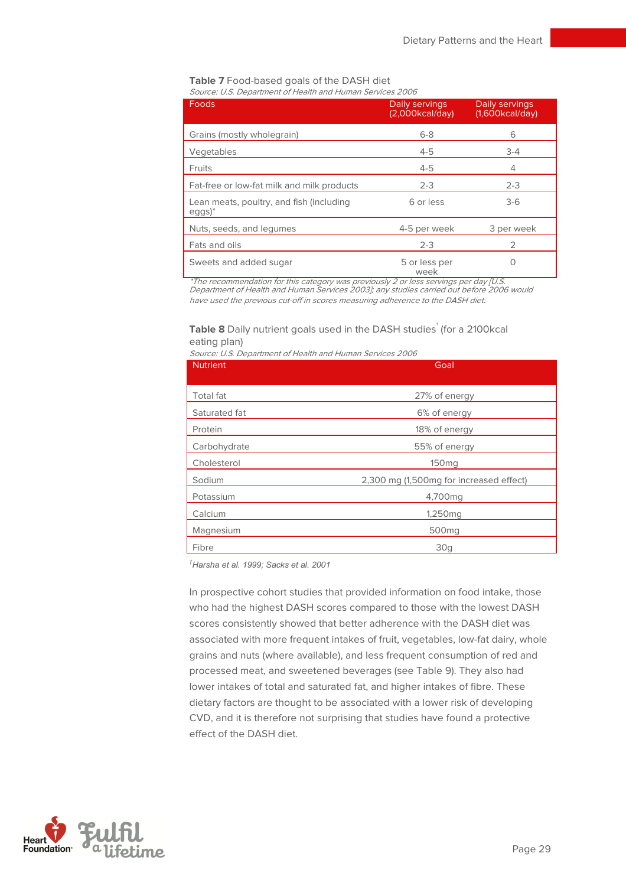**Table 7** Food-based goals of the DASH diet

*Source: U.S. Department of Health and Human Services 2006*

| Foods | Daily servings (2,000kcal/day) | Daily servings (1,600kcal/day) |
|---|---|---|
| Grains (mostly wholegrain) | 6-8 | 6 |
| Vegetables | 4-5 | 3-4 |
| Fruits | 4-5 | 4 |
| Fat-free or low-fat milk and milk products | 2-3 | 2-3 |
| Lean meats, poultry, and fish (including eggs)* | 6 or less | 3-6 |
| Nuts, seeds, and legumes | 4-5 per week | 3 per week |
| Fats and oils | 2-3 | 2 |
| Sweets and added sugar | 5 or less per week | 0 |

*\*The recommendation for this category was previously 2 or less servings per day [U.S. Department of Health and Human Services 2003]; any studies carried out before 2006 would have used the previous cut-off in scores measuring adherence to the DASH diet.*

**Table 8** Daily nutrient goals used in the DASH studies[†] (for a 2100kcal eating plan)

*Source: U.S. Department of Health and Human Services 2006*

| Nutrient | Goal |
|---|---|
| Total fat | 27% of energy |
| Saturated fat | 6% of energy |
| Protein | 18% of energy |
| Carbohydrate | 55% of energy |
| Cholesterol | 150mg |
| Sodium | 2,300 mg (1,500mg for increased effect) |
| Potassium | 4,700mg |
| Calcium | 1,250mg |
| Magnesium | 500mg |
| Fibre | 30g |

*[†]Harsha et al. 1999; Sacks et al. 2001*

In prospective cohort studies that provided information on food intake, those who had the highest DASH scores compared to those with the lowest DASH scores consistently showed that better adherence with the DASH diet was associated with more frequent intakes of fruit, vegetables, low-fat dairy, whole grains and nuts (where available), and less frequent consumption of red and processed meat, and sweetened beverages (see Table 9). They also had lower intakes of total and saturated fat, and higher intakes of fibre. These dietary factors are thought to be associated with a lower risk of developing CVD, and it is therefore not surprising that studies have found a protective effect of the DASH diet.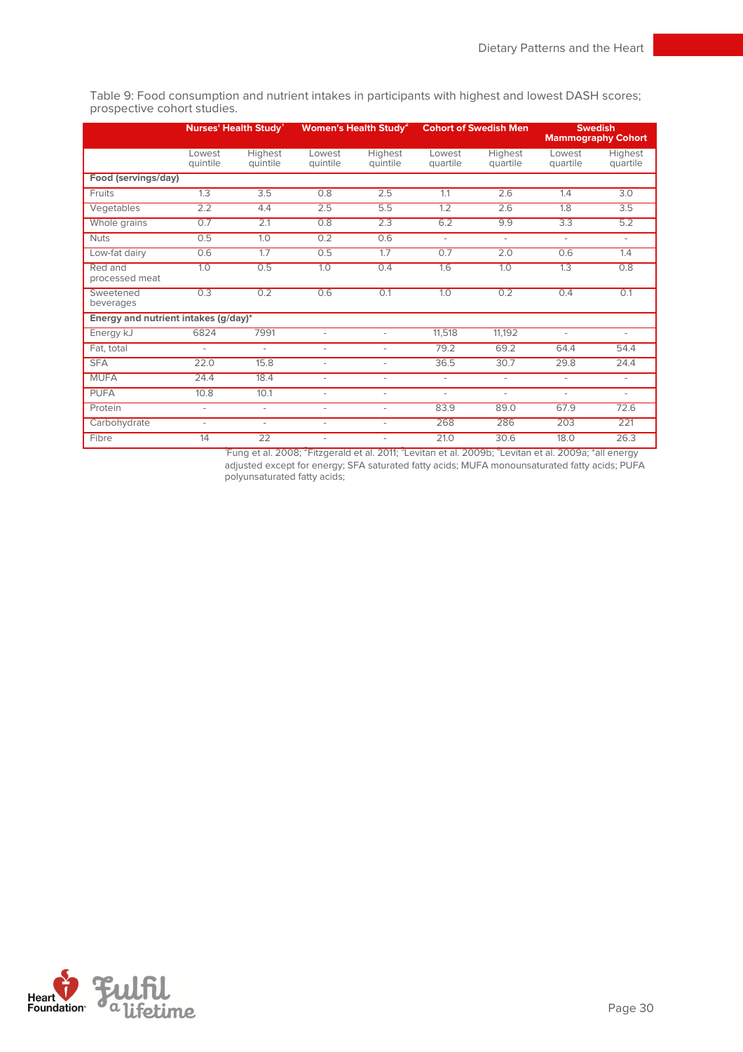Table 9: Food consumption and nutrient intakes in participants with highest and lowest DASH scores; prospective cohort studies.

| | Nurses' Health Study[1] | | Women's Health Study[2] | | Cohort of Swedish Men | | Swedish Mammography Cohort | |
|---|---|---|---|---|---|---|---|---|
| | Lowest quintile | Highest quintile | Lowest quintile | Highest quintile | Lowest quartile | Highest quartile | Lowest quartile | Highest quartile |
| **Food (servings/day)** | | | | | | | | |
| Fruits | 1.3 | 3.5 | 0.8 | 2.5 | 1.1 | 2.6 | 1.4 | 3.0 |
| Vegetables | 2.2 | 4.4 | 2.5 | 5.5 | 1.2 | 2.6 | 1.8 | 3.5 |
| Whole grains | 0.7 | 2.1 | 0.8 | 2.3 | 6.2 | 9.9 | 3.3 | 5.2 |
| Nuts | 0.5 | 1.0 | 0.2 | 0.6 | - | - | - | - |
| Low-fat dairy | 0.6 | 1.7 | 0.5 | 1.7 | 0.7 | 2.0 | 0.6 | 1.4 |
| Red and processed meat | 1.0 | 0.5 | 1.0 | 0.4 | 1.6 | 1.0 | 1.3 | 0.8 |
| Sweetened beverages | 0.3 | 0.2 | 0.6 | 0.1 | 1.0 | 0.2 | 0.4 | 0.1 |
| **Energy and nutrient intakes (g/day)*** | | | | | | | | |
| Energy kJ | 6824 | 7991 | - | - | 11,518 | 11,192 | - | - |
| Fat, total | - | - | - | - | 79.2 | 69.2 | 64.4 | 54.4 |
| SFA | 22.0 | 15.8 | - | - | 36.5 | 30.7 | 29.8 | 24.4 |
| MUFA | 24.4 | 18.4 | - | - | - | - | - | - |
| PUFA | 10.8 | 10.1 | - | - | - | - | - | - |
| Protein | - | - | - | - | 83.9 | 89.0 | 67.9 | 72.6 |
| Carbohydrate | - | - | - | - | 268 | 286 | 203 | 221 |
| Fibre | 14 | 22 | - | - | 21.0 | 30.6 | 18.0 | 26.3 |

[1]Fung et al. 2008; [2]Fitzgerald et al. 2011; [3]Levitan et al. 2009b; [4]Levitan et al. 2009a; *all energy adjusted except for energy; SFA saturated fatty acids; MUFA monounsaturated fatty acids; PUFA polyunsaturated fatty acids;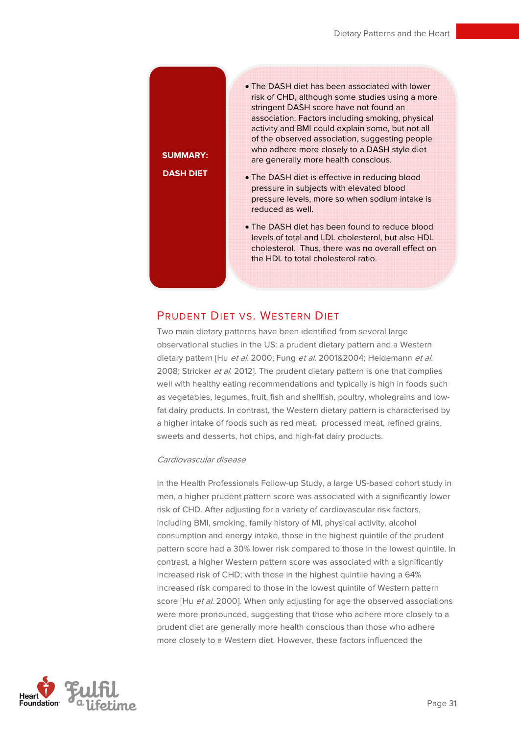**SUMMARY:**

**DASH DIET**

- The DASH diet has been associated with lower risk of CHD, although some studies using a more stringent DASH score have not found an association. Factors including smoking, physical activity and BMI could explain some, but not all of the observed association, suggesting people who adhere more closely to a DASH style diet are generally more health conscious.
- The DASH diet is effective in reducing blood pressure in subjects with elevated blood pressure levels, more so when sodium intake is reduced as well.
- The DASH diet has been found to reduce blood levels of total and LDL cholesterol, but also HDL cholesterol. Thus, there was no overall effect on the HDL to total cholesterol ratio.

## Prudent Diet vs. Western Diet

Two main dietary patterns have been identified from several large observational studies in the US: a prudent dietary pattern and a Western dietary pattern [Hu *et al.* 2000; Fung *et al.* 2001&2004; Heidemann *et al.* 2008; Stricker *et al.* 2012]. The prudent dietary pattern is one that complies well with healthy eating recommendations and typically is high in foods such as vegetables, legumes, fruit, fish and shellfish, poultry, wholegrains and low-fat dairy products. In contrast, the Western dietary pattern is characterised by a higher intake of foods such as red meat, processed meat, refined grains, sweets and desserts, hot chips, and high-fat dairy products.

*Cardiovascular disease*

In the Health Professionals Follow-up Study, a large US-based cohort study in men, a higher prudent pattern score was associated with a significantly lower risk of CHD. After adjusting for a variety of cardiovascular risk factors, including BMI, smoking, family history of MI, physical activity, alcohol consumption and energy intake, those in the highest quintile of the prudent pattern score had a 30% lower risk compared to those in the lowest quintile. In contrast, a higher Western pattern score was associated with a significantly increased risk of CHD; with those in the highest quintile having a 64% increased risk compared to those in the lowest quintile of Western pattern score [Hu *et al.* 2000]. When only adjusting for age the observed associations were more pronounced, suggesting that those who adhere more closely to a prudent diet are generally more health conscious than those who adhere more closely to a Western diet. However, these factors influenced the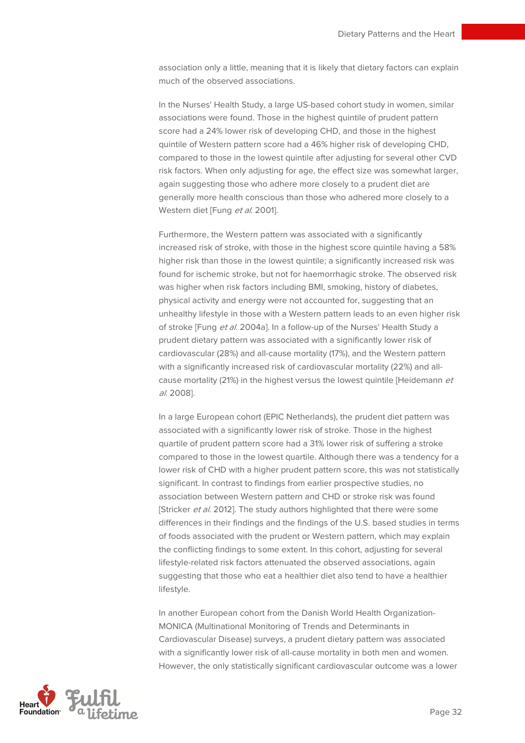association only a little, meaning that it is likely that dietary factors can explain much of the observed associations.

In the Nurses' Health Study, a large US-based cohort study in women, similar associations were found. Those in the highest quintile of prudent pattern score had a 24% lower risk of developing CHD, and those in the highest quintile of Western pattern score had a 46% higher risk of developing CHD, compared to those in the lowest quintile after adjusting for several other CVD risk factors. When only adjusting for age, the effect size was somewhat larger, again suggesting those who adhere more closely to a prudent diet are generally more health conscious than those who adhered more closely to a Western diet [Fung *et al.* 2001].

Furthermore, the Western pattern was associated with a significantly increased risk of stroke, with those in the highest score quintile having a 58% higher risk than those in the lowest quintile; a significantly increased risk was found for ischemic stroke, but not for haemorrhagic stroke. The observed risk was higher when risk factors including BMI, smoking, history of diabetes, physical activity and energy were not accounted for, suggesting that an unhealthy lifestyle in those with a Western pattern leads to an even higher risk of stroke [Fung *et al.* 2004a]. In a follow-up of the Nurses' Health Study a prudent dietary pattern was associated with a significantly lower risk of cardiovascular (28%) and all-cause mortality (17%), and the Western pattern with a significantly increased risk of cardiovascular mortality (22%) and all-cause mortality (21%) in the highest versus the lowest quintile [Heidemann *et al.* 2008].

In a large European cohort (EPIC Netherlands), the prudent diet pattern was associated with a significantly lower risk of stroke. Those in the highest quartile of prudent pattern score had a 31% lower risk of suffering a stroke compared to those in the lowest quartile. Although there was a tendency for a lower risk of CHD with a higher prudent pattern score, this was not statistically significant. In contrast to findings from earlier prospective studies, no association between Western pattern and CHD or stroke risk was found [Stricker *et al.* 2012]. The study authors highlighted that there were some differences in their findings and the findings of the U.S. based studies in terms of foods associated with the prudent or Western pattern, which may explain the conflicting findings to some extent. In this cohort, adjusting for several lifestyle-related risk factors attenuated the observed associations, again suggesting that those who eat a healthier diet also tend to have a healthier lifestyle.

In another European cohort from the Danish World Health Organization-MONICA (Multinational Monitoring of Trends and Determinants in Cardiovascular Disease) surveys, a prudent dietary pattern was associated with a significantly lower risk of all-cause mortality in both men and women. However, the only statistically significant cardiovascular outcome was a lower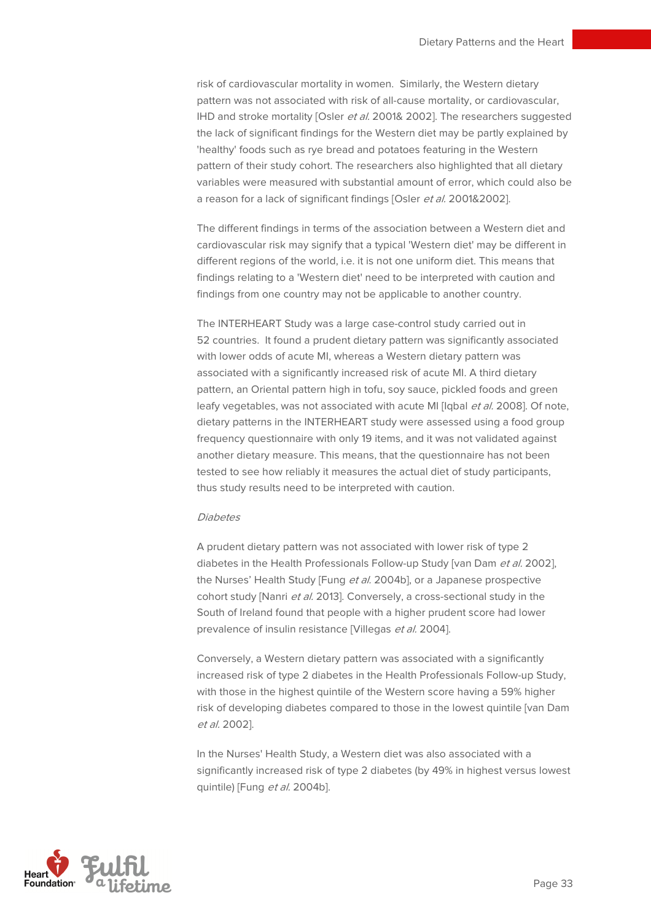risk of cardiovascular mortality in women. Similarly, the Western dietary pattern was not associated with risk of all-cause mortality, or cardiovascular, IHD and stroke mortality [Osler *et al.* 2001& 2002]. The researchers suggested the lack of significant findings for the Western diet may be partly explained by 'healthy' foods such as rye bread and potatoes featuring in the Western pattern of their study cohort. The researchers also highlighted that all dietary variables were measured with substantial amount of error, which could also be a reason for a lack of significant findings [Osler *et al.* 2001&2002].

The different findings in terms of the association between a Western diet and cardiovascular risk may signify that a typical 'Western diet' may be different in different regions of the world, i.e. it is not one uniform diet. This means that findings relating to a 'Western diet' need to be interpreted with caution and findings from one country may not be applicable to another country.

The INTERHEART Study was a large case-control study carried out in 52 countries. It found a prudent dietary pattern was significantly associated with lower odds of acute MI, whereas a Western dietary pattern was associated with a significantly increased risk of acute MI. A third dietary pattern, an Oriental pattern high in tofu, soy sauce, pickled foods and green leafy vegetables, was not associated with acute MI [Iqbal *et al.* 2008]. Of note, dietary patterns in the INTERHEART study were assessed using a food group frequency questionnaire with only 19 items, and it was not validated against another dietary measure. This means, that the questionnaire has not been tested to see how reliably it measures the actual diet of study participants, thus study results need to be interpreted with caution.

*Diabetes*

A prudent dietary pattern was not associated with lower risk of type 2 diabetes in the Health Professionals Follow-up Study [van Dam *et al.* 2002], the Nurses' Health Study [Fung *et al.* 2004b], or a Japanese prospective cohort study [Nanri *et al.* 2013]. Conversely, a cross-sectional study in the South of Ireland found that people with a higher prudent score had lower prevalence of insulin resistance [Villegas *et al.* 2004].

Conversely, a Western dietary pattern was associated with a significantly increased risk of type 2 diabetes in the Health Professionals Follow-up Study, with those in the highest quintile of the Western score having a 59% higher risk of developing diabetes compared to those in the lowest quintile [van Dam *et al.* 2002].

In the Nurses' Health Study, a Western diet was also associated with a significantly increased risk of type 2 diabetes (by 49% in highest versus lowest quintile) [Fung *et al.* 2004b].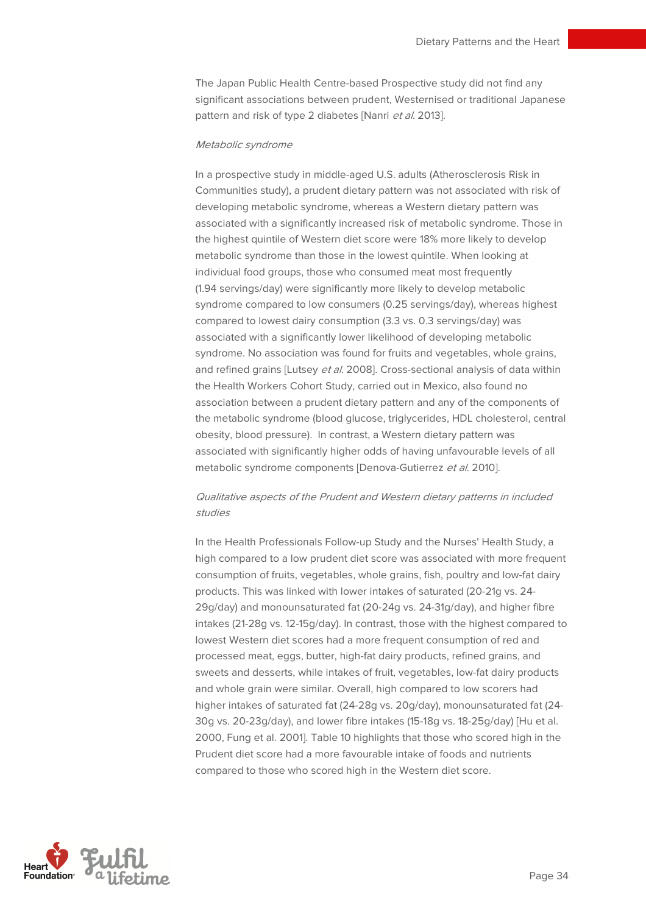The Japan Public Health Centre-based Prospective study did not find any significant associations between prudent, Westernised or traditional Japanese pattern and risk of type 2 diabetes [Nanri *et al.* 2013].

*Metabolic syndrome*

In a prospective study in middle-aged U.S. adults (Atherosclerosis Risk in Communities study), a prudent dietary pattern was not associated with risk of developing metabolic syndrome, whereas a Western dietary pattern was associated with a significantly increased risk of metabolic syndrome. Those in the highest quintile of Western diet score were 18% more likely to develop metabolic syndrome than those in the lowest quintile. When looking at individual food groups, those who consumed meat most frequently (1.94 servings/day) were significantly more likely to develop metabolic syndrome compared to low consumers (0.25 servings/day), whereas highest compared to lowest dairy consumption (3.3 vs. 0.3 servings/day) was associated with a significantly lower likelihood of developing metabolic syndrome. No association was found for fruits and vegetables, whole grains, and refined grains [Lutsey *et al.* 2008]. Cross-sectional analysis of data within the Health Workers Cohort Study, carried out in Mexico, also found no association between a prudent dietary pattern and any of the components of the metabolic syndrome (blood glucose, triglycerides, HDL cholesterol, central obesity, blood pressure). In contrast, a Western dietary pattern was associated with significantly higher odds of having unfavourable levels of all metabolic syndrome components [Denova-Gutierrez *et al.* 2010].

*Qualitative aspects of the Prudent and Western dietary patterns in included studies*

In the Health Professionals Follow-up Study and the Nurses' Health Study, a high compared to a low prudent diet score was associated with more frequent consumption of fruits, vegetables, whole grains, fish, poultry and low-fat dairy products. This was linked with lower intakes of saturated (20-21g vs. 24-29g/day) and monounsaturated fat (20-24g vs. 24-31g/day), and higher fibre intakes (21-28g vs. 12-15g/day). In contrast, those with the highest compared to lowest Western diet scores had a more frequent consumption of red and processed meat, eggs, butter, high-fat dairy products, refined grains, and sweets and desserts, while intakes of fruit, vegetables, low-fat dairy products and whole grain were similar. Overall, high compared to low scorers had higher intakes of saturated fat (24-28g vs. 20g/day), monounsaturated fat (24-30g vs. 20-23g/day), and lower fibre intakes (15-18g vs. 18-25g/day) [Hu et al. 2000, Fung et al. 2001]. Table 10 highlights that those who scored high in the Prudent diet score had a more favourable intake of foods and nutrients compared to those who scored high in the Western diet score.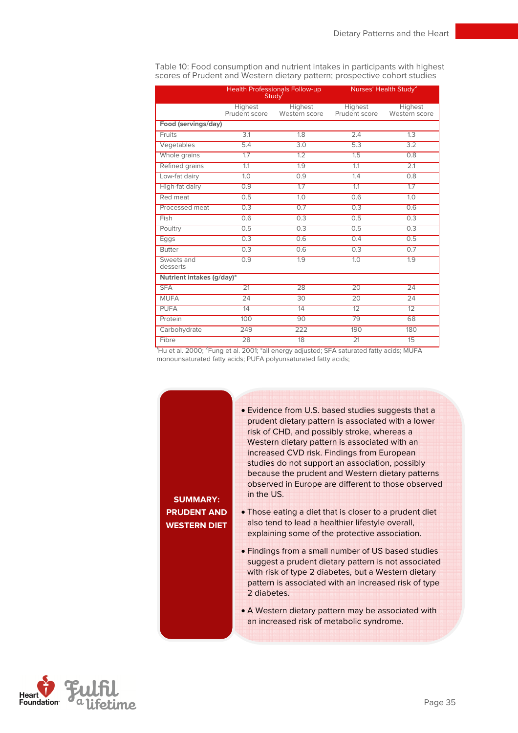Table 10: Food consumption and nutrient intakes in participants with highest scores of Prudent and Western dietary pattern; prospective cohort studies

| | Health Professionals Follow-up Study[1] | | Nurses' Health Study[2] | |
|---|---|---|---|---|
| | Highest Prudent score | Highest Western score | Highest Prudent score | Highest Western score |
| **Food (servings/day)** | | | | |
| Fruits | 3.1 | 1.8 | 2.4 | 1.3 |
| Vegetables | 5.4 | 3.0 | 5.3 | 3.2 |
| Whole grains | 1.7 | 1.2 | 1.5 | 0.8 |
| Refined grains | 1.1 | 1.9 | 1.1 | 2.1 |
| Low-fat dairy | 1.0 | 0.9 | 1.4 | 0.8 |
| High-fat dairy | 0.9 | 1.7 | 1.1 | 1.7 |
| Red meat | 0.5 | 1.0 | 0.6 | 1.0 |
| Processed meat | 0.3 | 0.7 | 0.3 | 0.6 |
| Fish | 0.6 | 0.3 | 0.5 | 0.3 |
| Poultry | 0.5 | 0.3 | 0.5 | 0.3 |
| Eggs | 0.3 | 0.6 | 0.4 | 0.5 |
| Butter | 0.3 | 0.6 | 0.3 | 0.7 |
| Sweets and desserts | 0.9 | 1.9 | 1.0 | 1.9 |
| **Nutrient intakes (g/day)*** | | | | |
| SFA | 21 | 28 | 20 | 24 |
| MUFA | 24 | 30 | 20 | 24 |
| PUFA | 14 | 14 | 12 | 12 |
| Protein | 100 | 90 | 79 | 68 |
| Carbohydrate | 249 | 222 | 190 | 180 |
| Fibre | 28 | 18 | 21 | 15 |

[1]Hu et al. 2000; [2]Fung et al. 2001; *all energy adjusted; SFA saturated fatty acids; MUFA monounsaturated fatty acids; PUFA polyunsaturated fatty acids;

**SUMMARY: PRUDENT AND WESTERN DIET**

- Evidence from U.S. based studies suggests that a prudent dietary pattern is associated with a lower risk of CHD, and possibly stroke, whereas a Western dietary pattern is associated with an increased CVD risk. Findings from European studies do not support an association, possibly because the prudent and Western dietary patterns observed in Europe are different to those observed in the US.
- Those eating a diet that is closer to a prudent diet also tend to lead a healthier lifestyle overall, explaining some of the protective association.
- Findings from a small number of US based studies suggest a prudent dietary pattern is not associated with risk of type 2 diabetes, but a Western dietary pattern is associated with an increased risk of type 2 diabetes.
- A Western dietary pattern may be associated with an increased risk of metabolic syndrome.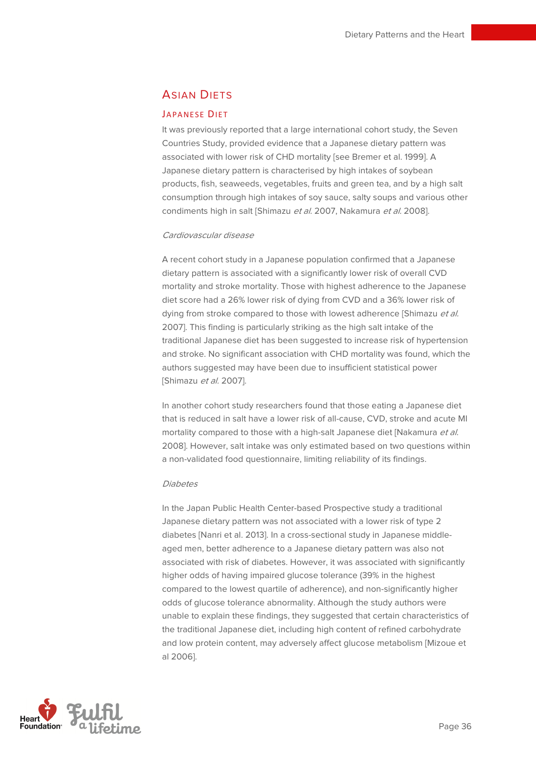## Asian Diets

### Japanese Diet

It was previously reported that a large international cohort study, the Seven Countries Study, provided evidence that a Japanese dietary pattern was associated with lower risk of CHD mortality [see Bremer et al. 1999]. A Japanese dietary pattern is characterised by high intakes of soybean products, fish, seaweeds, vegetables, fruits and green tea, and by a high salt consumption through high intakes of soy sauce, salty soups and various other condiments high in salt [Shimazu *et al.* 2007, Nakamura *et al.* 2008].

*Cardiovascular disease*

A recent cohort study in a Japanese population confirmed that a Japanese dietary pattern is associated with a significantly lower risk of overall CVD mortality and stroke mortality. Those with highest adherence to the Japanese diet score had a 26% lower risk of dying from CVD and a 36% lower risk of dying from stroke compared to those with lowest adherence [Shimazu *et al.* 2007]. This finding is particularly striking as the high salt intake of the traditional Japanese diet has been suggested to increase risk of hypertension and stroke. No significant association with CHD mortality was found, which the authors suggested may have been due to insufficient statistical power [Shimazu *et al.* 2007].

In another cohort study researchers found that those eating a Japanese diet that is reduced in salt have a lower risk of all-cause, CVD, stroke and acute MI mortality compared to those with a high-salt Japanese diet [Nakamura *et al.* 2008]. However, salt intake was only estimated based on two questions within a non-validated food questionnaire, limiting reliability of its findings.

*Diabetes*

In the Japan Public Health Center-based Prospective study a traditional Japanese dietary pattern was not associated with a lower risk of type 2 diabetes [Nanri et al. 2013]. In a cross-sectional study in Japanese middle-aged men, better adherence to a Japanese dietary pattern was also not associated with risk of diabetes. However, it was associated with significantly higher odds of having impaired glucose tolerance (39% in the highest compared to the lowest quartile of adherence), and non-significantly higher odds of glucose tolerance abnormality. Although the study authors were unable to explain these findings, they suggested that certain characteristics of the traditional Japanese diet, including high content of refined carbohydrate and low protein content, may adversely affect glucose metabolism [Mizoue et al 2006].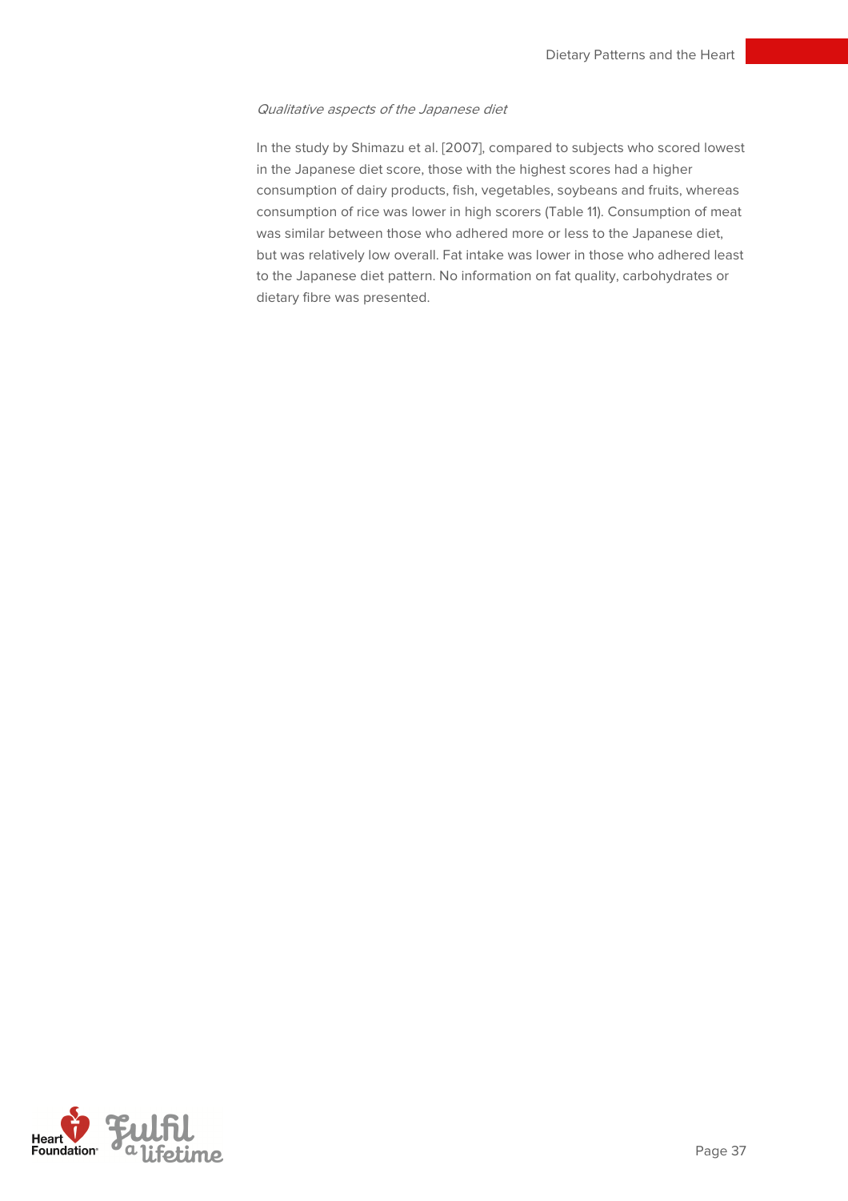*Qualitative aspects of the Japanese diet*

In the study by Shimazu et al. [2007], compared to subjects who scored lowest in the Japanese diet score, those with the highest scores had a higher consumption of dairy products, fish, vegetables, soybeans and fruits, whereas consumption of rice was lower in high scorers (Table 11). Consumption of meat was similar between those who adhered more or less to the Japanese diet, but was relatively low overall. Fat intake was lower in those who adhered least to the Japanese diet pattern. No information on fat quality, carbohydrates or dietary fibre was presented.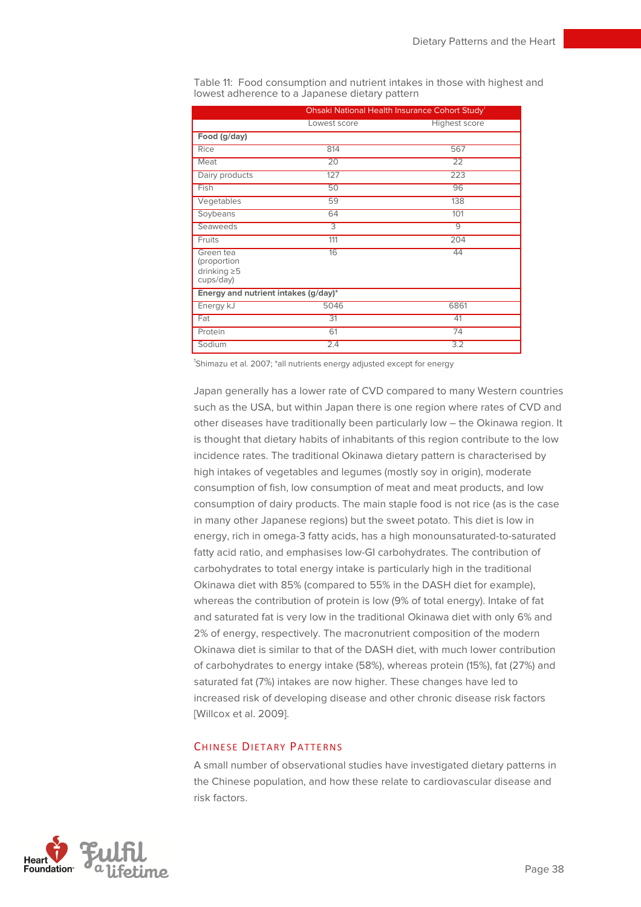Table 11: Food consumption and nutrient intakes in those with highest and lowest adherence to a Japanese dietary pattern

| | Ohsaki National Health Insurance Cohort Study[1] | |
|---|---|---|
| | Lowest score | Highest score |
| **Food (g/day)** | | |
| Rice | 814 | 567 |
| Meat | 20 | 22 |
| Dairy products | 127 | 223 |
| Fish | 50 | 96 |
| Vegetables | 59 | 138 |
| Soybeans | 64 | 101 |
| Seaweeds | 3 | 9 |
| Fruits | 111 | 204 |
| Green tea (proportion drinking ≥5 cups/day) | 16 | 44 |
| **Energy and nutrient intakes (g/day)*** | | |
| Energy kJ | 5046 | 6861 |
| Fat | 31 | 41 |
| Protein | 61 | 74 |
| Sodium | 2.4 | 3.2 |

[1]Shimazu et al. 2007; *all nutrients energy adjusted except for energy

Japan generally has a lower rate of CVD compared to many Western countries such as the USA, but within Japan there is one region where rates of CVD and other diseases have traditionally been particularly low – the Okinawa region. It is thought that dietary habits of inhabitants of this region contribute to the low incidence rates. The traditional Okinawa dietary pattern is characterised by high intakes of vegetables and legumes (mostly soy in origin), moderate consumption of fish, low consumption of meat and meat products, and low consumption of dairy products. The main staple food is not rice (as is the case in many other Japanese regions) but the sweet potato. This diet is low in energy, rich in omega-3 fatty acids, has a high monounsaturated-to-saturated fatty acid ratio, and emphasises low-GI carbohydrates. The contribution of carbohydrates to total energy intake is particularly high in the traditional Okinawa diet with 85% (compared to 55% in the DASH diet for example), whereas the contribution of protein is low (9% of total energy). Intake of fat and saturated fat is very low in the traditional Okinawa diet with only 6% and 2% of energy, respectively. The macronutrient composition of the modern Okinawa diet is similar to that of the DASH diet, with much lower contribution of carbohydrates to energy intake (58%), whereas protein (15%), fat (27%) and saturated fat (7%) intakes are now higher. These changes have led to increased risk of developing disease and other chronic disease risk factors [Willcox et al. 2009].

## Chinese Dietary Patterns

A small number of observational studies have investigated dietary patterns in the Chinese population, and how these relate to cardiovascular disease and risk factors.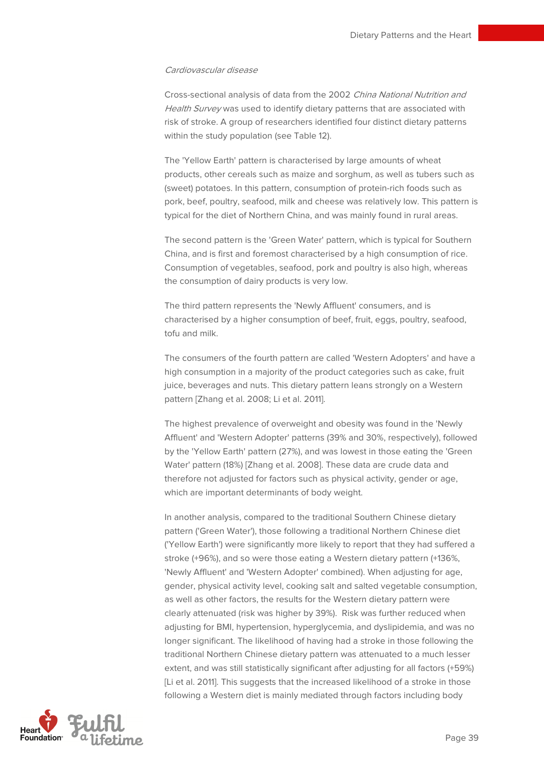*Cardiovascular disease*

Cross-sectional analysis of data from the 2002 *China National Nutrition and Health Survey* was used to identify dietary patterns that are associated with risk of stroke. A group of researchers identified four distinct dietary patterns within the study population (see Table 12).

The 'Yellow Earth' pattern is characterised by large amounts of wheat products, other cereals such as maize and sorghum, as well as tubers such as (sweet) potatoes. In this pattern, consumption of protein-rich foods such as pork, beef, poultry, seafood, milk and cheese was relatively low. This pattern is typical for the diet of Northern China, and was mainly found in rural areas.

The second pattern is the 'Green Water' pattern, which is typical for Southern China, and is first and foremost characterised by a high consumption of rice. Consumption of vegetables, seafood, pork and poultry is also high, whereas the consumption of dairy products is very low.

The third pattern represents the 'Newly Affluent' consumers, and is characterised by a higher consumption of beef, fruit, eggs, poultry, seafood, tofu and milk.

The consumers of the fourth pattern are called 'Western Adopters' and have a high consumption in a majority of the product categories such as cake, fruit juice, beverages and nuts. This dietary pattern leans strongly on a Western pattern [Zhang et al. 2008; Li et al. 2011].

The highest prevalence of overweight and obesity was found in the 'Newly Affluent' and 'Western Adopter' patterns (39% and 30%, respectively), followed by the 'Yellow Earth' pattern (27%), and was lowest in those eating the 'Green Water' pattern (18%) [Zhang et al. 2008]. These data are crude data and therefore not adjusted for factors such as physical activity, gender or age, which are important determinants of body weight.

In another analysis, compared to the traditional Southern Chinese dietary pattern ('Green Water'), those following a traditional Northern Chinese diet ('Yellow Earth') were significantly more likely to report that they had suffered a stroke (+96%), and so were those eating a Western dietary pattern (+136%, 'Newly Affluent' and 'Western Adopter' combined). When adjusting for age, gender, physical activity level, cooking salt and salted vegetable consumption, as well as other factors, the results for the Western dietary pattern were clearly attenuated (risk was higher by 39%). Risk was further reduced when adjusting for BMI, hypertension, hyperglycemia, and dyslipidemia, and was no longer significant. The likelihood of having had a stroke in those following the traditional Northern Chinese dietary pattern was attenuated to a much lesser extent, and was still statistically significant after adjusting for all factors (+59%) [Li et al. 2011]. This suggests that the increased likelihood of a stroke in those following a Western diet is mainly mediated through factors including body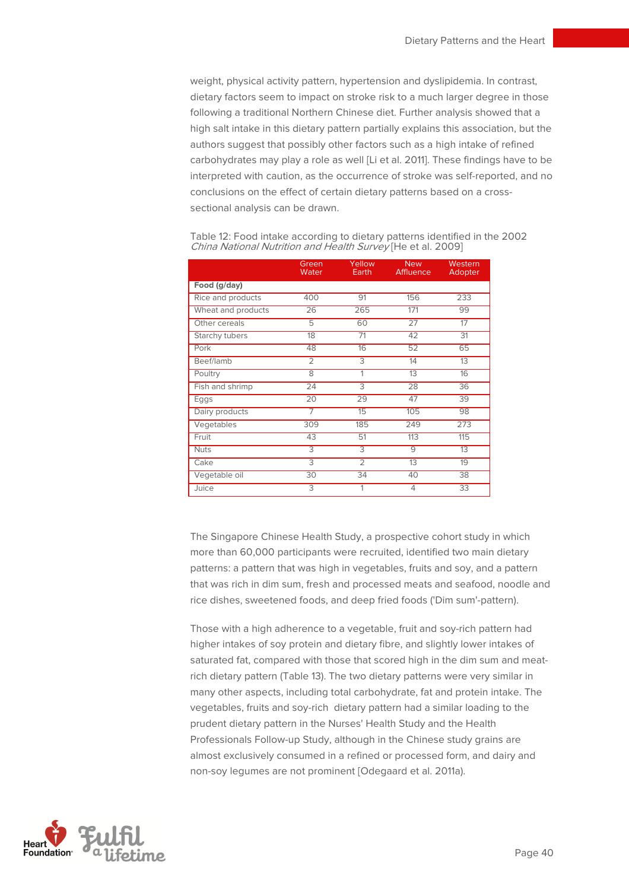weight, physical activity pattern, hypertension and dyslipidemia. In contrast, dietary factors seem to impact on stroke risk to a much larger degree in those following a traditional Northern Chinese diet. Further analysis showed that a high salt intake in this dietary pattern partially explains this association, but the authors suggest that possibly other factors such as a high intake of refined carbohydrates may play a role as well [Li et al. 2011]. These findings have to be interpreted with caution, as the occurrence of stroke was self-reported, and no conclusions on the effect of certain dietary patterns based on a cross-sectional analysis can be drawn.

Table 12: Food intake according to dietary patterns identified in the 2002 *China National Nutrition and Health Survey* [He et al. 2009]

| | Green Water | Yellow Earth | New Affluence | Western Adopter |
|---|---|---|---|---|
| **Food (g/day)** | | | | |
| Rice and products | 400 | 91 | 156 | 233 |
| Wheat and products | 26 | 265 | 171 | 99 |
| Other cereals | 5 | 60 | 27 | 17 |
| Starchy tubers | 18 | 71 | 42 | 31 |
| Pork | 48 | 16 | 52 | 65 |
| Beef/lamb | 2 | 3 | 14 | 13 |
| Poultry | 8 | 1 | 13 | 16 |
| Fish and shrimp | 24 | 3 | 28 | 36 |
| Eggs | 20 | 29 | 47 | 39 |
| Dairy products | 7 | 15 | 105 | 98 |
| Vegetables | 309 | 185 | 249 | 273 |
| Fruit | 43 | 51 | 113 | 115 |
| Nuts | 3 | 3 | 9 | 13 |
| Cake | 3 | 2 | 13 | 19 |
| Vegetable oil | 30 | 34 | 40 | 38 |
| Juice | 3 | 1 | 4 | 33 |

The Singapore Chinese Health Study, a prospective cohort study in which more than 60,000 participants were recruited, identified two main dietary patterns: a pattern that was high in vegetables, fruits and soy, and a pattern that was rich in dim sum, fresh and processed meats and seafood, noodle and rice dishes, sweetened foods, and deep fried foods ('Dim sum'-pattern).

Those with a high adherence to a vegetable, fruit and soy-rich pattern had higher intakes of soy protein and dietary fibre, and slightly lower intakes of saturated fat, compared with those that scored high in the dim sum and meat-rich dietary pattern (Table 13). The two dietary patterns were very similar in many other aspects, including total carbohydrate, fat and protein intake. The vegetables, fruits and soy-rich dietary pattern had a similar loading to the prudent dietary pattern in the Nurses' Health Study and the Health Professionals Follow-up Study, although in the Chinese study grains are almost exclusively consumed in a refined or processed form, and dairy and non-soy legumes are not prominent [Odegaard et al. 2011a).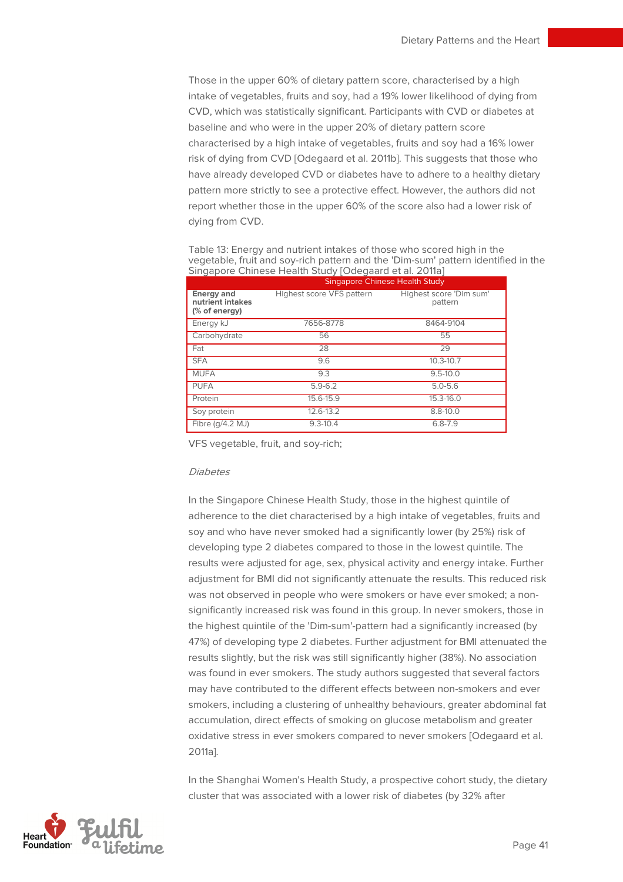Those in the upper 60% of dietary pattern score, characterised by a high intake of vegetables, fruits and soy, had a 19% lower likelihood of dying from CVD, which was statistically significant. Participants with CVD or diabetes at baseline and who were in the upper 20% of dietary pattern score characterised by a high intake of vegetables, fruits and soy had a 16% lower risk of dying from CVD [Odegaard et al. 2011b]. This suggests that those who have already developed CVD or diabetes have to adhere to a healthy dietary pattern more strictly to see a protective effect. However, the authors did not report whether those in the upper 60% of the score also had a lower risk of dying from CVD.

Table 13: Energy and nutrient intakes of those who scored high in the vegetable, fruit and soy-rich pattern and the 'Dim-sum' pattern identified in the Singapore Chinese Health Study [Odegaard et al. 2011a]

| | Singapore Chinese Health Study | |
|---|---|---|
| **Energy and nutrient intakes (% of energy)** | Highest score VFS pattern | Highest score 'Dim sum' pattern |
| Energy kJ | 7656-8778 | 8464-9104 |
| Carbohydrate | 56 | 55 |
| Fat | 28 | 29 |
| SFA | 9.6 | 10.3-10.7 |
| MUFA | 9.3 | 9.5-10.0 |
| PUFA | 5.9-6.2 | 5.0-5.6 |
| Protein | 15.6-15.9 | 15.3-16.0 |
| Soy protein | 12.6-13.2 | 8.8-10.0 |
| Fibre (g/4.2 MJ) | 9.3-10.4 | 6.8-7.9 |

VFS vegetable, fruit, and soy-rich;

*Diabetes*

In the Singapore Chinese Health Study, those in the highest quintile of adherence to the diet characterised by a high intake of vegetables, fruits and soy and who have never smoked had a significantly lower (by 25%) risk of developing type 2 diabetes compared to those in the lowest quintile. The results were adjusted for age, sex, physical activity and energy intake. Further adjustment for BMI did not significantly attenuate the results. This reduced risk was not observed in people who were smokers or have ever smoked; a non-significantly increased risk was found in this group. In never smokers, those in the highest quintile of the 'Dim-sum'-pattern had a significantly increased (by 47%) of developing type 2 diabetes. Further adjustment for BMI attenuated the results slightly, but the risk was still significantly higher (38%). No association was found in ever smokers. The study authors suggested that several factors may have contributed to the different effects between non-smokers and ever smokers, including a clustering of unhealthy behaviours, greater abdominal fat accumulation, direct effects of smoking on glucose metabolism and greater oxidative stress in ever smokers compared to never smokers [Odegaard et al. 2011a].

In the Shanghai Women's Health Study, a prospective cohort study, the dietary cluster that was associated with a lower risk of diabetes (by 32% after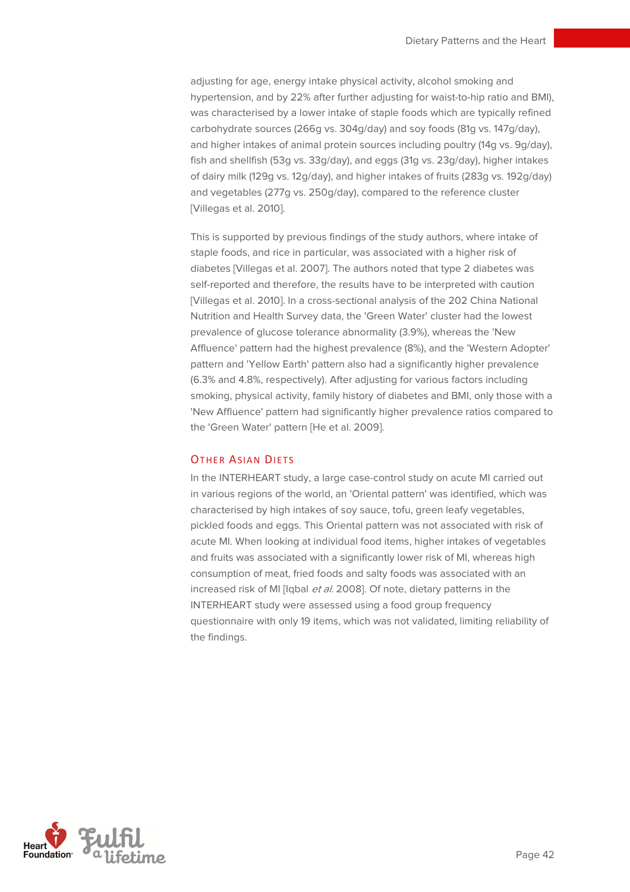adjusting for age, energy intake physical activity, alcohol smoking and hypertension, and by 22% after further adjusting for waist-to-hip ratio and BMI), was characterised by a lower intake of staple foods which are typically refined carbohydrate sources (266g vs. 304g/day) and soy foods (81g vs. 147g/day), and higher intakes of animal protein sources including poultry (14g vs. 9g/day), fish and shellfish (53g vs. 33g/day), and eggs (31g vs. 23g/day), higher intakes of dairy milk (129g vs. 12g/day), and higher intakes of fruits (283g vs. 192g/day) and vegetables (277g vs. 250g/day), compared to the reference cluster [Villegas et al. 2010].

This is supported by previous findings of the study authors, where intake of staple foods, and rice in particular, was associated with a higher risk of diabetes [Villegas et al. 2007]. The authors noted that type 2 diabetes was self-reported and therefore, the results have to be interpreted with caution [Villegas et al. 2010]. In a cross-sectional analysis of the 202 China National Nutrition and Health Survey data, the 'Green Water' cluster had the lowest prevalence of glucose tolerance abnormality (3.9%), whereas the 'New Affluence' pattern had the highest prevalence (8%), and the 'Western Adopter' pattern and 'Yellow Earth' pattern also had a significantly higher prevalence (6.3% and 4.8%, respectively). After adjusting for various factors including smoking, physical activity, family history of diabetes and BMI, only those with a 'New Affluence' pattern had significantly higher prevalence ratios compared to the 'Green Water' pattern [He et al. 2009].

### Other Asian Diets

In the INTERHEART study, a large case-control study on acute MI carried out in various regions of the world, an 'Oriental pattern' was identified, which was characterised by high intakes of soy sauce, tofu, green leafy vegetables, pickled foods and eggs. This Oriental pattern was not associated with risk of acute MI. When looking at individual food items, higher intakes of vegetables and fruits was associated with a significantly lower risk of MI, whereas high consumption of meat, fried foods and salty foods was associated with an increased risk of MI [Iqbal *et al.* 2008]. Of note, dietary patterns in the INTERHEART study were assessed using a food group frequency questionnaire with only 19 items, which was not validated, limiting reliability of the findings.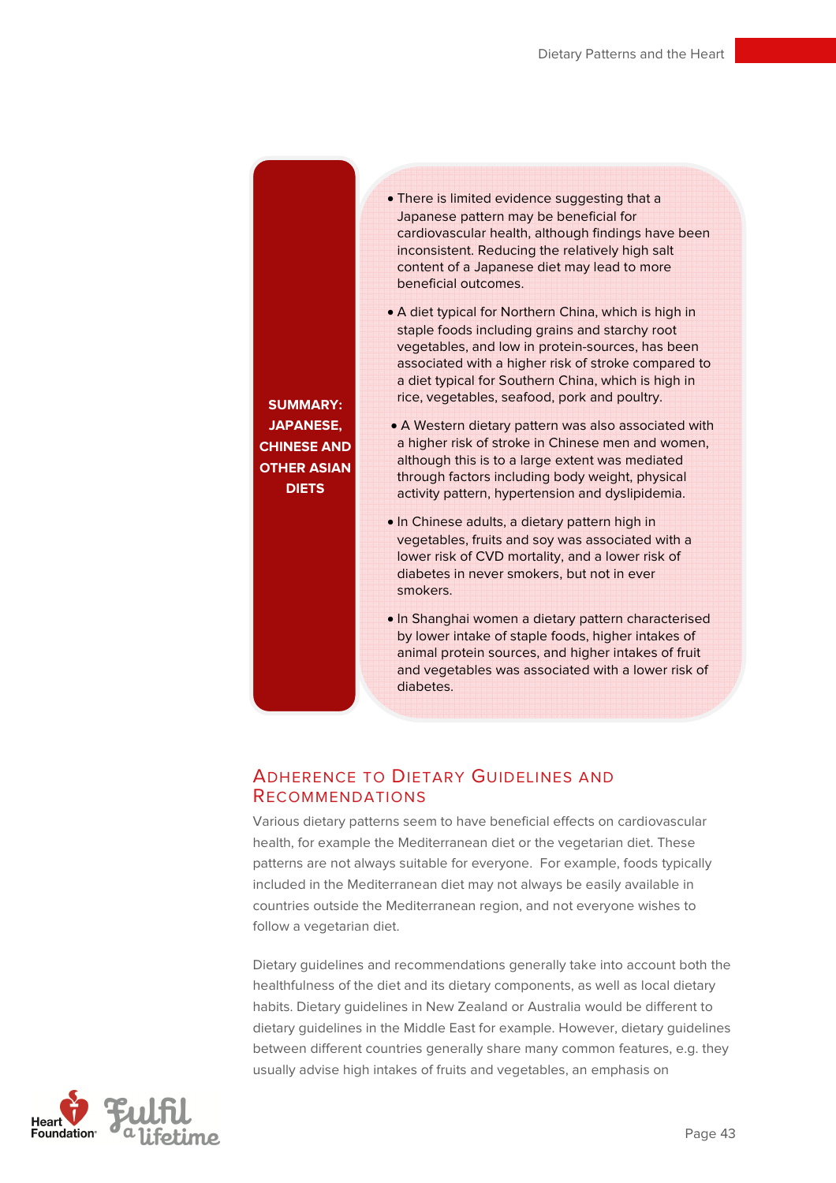**SUMMARY: JAPANESE, CHINESE AND OTHER ASIAN DIETS**

- There is limited evidence suggesting that a Japanese pattern may be beneficial for cardiovascular health, although findings have been inconsistent. Reducing the relatively high salt content of a Japanese diet may lead to more beneficial outcomes.
- A diet typical for Northern China, which is high in staple foods including grains and starchy root vegetables, and low in protein-sources, has been associated with a higher risk of stroke compared to a diet typical for Southern China, which is high in rice, vegetables, seafood, pork and poultry.
- A Western dietary pattern was also associated with a higher risk of stroke in Chinese men and women, although this is to a large extent was mediated through factors including body weight, physical activity pattern, hypertension and dyslipidemia.
- In Chinese adults, a dietary pattern high in vegetables, fruits and soy was associated with a lower risk of CVD mortality, and a lower risk of diabetes in never smokers, but not in ever smokers.
- In Shanghai women a dietary pattern characterised by lower intake of staple foods, higher intakes of animal protein sources, and higher intakes of fruit and vegetables was associated with a lower risk of diabetes.

## Adherence to Dietary Guidelines and Recommendations

Various dietary patterns seem to have beneficial effects on cardiovascular health, for example the Mediterranean diet or the vegetarian diet. These patterns are not always suitable for everyone. For example, foods typically included in the Mediterranean diet may not always be easily available in countries outside the Mediterranean region, and not everyone wishes to follow a vegetarian diet.

Dietary guidelines and recommendations generally take into account both the healthfulness of the diet and its dietary components, as well as local dietary habits. Dietary guidelines in New Zealand or Australia would be different to dietary guidelines in the Middle East for example. However, dietary guidelines between different countries generally share many common features, e.g. they usually advise high intakes of fruits and vegetables, an emphasis on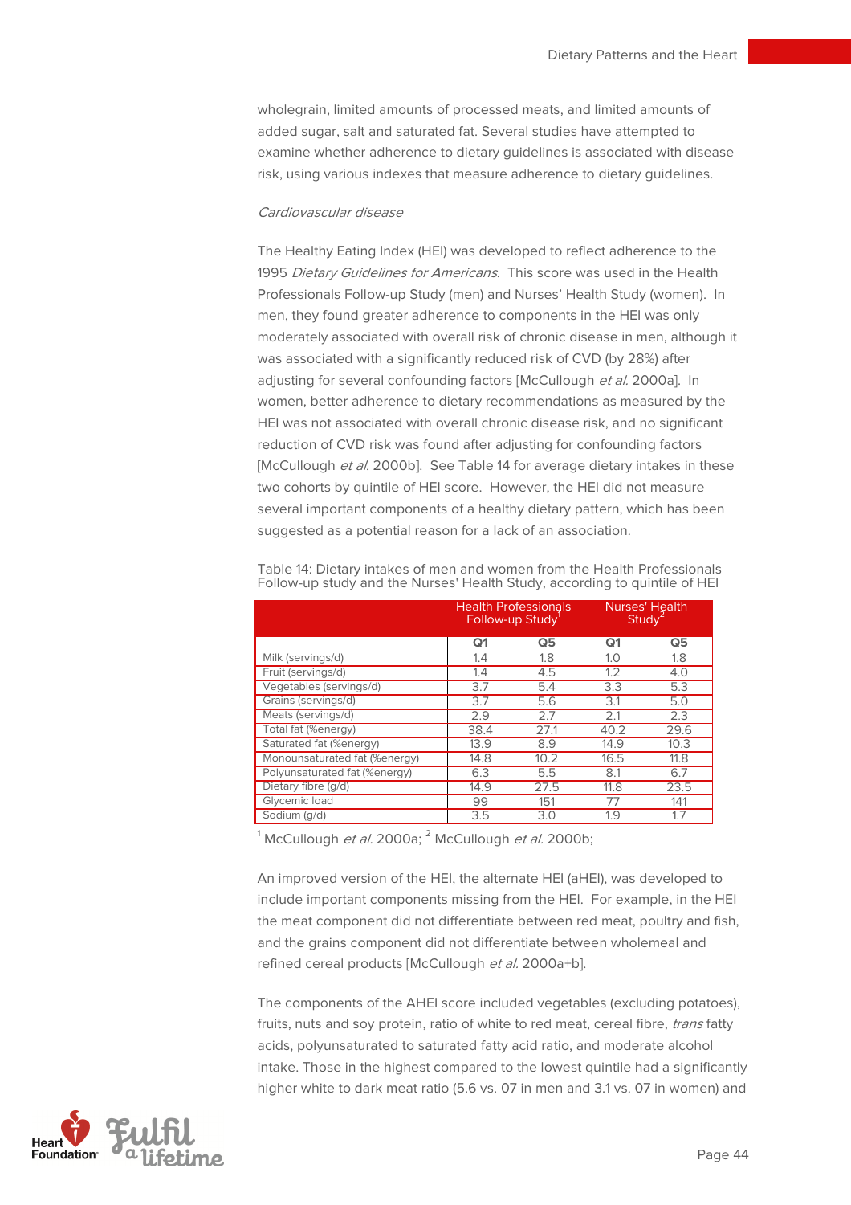wholegrain, limited amounts of processed meats, and limited amounts of added sugar, salt and saturated fat. Several studies have attempted to examine whether adherence to dietary guidelines is associated with disease risk, using various indexes that measure adherence to dietary guidelines.

*Cardiovascular disease*

The Healthy Eating Index (HEI) was developed to reflect adherence to the 1995 *Dietary Guidelines for Americans*. This score was used in the Health Professionals Follow-up Study (men) and Nurses' Health Study (women). In men, they found greater adherence to components in the HEI was only moderately associated with overall risk of chronic disease in men, although it was associated with a significantly reduced risk of CVD (by 28%) after adjusting for several confounding factors [McCullough *et al.* 2000a]. In women, better adherence to dietary recommendations as measured by the HEI was not associated with overall chronic disease risk, and no significant reduction of CVD risk was found after adjusting for confounding factors [McCullough *et al.* 2000b]. See Table 14 for average dietary intakes in these two cohorts by quintile of HEI score. However, the HEI did not measure several important components of a healthy dietary pattern, which has been suggested as a potential reason for a lack of an association.

Table 14: Dietary intakes of men and women from the Health Professionals Follow-up study and the Nurses' Health Study, according to quintile of HEI

| | Health Professionals Follow-up Study[1] | | Nurses' Health Study[2] | |
|---|---|---|---|---|
| | Q1 | Q5 | Q1 | Q5 |
| Milk (servings/d) | 1.4 | 1.8 | 1.0 | 1.8 |
| Fruit (servings/d) | 1.4 | 4.5 | 1.2 | 4.0 |
| Vegetables (servings/d) | 3.7 | 5.4 | 3.3 | 5.3 |
| Grains (servings/d) | 3.7 | 5.6 | 3.1 | 5.0 |
| Meats (servings/d) | 2.9 | 2.7 | 2.1 | 2.3 |
| Total fat (%energy) | 38.4 | 27.1 | 40.2 | 29.6 |
| Saturated fat (%energy) | 13.9 | 8.9 | 14.9 | 10.3 |
| Monounsaturated fat (%energy) | 14.8 | 10.2 | 16.5 | 11.8 |
| Polyunsaturated fat (%energy) | 6.3 | 5.5 | 8.1 | 6.7 |
| Dietary fibre (g/d) | 14.9 | 27.5 | 11.8 | 23.5 |
| Glycemic load | 99 | 151 | 77 | 141 |
| Sodium (g/d) | 3.5 | 3.0 | 1.9 | 1.7 |

[1] McCullough *et al.* 2000a; [2] McCullough *et al.* 2000b;

An improved version of the HEI, the alternate HEI (aHEI), was developed to include important components missing from the HEI. For example, in the HEI the meat component did not differentiate between red meat, poultry and fish, and the grains component did not differentiate between wholemeal and refined cereal products [McCullough *et al.* 2000a+b].

The components of the AHEI score included vegetables (excluding potatoes), fruits, nuts and soy protein, ratio of white to red meat, cereal fibre, *trans* fatty acids, polyunsaturated to saturated fatty acid ratio, and moderate alcohol intake. Those in the highest compared to the lowest quintile had a significantly higher white to dark meat ratio (5.6 vs. 07 in men and 3.1 vs. 07 in women) and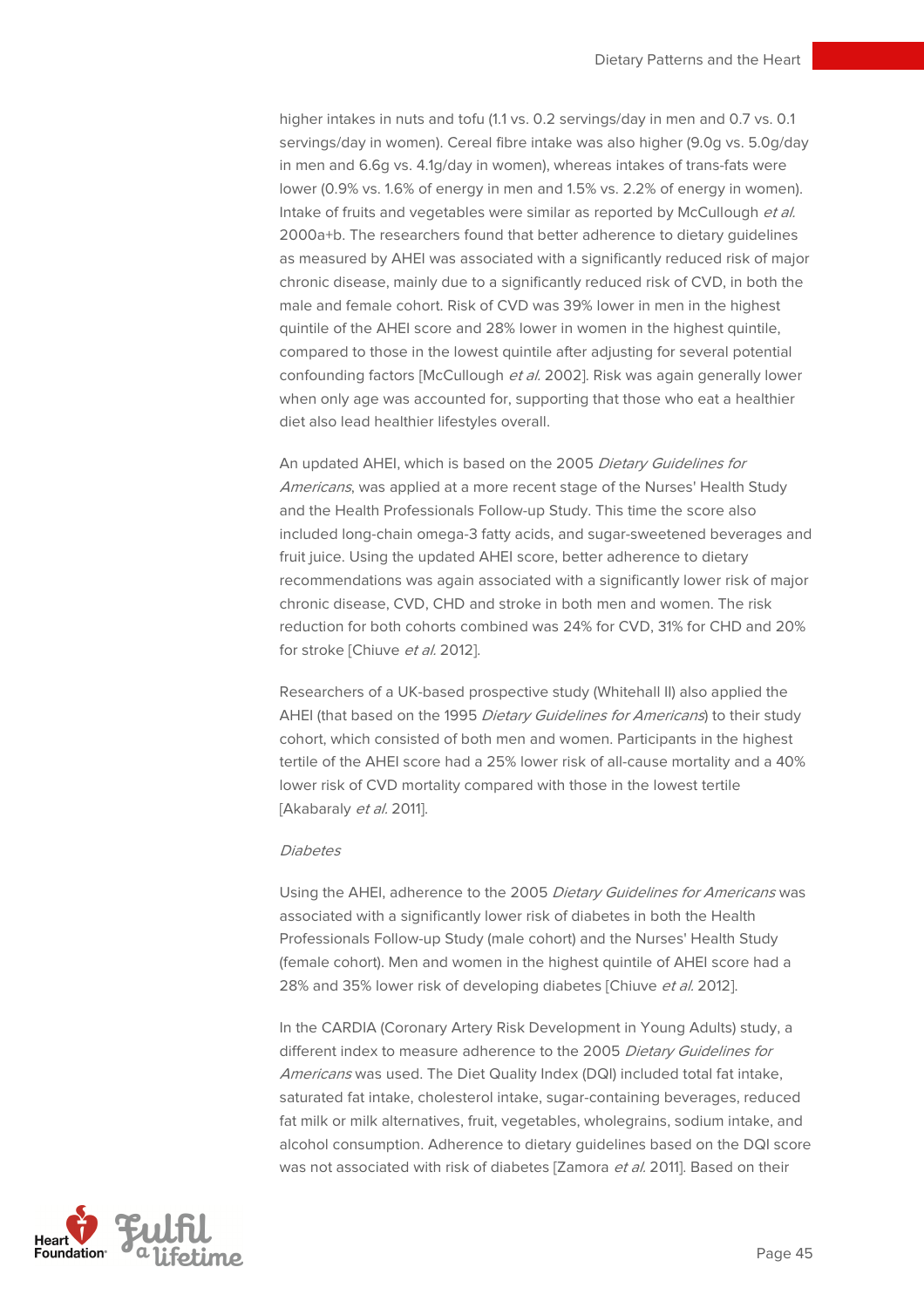higher intakes in nuts and tofu (1.1 vs. 0.2 servings/day in men and 0.7 vs. 0.1 servings/day in women). Cereal fibre intake was also higher (9.0g vs. 5.0g/day in men and 6.6g vs. 4.1g/day in women), whereas intakes of trans-fats were lower (0.9% vs. 1.6% of energy in men and 1.5% vs. 2.2% of energy in women). Intake of fruits and vegetables were similar as reported by McCullough *et al.* 2000a+b. The researchers found that better adherence to dietary guidelines as measured by AHEI was associated with a significantly reduced risk of major chronic disease, mainly due to a significantly reduced risk of CVD, in both the male and female cohort. Risk of CVD was 39% lower in men in the highest quintile of the AHEI score and 28% lower in women in the highest quintile, compared to those in the lowest quintile after adjusting for several potential confounding factors [McCullough *et al.* 2002]. Risk was again generally lower when only age was accounted for, supporting that those who eat a healthier diet also lead healthier lifestyles overall.

An updated AHEI, which is based on the 2005 *Dietary Guidelines for Americans*, was applied at a more recent stage of the Nurses' Health Study and the Health Professionals Follow-up Study. This time the score also included long-chain omega-3 fatty acids, and sugar-sweetened beverages and fruit juice. Using the updated AHEI score, better adherence to dietary recommendations was again associated with a significantly lower risk of major chronic disease, CVD, CHD and stroke in both men and women. The risk reduction for both cohorts combined was 24% for CVD, 31% for CHD and 20% for stroke [Chiuve *et al.* 2012].

Researchers of a UK-based prospective study (Whitehall II) also applied the AHEI (that based on the 1995 *Dietary Guidelines for Americans*) to their study cohort, which consisted of both men and women. Participants in the highest tertile of the AHEI score had a 25% lower risk of all-cause mortality and a 40% lower risk of CVD mortality compared with those in the lowest tertile [Akabaraly *et al.* 2011].

*Diabetes*

Using the AHEI, adherence to the 2005 *Dietary Guidelines for Americans* was associated with a significantly lower risk of diabetes in both the Health Professionals Follow-up Study (male cohort) and the Nurses' Health Study (female cohort). Men and women in the highest quintile of AHEI score had a 28% and 35% lower risk of developing diabetes [Chiuve *et al.* 2012].

In the CARDIA (Coronary Artery Risk Development in Young Adults) study, a different index to measure adherence to the 2005 *Dietary Guidelines for Americans* was used. The Diet Quality Index (DQI) included total fat intake, saturated fat intake, cholesterol intake, sugar-containing beverages, reduced fat milk or milk alternatives, fruit, vegetables, wholegrains, sodium intake, and alcohol consumption. Adherence to dietary guidelines based on the DQI score was not associated with risk of diabetes [Zamora *et al.* 2011]. Based on their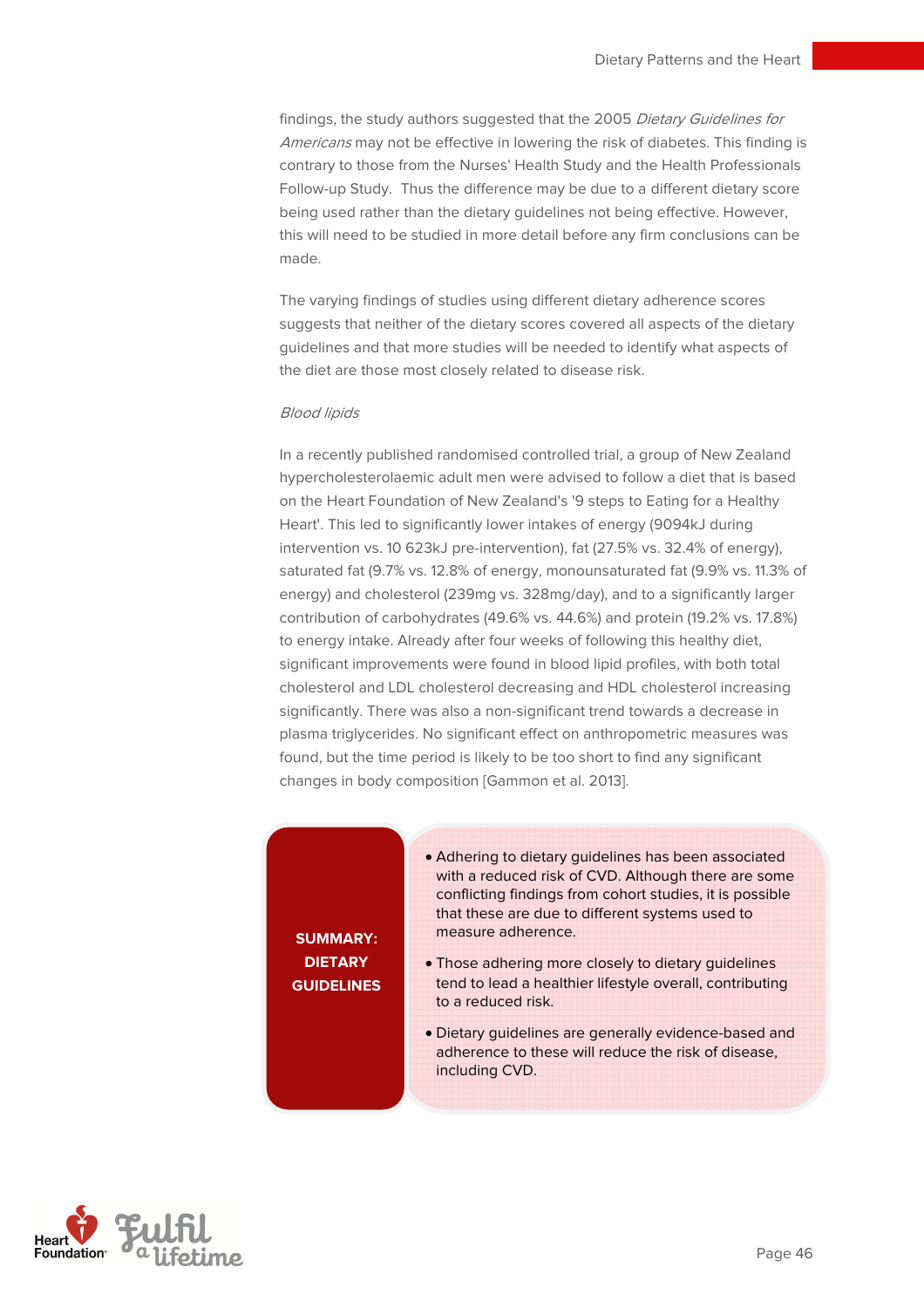findings, the study authors suggested that the 2005 *Dietary Guidelines for Americans* may not be effective in lowering the risk of diabetes. This finding is contrary to those from the Nurses' Health Study and the Health Professionals Follow-up Study. Thus the difference may be due to a different dietary score being used rather than the dietary guidelines not being effective. However, this will need to be studied in more detail before any firm conclusions can be made.

The varying findings of studies using different dietary adherence scores suggests that neither of the dietary scores covered all aspects of the dietary guidelines and that more studies will be needed to identify what aspects of the diet are those most closely related to disease risk.

*Blood lipids*

In a recently published randomised controlled trial, a group of New Zealand hypercholesterolaemic adult men were advised to follow a diet that is based on the Heart Foundation of New Zealand's '9 steps to Eating for a Healthy Heart'. This led to significantly lower intakes of energy (9094kJ during intervention vs. 10 623kJ pre-intervention), fat (27.5% vs. 32.4% of energy), saturated fat (9.7% vs. 12.8% of energy, monounsaturated fat (9.9% vs. 11.3% of energy) and cholesterol (239mg vs. 328mg/day), and to a significantly larger contribution of carbohydrates (49.6% vs. 44.6%) and protein (19.2% vs. 17.8%) to energy intake. Already after four weeks of following this healthy diet, significant improvements were found in blood lipid profiles, with both total cholesterol and LDL cholesterol decreasing and HDL cholesterol increasing significantly. There was also a non-significant trend towards a decrease in plasma triglycerides. No significant effect on anthropometric measures was found, but the time period is likely to be too short to find any significant changes in body composition [Gammon et al. 2013].

**SUMMARY: DIETARY GUIDELINES**

- Adhering to dietary guidelines has been associated with a reduced risk of CVD. Although there are some conflicting findings from cohort studies, it is possible that these are due to different systems used to measure adherence.
- Those adhering more closely to dietary guidelines tend to lead a healthier lifestyle overall, contributing to a reduced risk.
- Dietary guidelines are generally evidence-based and adherence to these will reduce the risk of disease, including CVD.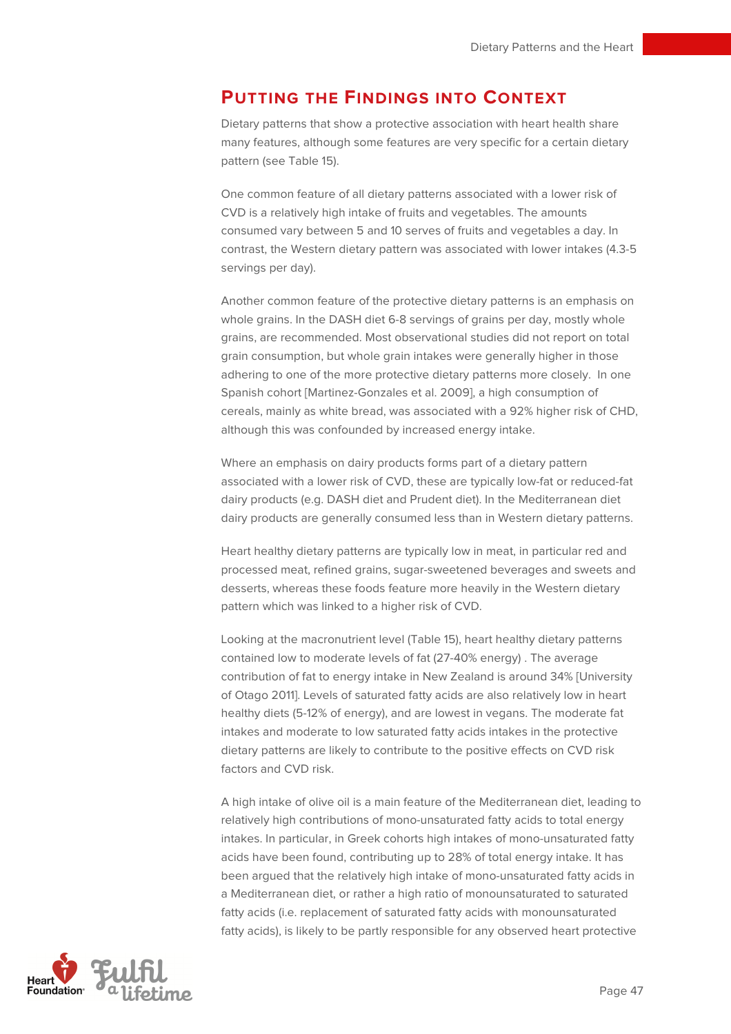## Putting the Findings into Context

Dietary patterns that show a protective association with heart health share many features, although some features are very specific for a certain dietary pattern (see Table 15).

One common feature of all dietary patterns associated with a lower risk of CVD is a relatively high intake of fruits and vegetables. The amounts consumed vary between 5 and 10 serves of fruits and vegetables a day. In contrast, the Western dietary pattern was associated with lower intakes (4.3-5 servings per day).

Another common feature of the protective dietary patterns is an emphasis on whole grains. In the DASH diet 6-8 servings of grains per day, mostly whole grains, are recommended. Most observational studies did not report on total grain consumption, but whole grain intakes were generally higher in those adhering to one of the more protective dietary patterns more closely. In one Spanish cohort [Martinez-Gonzales et al. 2009], a high consumption of cereals, mainly as white bread, was associated with a 92% higher risk of CHD, although this was confounded by increased energy intake.

Where an emphasis on dairy products forms part of a dietary pattern associated with a lower risk of CVD, these are typically low-fat or reduced-fat dairy products (e.g. DASH diet and Prudent diet). In the Mediterranean diet dairy products are generally consumed less than in Western dietary patterns.

Heart healthy dietary patterns are typically low in meat, in particular red and processed meat, refined grains, sugar-sweetened beverages and sweets and desserts, whereas these foods feature more heavily in the Western dietary pattern which was linked to a higher risk of CVD.

Looking at the macronutrient level (Table 15), heart healthy dietary patterns contained low to moderate levels of fat (27-40% energy) . The average contribution of fat to energy intake in New Zealand is around 34% [University of Otago 2011]. Levels of saturated fatty acids are also relatively low in heart healthy diets (5-12% of energy), and are lowest in vegans. The moderate fat intakes and moderate to low saturated fatty acids intakes in the protective dietary patterns are likely to contribute to the positive effects on CVD risk factors and CVD risk.

A high intake of olive oil is a main feature of the Mediterranean diet, leading to relatively high contributions of mono-unsaturated fatty acids to total energy intakes. In particular, in Greek cohorts high intakes of mono-unsaturated fatty acids have been found, contributing up to 28% of total energy intake. It has been argued that the relatively high intake of mono-unsaturated fatty acids in a Mediterranean diet, or rather a high ratio of monounsaturated to saturated fatty acids (i.e. replacement of saturated fatty acids with monounsaturated fatty acids), is likely to be partly responsible for any observed heart protective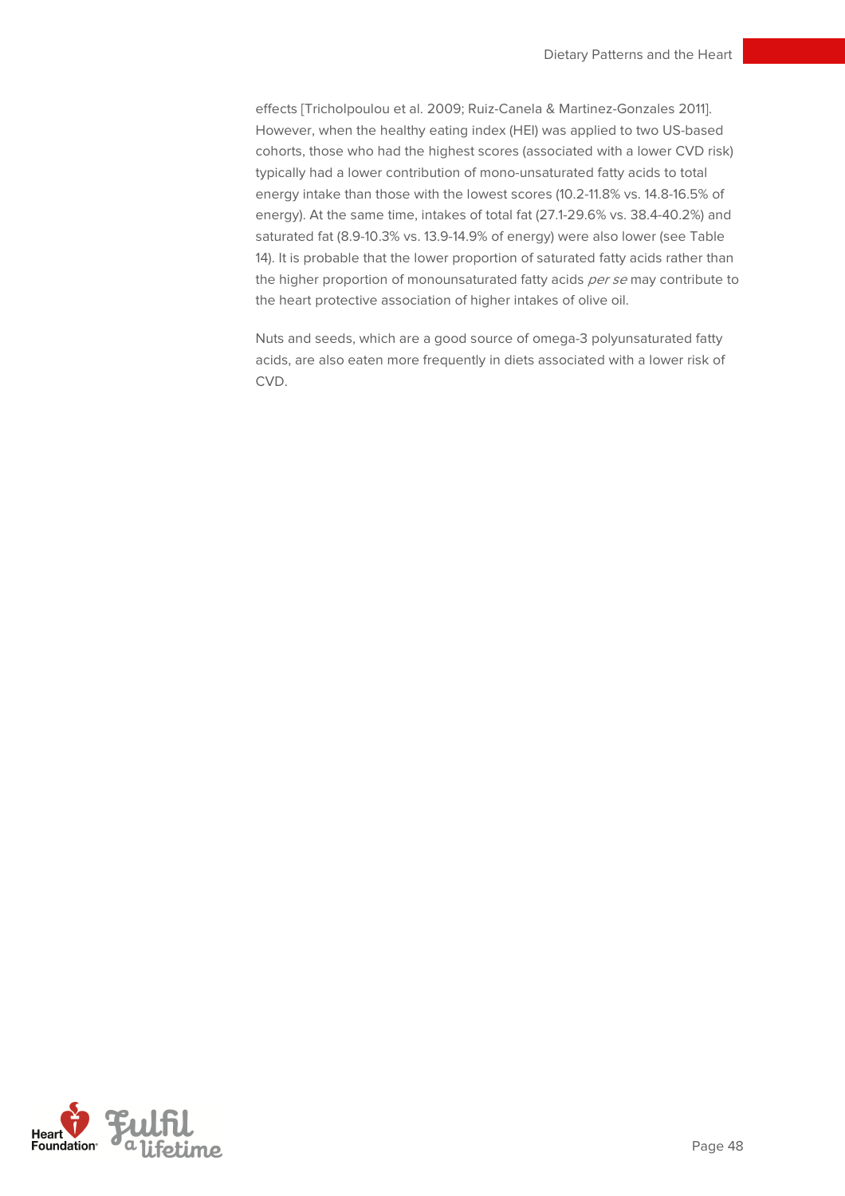effects [Tricholpoulou et al. 2009; Ruiz-Canela & Martinez-Gonzales 2011]. However, when the healthy eating index (HEI) was applied to two US-based cohorts, those who had the highest scores (associated with a lower CVD risk) typically had a lower contribution of mono-unsaturated fatty acids to total energy intake than those with the lowest scores (10.2-11.8% vs. 14.8-16.5% of energy). At the same time, intakes of total fat (27.1-29.6% vs. 38.4-40.2%) and saturated fat (8.9-10.3% vs. 13.9-14.9% of energy) were also lower (see Table 14). It is probable that the lower proportion of saturated fatty acids rather than the higher proportion of monounsaturated fatty acids *per se* may contribute to the heart protective association of higher intakes of olive oil.

Nuts and seeds, which are a good source of omega-3 polyunsaturated fatty acids, are also eaten more frequently in diets associated with a lower risk of CVD.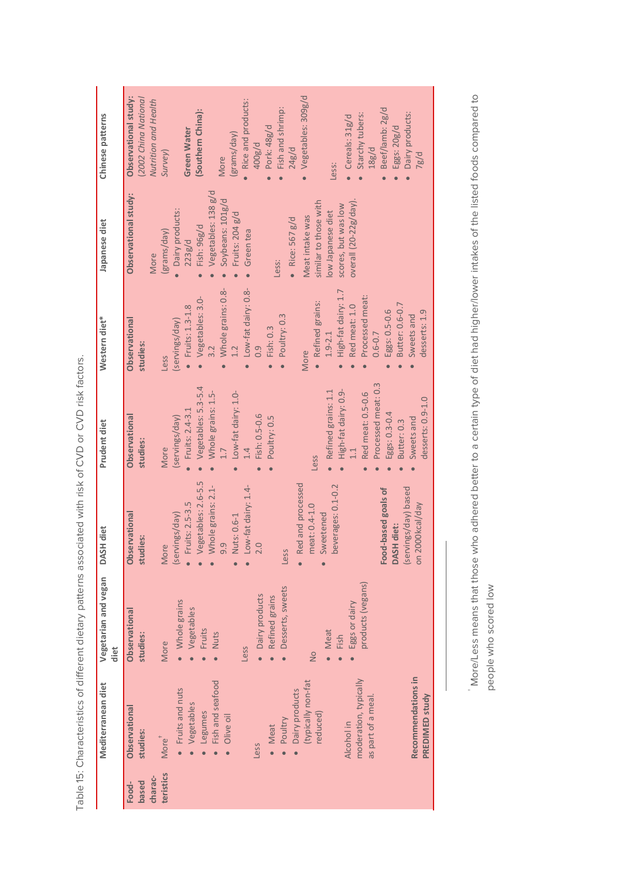Table 15: Characteristics of different dietary patterns associated with risk of CVD or CVD risk factors.

| | Mediterranean diet | Vegetarian and vegan diet | DASH diet | Prudent diet | Western diet* | Japanese diet | Chinese patterns |
|---|---|---|---|---|---|---|---|
| Food-based characteristics | **Observational studies:**<br><br>More[†]<br>• Fruits and nuts<br>• Vegetables<br>• Legumes<br>• Fish and seafood<br>• Olive oil<br><br>Less<br>• Meat<br>• Poultry<br>• Dairy products (typically non-fat reduced)<br><br>Alcohol in moderation, typically as part of a meal.<br><br>**Recommendations in PREDIMED study** | **Observational studies:**<br><br>More<br>• Whole grains<br>• Vegetables<br>• Fruits<br>• Nuts<br><br>Less<br>• Dairy products<br>• Refined grains<br>• Desserts, sweets<br><br>No<br>• Meat<br>• Fish<br>• Eggs or dairy products (vegans) | **Observational studies:**<br><br>More<br>(servings/day)<br>• Fruits: 2.5-3.5<br>• Vegetables: 2.6-5.5<br>• Whole grains: 2.1-9.9<br>• Nuts: 0.6-1<br>• Low-fat dairy: 1.4-2.0<br><br>Less<br>• Red and processed meat: 0.4-1.0<br>• Sweetened beverages: 0.1-0.2<br><br>**Food-based goals of DASH diet:**<br>(servings/day) based on 2000kcal/day | **Observational studies:**<br><br>More<br>(servings/day)<br>• Fruits: 2.4-3.1<br>• Vegetables: 5.3-5.4<br>• Whole grains: 1.5-1.7<br>• Low-fat dairy: 1.0-1.4<br>• Fish: 0.5-0.6<br>• Poultry: 0.5<br><br>Less<br>• Refined grains: 1.1<br>• High-fat dairy: 0.9-1.1<br>• Red meat: 0.5-0.6<br>• Processed meat: 0.3<br>• Eggs: 0.3-0.4<br>• Butter: 0.3<br>• Sweets and desserts: 0.9-1.0 | **Observational studies:**<br><br>Less<br>(servings/day)<br>• Fruits: 1.3-1.8<br>• Vegetables: 3.0-3.2<br>• Whole grains: 0.8-1.2<br>• Low-fat dairy: 0.8-0.9<br>• Fish: 0.3<br>• Poultry: 0.3<br><br>More<br>• Refined grains: 1.9-2.1<br>• High-fat dairy: 1.7<br>• Red meat: 1.0<br>• Processed meat: 0.6-0.7<br>• Eggs: 0.5-0.6<br>• Butter: 0.6-0.7<br>• Sweets and desserts: 1.9 | **Observational study:**<br><br>More<br>(grams/day)<br>• Dairy products: 223g/d<br>• Fish: 96g/d<br>• Vegetables: 138 g/d<br>• Soybeans: 101g/d<br>• Fruits: 204 g/d<br>• Green tea<br><br>Less:<br>• Rice: 567 g/d<br><br>Meat intake was similar to those with low Japanese diet scores, but was low overall (20-22g/day). | **Observational study:** *(2002 China National Nutrition and Health Survey)*<br><br>**Green Water (Southern China):**<br><br>More<br>(grams/day)<br>• Rice and products: 400g/d<br>• Pork: 48g/d<br>• Fish and shrimp: 24g/d<br>• Vegetables: 309g/d<br><br>Less:<br>• Cereals: 31g/d<br>• Starchy tubers: 18g/d<br>• Beef/lamb: 2g/d<br>• Eggs: 20g/d<br>• Dairy products: 7g/d |

[†] More/Less means that those who adhered better to a certain type of diet had higher/lower intakes of the listed foods compared to people who scored low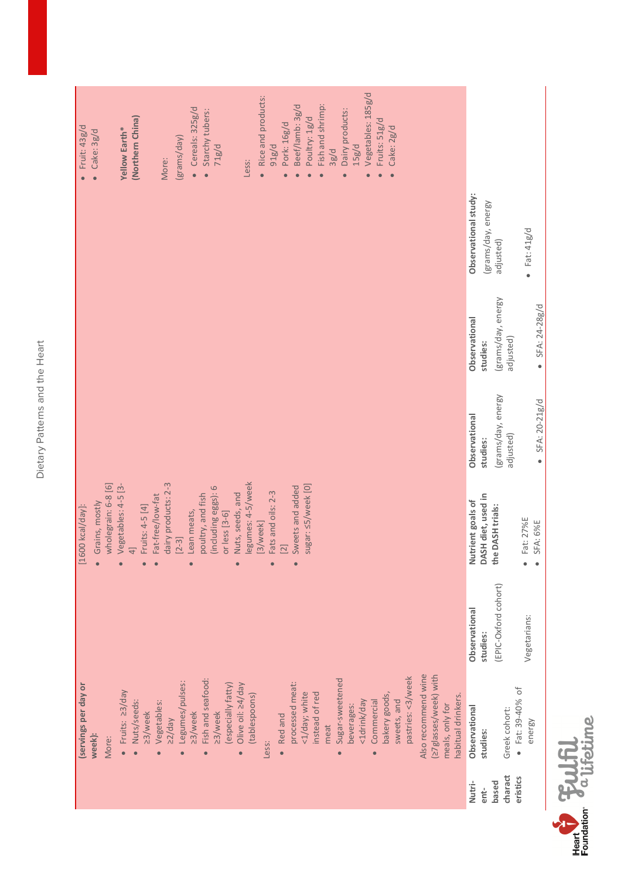| | | | | | | |
|---|---|---|---|---|---|---|
| | (servings per day or week):<br><br>More:<br>• Fruits: ≥3/day<br>• Nuts/seeds: ≥3/week<br>• Vegetables: ≥2/day<br>• Legumes/pulses: ≥3/week<br>• Fish and seafood: ≥3/week (especially fatty)<br>• Olive oil: ≥4/day (tablespoons)<br><br>Less:<br>• Red and processed meat: <1/day; white instead of red meat<br>• Sugar-sweetened beverages: <1drink/day<br>• Commercial bakery goods, sweets, and pastries: <3/week<br><br>Also recommend wine (≥7glasses/week) with meals, only for habitual drinkers. | | [1600 kcal/day]:<br>• Grains, mostly wholegrain: 6-8 [6]<br>• Vegetables: 4-5 [3-4]<br>• Fruits: 4-5 [4]<br>• Fat-free/low-fat dairy products: 2-3 [2-3]<br>• Lean meats, poultry, and fish (including eggs): 6 or less [3-6]<br>• Nuts, seeds, and legumes: 4-5/week [3/week]<br>• Fats and oils: 2-3 [2]<br>• Sweets and added sugar: ≤5/week [0] | | | • Fruit: 43g/d<br>• Cake: 3g/d<br><br>**Yellow Earth* (Northern China)**<br><br>More:<br>(grams/day)<br>• Cereals: 325g/d<br>• Starchy tubers: 71g/d<br><br>Less:<br>• Rice and products: 91g/d<br>• Pork: 16g/d<br>• Beef/lamb: 3g/d<br>• Poultry: 1g/d<br>• Fish and shrimp: 3g/d<br>• Dairy products: 15g/d<br>• Vegetables: 185g/d<br>• Fruits: 51g/d<br>• Cake: 2g/d |
| **Nutri-ent-based charact eristics** | **Observational studies:**<br><br>Greek cohort:<br>• Fat: 39-40% of energy | **Observational studies:**<br>(EPIC-Oxford cohort)<br><br>Vegetarians: | **Nutrient goals of DASH diet, used in the DASH trials:**<br><br>• Fat: 27%E<br>• SFA: 6%E | **Observational studies:**<br>(grams/day, energy adjusted)<br><br>• SFA: 20-21g/d | **Observational studies:**<br>(grams/day, energy adjusted)<br><br>• SFA: 24-28g/d | **Observational study:**<br>(grams/day, energy adjusted)<br><br>• Fat: 41g/d |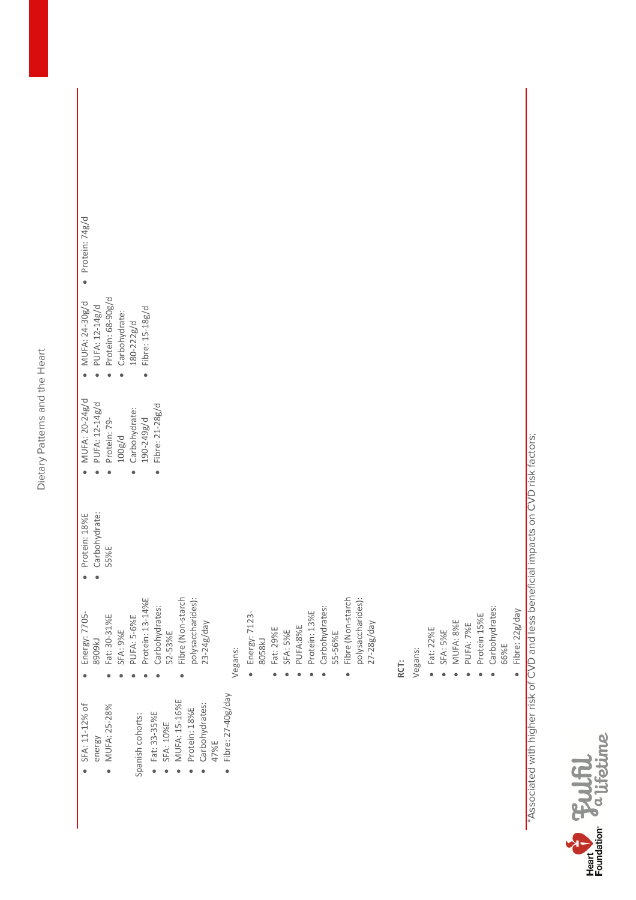| | | | | | |
|---|---|---|---|---|---|
| • SFA: 11-12% of energy<br>• MUFA: 25-28%<br><br>Spanish cohorts:<br>• Fat: 33-35%E<br>• SFA: 10%E<br>• MUFA: 15-16%E<br>• Protein: 18%E<br>• Carbohydrates: 47%E<br>• Fibre: 27-40g/day | • Energy: 7705-8909kJ<br>• Fat: 30-31%E<br>• SFA: 9%E<br>• PUFA: 5-6%E<br>• Protein: 13-14%E<br>• Carbohydrates: 52-53%E<br>• Fibre (Non-starch polysaccharides): 23-24g/day<br><br>Vegans:<br>• Energy: 7123-8058kJ<br>• Fat: 29%E<br>• SFA: 5%E<br>• PUFA:8%E<br>• Protein: 13%E<br>• Carbohydrates: 55-56%E<br>• Fibre (Non-starch polysaccharides): 27-28g/day<br><br>**RCT:**<br>Vegans:<br>• Fat: 22%E<br>• SFA: 5%E<br>• MUFA: 8%E<br>• PUFA: 7%E<br>• Protein 15%E<br>• Carbohydrates: 66%E<br>• Fibre: 22g/day | • Protein: 18%E<br>• Carbohydrate: 55%E | • MUFA: 20-24g/d<br>• PUFA: 12-14g/d<br>• Protein: 79-100g/d<br>• Carbohydrate: 190-249g/d<br>• Fibre: 21-28g/d | • MUFA: 24-30g/d<br>• PUFA: 12-14g/d<br>• Protein: 68-90g/d<br>• Carbohydrate: 180-222g/d<br>• Fibre: 15-18g/d | • Protein: 74g/d |

*Associated with higher risk of CVD and less beneficial impacts on CVD risk factors;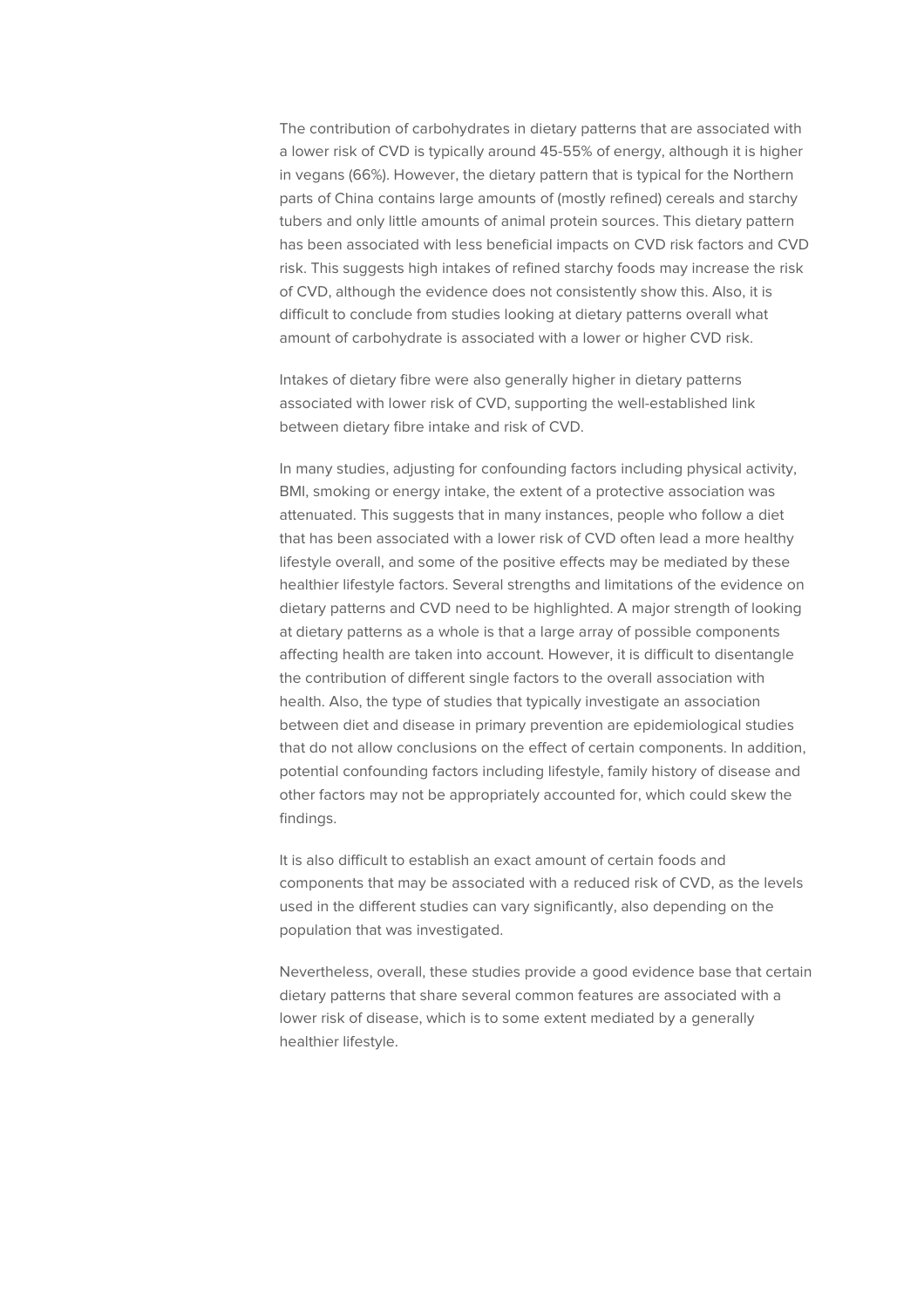The contribution of carbohydrates in dietary patterns that are associated with a lower risk of CVD is typically around 45-55% of energy, although it is higher in vegans (66%). However, the dietary pattern that is typical for the Northern parts of China contains large amounts of (mostly refined) cereals and starchy tubers and only little amounts of animal protein sources. This dietary pattern has been associated with less beneficial impacts on CVD risk factors and CVD risk. This suggests high intakes of refined starchy foods may increase the risk of CVD, although the evidence does not consistently show this. Also, it is difficult to conclude from studies looking at dietary patterns overall what amount of carbohydrate is associated with a lower or higher CVD risk.

Intakes of dietary fibre were also generally higher in dietary patterns associated with lower risk of CVD, supporting the well-established link between dietary fibre intake and risk of CVD.

In many studies, adjusting for confounding factors including physical activity, BMI, smoking or energy intake, the extent of a protective association was attenuated. This suggests that in many instances, people who follow a diet that has been associated with a lower risk of CVD often lead a more healthy lifestyle overall, and some of the positive effects may be mediated by these healthier lifestyle factors. Several strengths and limitations of the evidence on dietary patterns and CVD need to be highlighted. A major strength of looking at dietary patterns as a whole is that a large array of possible components affecting health are taken into account. However, it is difficult to disentangle the contribution of different single factors to the overall association with health. Also, the type of studies that typically investigate an association between diet and disease in primary prevention are epidemiological studies that do not allow conclusions on the effect of certain components. In addition, potential confounding factors including lifestyle, family history of disease and other factors may not be appropriately accounted for, which could skew the findings.

It is also difficult to establish an exact amount of certain foods and components that may be associated with a reduced risk of CVD, as the levels used in the different studies can vary significantly, also depending on the population that was investigated.

Nevertheless, overall, these studies provide a good evidence base that certain dietary patterns that share several common features are associated with a lower risk of disease, which is to some extent mediated by a generally healthier lifestyle.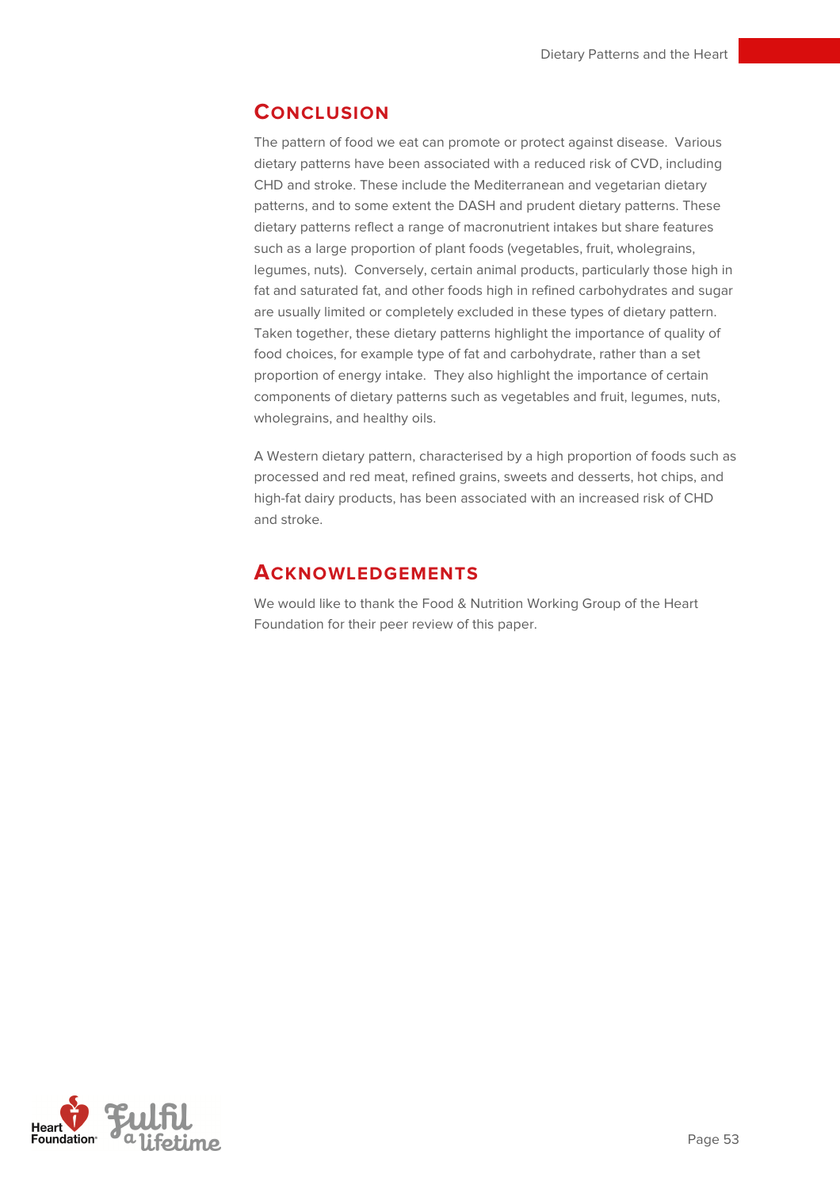## Conclusion

The pattern of food we eat can promote or protect against disease. Various dietary patterns have been associated with a reduced risk of CVD, including CHD and stroke. These include the Mediterranean and vegetarian dietary patterns, and to some extent the DASH and prudent dietary patterns. These dietary patterns reflect a range of macronutrient intakes but share features such as a large proportion of plant foods (vegetables, fruit, wholegrains, legumes, nuts). Conversely, certain animal products, particularly those high in fat and saturated fat, and other foods high in refined carbohydrates and sugar are usually limited or completely excluded in these types of dietary pattern. Taken together, these dietary patterns highlight the importance of quality of food choices, for example type of fat and carbohydrate, rather than a set proportion of energy intake. They also highlight the importance of certain components of dietary patterns such as vegetables and fruit, legumes, nuts, wholegrains, and healthy oils.

A Western dietary pattern, characterised by a high proportion of foods such as processed and red meat, refined grains, sweets and desserts, hot chips, and high-fat dairy products, has been associated with an increased risk of CHD and stroke.

## Acknowledgements

We would like to thank the Food & Nutrition Working Group of the Heart Foundation for their peer review of this paper.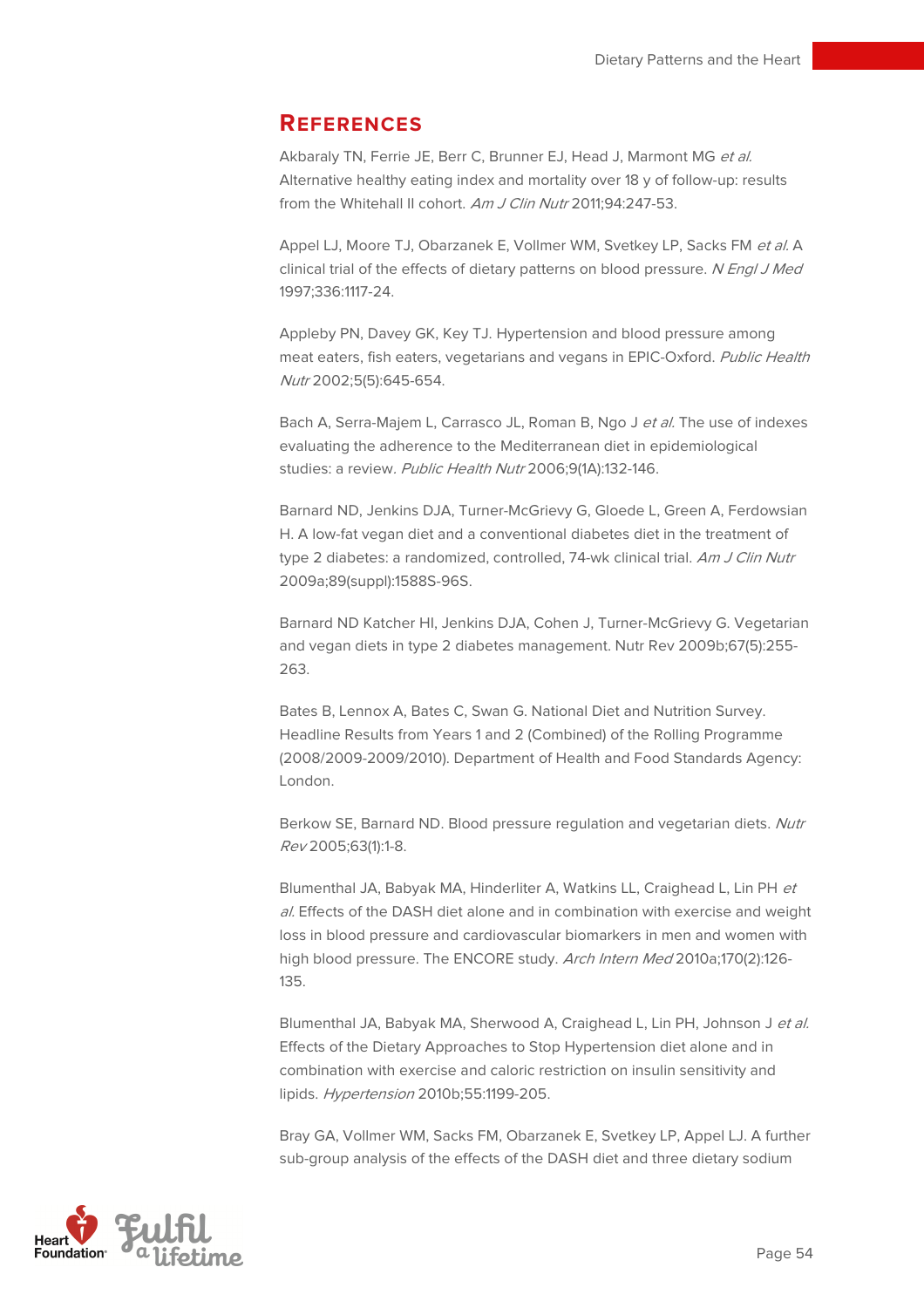## References

Akbaraly TN, Ferrie JE, Berr C, Brunner EJ, Head J, Marmont MG *et al.* Alternative healthy eating index and mortality over 18 y of follow-up: results from the Whitehall II cohort. *Am J Clin Nutr* 2011;94:247-53.

Appel LJ, Moore TJ, Obarzanek E, Vollmer WM, Svetkey LP, Sacks FM *et al.* A clinical trial of the effects of dietary patterns on blood pressure. *N Engl J Med* 1997;336:1117-24.

Appleby PN, Davey GK, Key TJ. Hypertension and blood pressure among meat eaters, fish eaters, vegetarians and vegans in EPIC-Oxford. *Public Health Nutr* 2002;5(5):645-654.

Bach A, Serra-Majem L, Carrasco JL, Roman B, Ngo J *et al.* The use of indexes evaluating the adherence to the Mediterranean diet in epidemiological studies: a review. *Public Health Nutr* 2006;9(1A):132-146.

Barnard ND, Jenkins DJA, Turner-McGrievy G, Gloede L, Green A, Ferdowsian H. A low-fat vegan diet and a conventional diabetes diet in the treatment of type 2 diabetes: a randomized, controlled, 74-wk clinical trial. *Am J Clin Nutr* 2009a;89(suppl):1588S-96S.

Barnard ND Katcher HI, Jenkins DJA, Cohen J, Turner-McGrievy G. Vegetarian and vegan diets in type 2 diabetes management. Nutr Rev 2009b;67(5):255-263.

Bates B, Lennox A, Bates C, Swan G. National Diet and Nutrition Survey. Headline Results from Years 1 and 2 (Combined) of the Rolling Programme (2008/2009-2009/2010). Department of Health and Food Standards Agency: London.

Berkow SE, Barnard ND. Blood pressure regulation and vegetarian diets. *Nutr Rev* 2005;63(1):1-8.

Blumenthal JA, Babyak MA, Hinderliter A, Watkins LL, Craighead L, Lin PH *et al.* Effects of the DASH diet alone and in combination with exercise and weight loss in blood pressure and cardiovascular biomarkers in men and women with high blood pressure. The ENCORE study. *Arch Intern Med* 2010a;170(2):126-135.

Blumenthal JA, Babyak MA, Sherwood A, Craighead L, Lin PH, Johnson J *et al.* Effects of the Dietary Approaches to Stop Hypertension diet alone and in combination with exercise and caloric restriction on insulin sensitivity and lipids. *Hypertension* 2010b;55:1199-205.

Bray GA, Vollmer WM, Sacks FM, Obarzanek E, Svetkey LP, Appel LJ. A further sub-group analysis of the effects of the DASH diet and three dietary sodium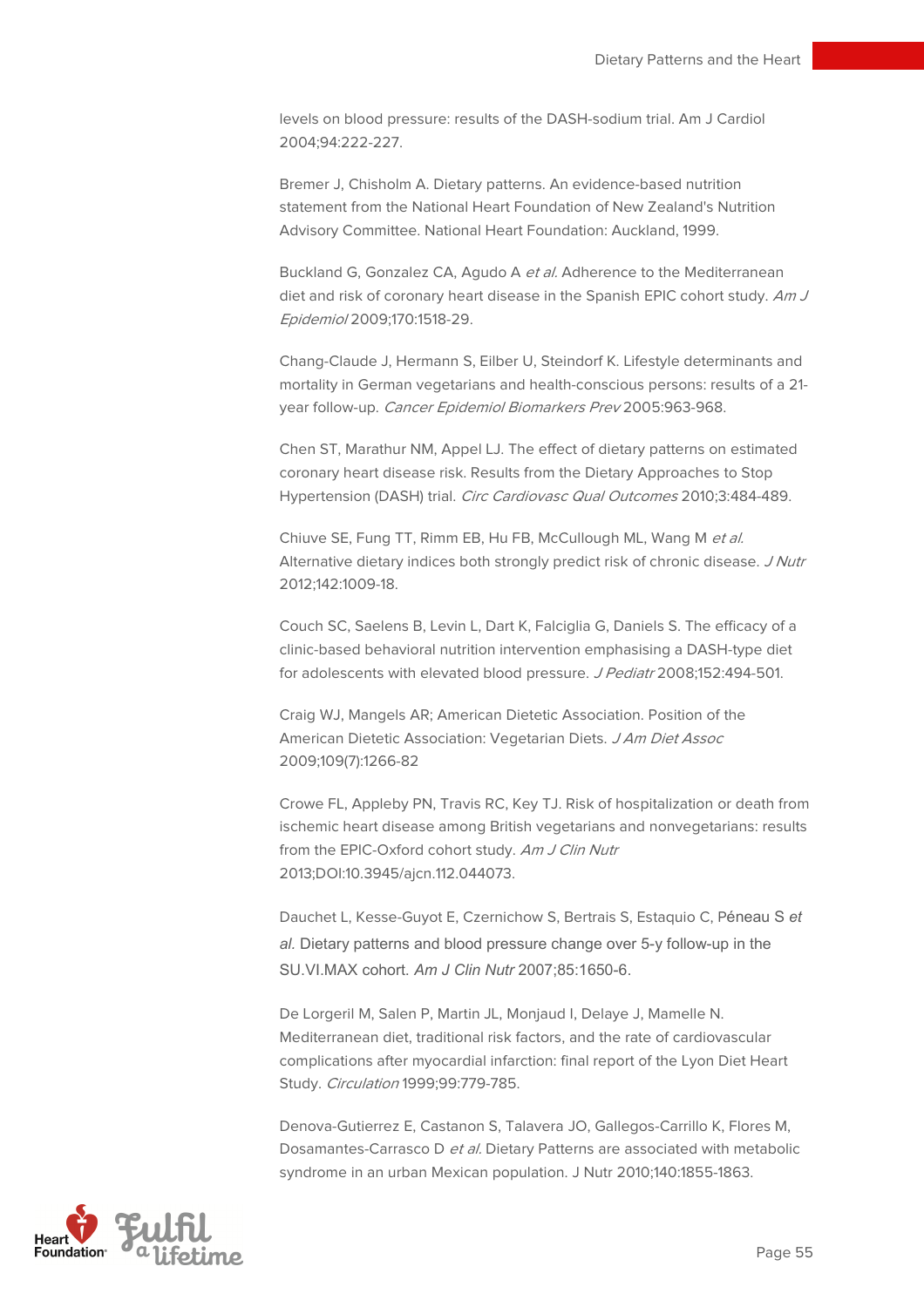levels on blood pressure: results of the DASH-sodium trial. Am J Cardiol 2004;94:222-227.

Bremer J, Chisholm A. Dietary patterns. An evidence-based nutrition statement from the National Heart Foundation of New Zealand's Nutrition Advisory Committee. National Heart Foundation: Auckland, 1999.

Buckland G, Gonzalez CA, Agudo A *et al.* Adherence to the Mediterranean diet and risk of coronary heart disease in the Spanish EPIC cohort study. *Am J Epidemiol* 2009;170:1518-29.

Chang-Claude J, Hermann S, Eilber U, Steindorf K. Lifestyle determinants and mortality in German vegetarians and health-conscious persons: results of a 21-year follow-up. *Cancer Epidemiol Biomarkers Prev* 2005:963-968.

Chen ST, Marathur NM, Appel LJ. The effect of dietary patterns on estimated coronary heart disease risk. Results from the Dietary Approaches to Stop Hypertension (DASH) trial. *Circ Cardiovasc Qual Outcomes* 2010;3:484-489.

Chiuve SE, Fung TT, Rimm EB, Hu FB, McCullough ML, Wang M *et al.* Alternative dietary indices both strongly predict risk of chronic disease. *J Nutr* 2012;142:1009-18.

Couch SC, Saelens B, Levin L, Dart K, Falciglia G, Daniels S. The efficacy of a clinic-based behavioral nutrition intervention emphasising a DASH-type diet for adolescents with elevated blood pressure. *J Pediatr* 2008;152:494-501.

Craig WJ, Mangels AR; American Dietetic Association. Position of the American Dietetic Association: Vegetarian Diets. *J Am Diet Assoc* 2009;109(7):1266-82

Crowe FL, Appleby PN, Travis RC, Key TJ. Risk of hospitalization or death from ischemic heart disease among British vegetarians and nonvegetarians: results from the EPIC-Oxford cohort study. *Am J Clin Nutr* 2013;DOI:10.3945/ajcn.112.044073.

Dauchet L, Kesse-Guyot E, Czernichow S, Bertrais S, Estaquio C, Péneau S *et al.* Dietary patterns and blood pressure change over 5-y follow-up in the SU.VI.MAX cohort. *Am J Clin Nutr* 2007;85:1650-6.

De Lorgeril M, Salen P, Martin JL, Monjaud I, Delaye J, Mamelle N. Mediterranean diet, traditional risk factors, and the rate of cardiovascular complications after myocardial infarction: final report of the Lyon Diet Heart Study. *Circulation* 1999;99:779-785.

Denova-Gutierrez E, Castanon S, Talavera JO, Gallegos-Carrillo K, Flores M, Dosamantes-Carrasco D *et al.* Dietary Patterns are associated with metabolic syndrome in an urban Mexican population. J Nutr 2010;140:1855-1863.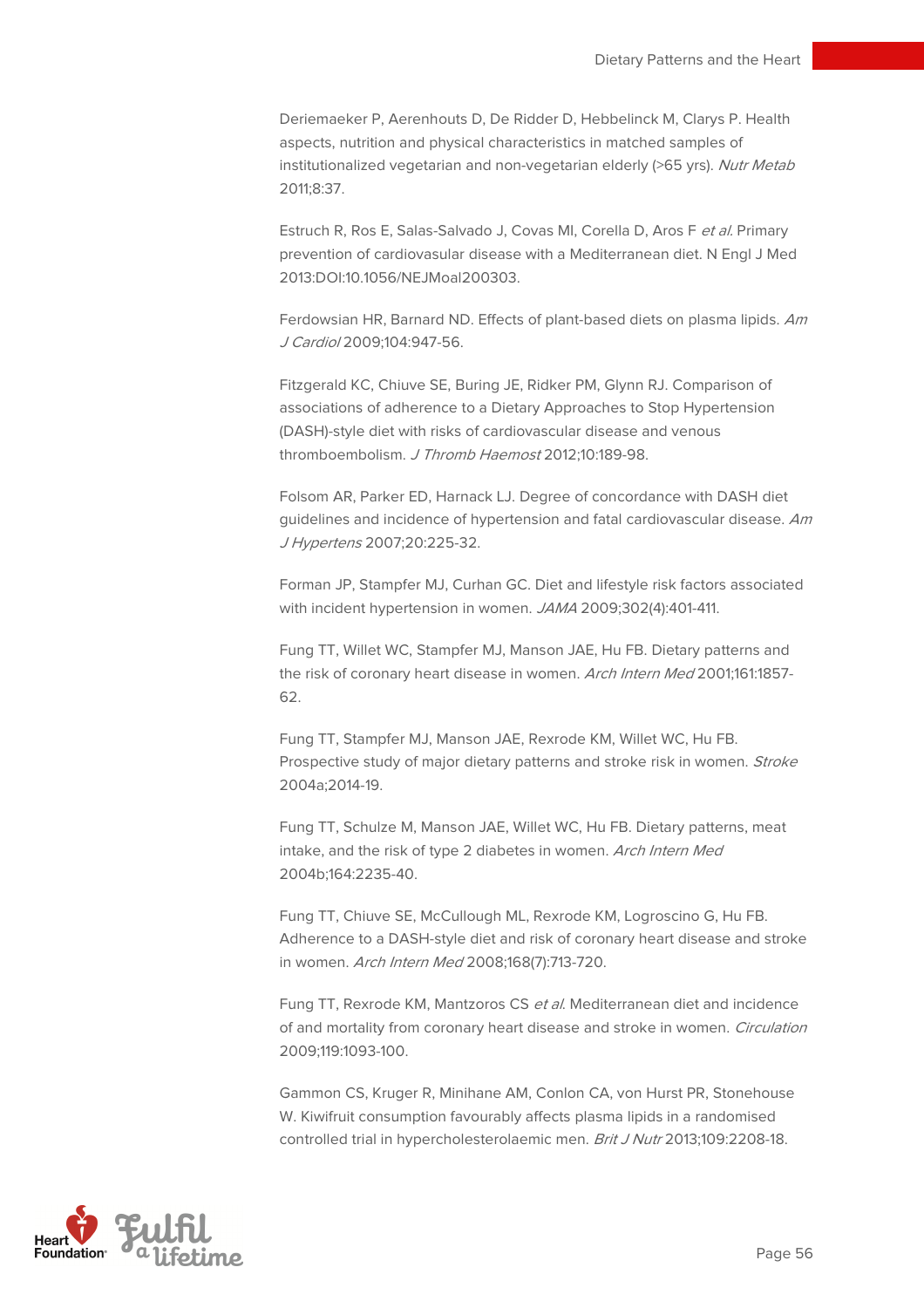Deriemaeker P, Aerenhouts D, De Ridder D, Hebbelinck M, Clarys P. Health aspects, nutrition and physical characteristics in matched samples of institutionalized vegetarian and non-vegetarian elderly (>65 yrs). *Nutr Metab* 2011;8:37.

Estruch R, Ros E, Salas-Salvado J, Covas MI, Corella D, Aros F *et al*. Primary prevention of cardiovasular disease with a Mediterranean diet. N Engl J Med 2013:DOI:10.1056/NEJMoal200303.

Ferdowsian HR, Barnard ND. Effects of plant-based diets on plasma lipids. *Am J Cardiol* 2009;104:947-56.

Fitzgerald KC, Chiuve SE, Buring JE, Ridker PM, Glynn RJ. Comparison of associations of adherence to a Dietary Approaches to Stop Hypertension (DASH)-style diet with risks of cardiovascular disease and venous thromboembolism. *J Thromb Haemost* 2012;10:189-98.

Folsom AR, Parker ED, Harnack LJ. Degree of concordance with DASH diet guidelines and incidence of hypertension and fatal cardiovascular disease. *Am J Hypertens* 2007;20:225-32.

Forman JP, Stampfer MJ, Curhan GC. Diet and lifestyle risk factors associated with incident hypertension in women. *JAMA* 2009;302(4):401-411.

Fung TT, Willet WC, Stampfer MJ, Manson JAE, Hu FB. Dietary patterns and the risk of coronary heart disease in women. *Arch Intern Med* 2001;161:1857-62.

Fung TT, Stampfer MJ, Manson JAE, Rexrode KM, Willet WC, Hu FB. Prospective study of major dietary patterns and stroke risk in women. *Stroke* 2004a;2014-19.

Fung TT, Schulze M, Manson JAE, Willet WC, Hu FB. Dietary patterns, meat intake, and the risk of type 2 diabetes in women. *Arch Intern Med* 2004b;164:2235-40.

Fung TT, Chiuve SE, McCullough ML, Rexrode KM, Logroscino G, Hu FB. Adherence to a DASH-style diet and risk of coronary heart disease and stroke in women. *Arch Intern Med* 2008;168(7):713-720.

Fung TT, Rexrode KM, Mantzoros CS *et al*. Mediterranean diet and incidence of and mortality from coronary heart disease and stroke in women. *Circulation* 2009;119:1093-100.

Gammon CS, Kruger R, Minihane AM, Conlon CA, von Hurst PR, Stonehouse W. Kiwifruit consumption favourably affects plasma lipids in a randomised controlled trial in hypercholesterolaemic men. *Brit J Nutr* 2013;109:2208-18.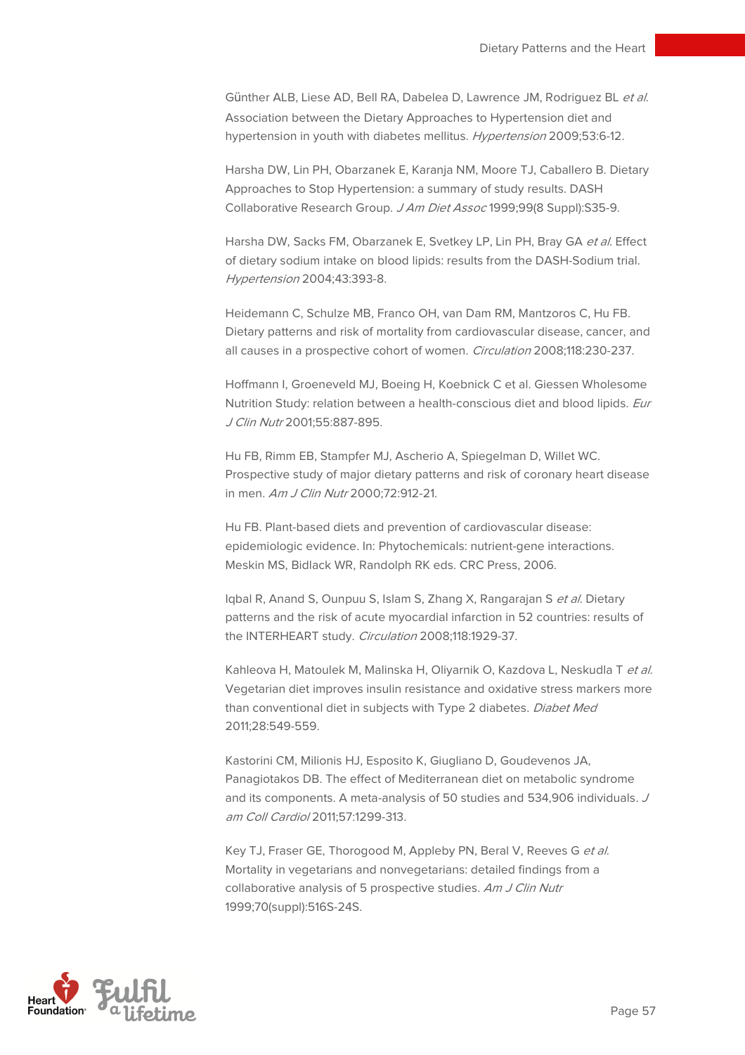Günther ALB, Liese AD, Bell RA, Dabelea D, Lawrence JM, Rodriguez BL *et al.* Association between the Dietary Approaches to Hypertension diet and hypertension in youth with diabetes mellitus. *Hypertension* 2009;53:6-12.

Harsha DW, Lin PH, Obarzanek E, Karanja NM, Moore TJ, Caballero B. Dietary Approaches to Stop Hypertension: a summary of study results. DASH Collaborative Research Group. *J Am Diet Assoc* 1999;99(8 Suppl):S35-9.

Harsha DW, Sacks FM, Obarzanek E, Svetkey LP, Lin PH, Bray GA *et al.* Effect of dietary sodium intake on blood lipids: results from the DASH-Sodium trial. *Hypertension* 2004;43:393-8.

Heidemann C, Schulze MB, Franco OH, van Dam RM, Mantzoros C, Hu FB. Dietary patterns and risk of mortality from cardiovascular disease, cancer, and all causes in a prospective cohort of women. *Circulation* 2008;118:230-237.

Hoffmann I, Groeneveld MJ, Boeing H, Koebnick C et al. Giessen Wholesome Nutrition Study: relation between a health-conscious diet and blood lipids. *Eur J Clin Nutr* 2001;55:887-895.

Hu FB, Rimm EB, Stampfer MJ, Ascherio A, Spiegelman D, Willet WC. Prospective study of major dietary patterns and risk of coronary heart disease in men. *Am J Clin Nutr* 2000;72:912-21.

Hu FB. Plant-based diets and prevention of cardiovascular disease: epidemiologic evidence. In: Phytochemicals: nutrient-gene interactions. Meskin MS, Bidlack WR, Randolph RK eds. CRC Press, 2006.

Iqbal R, Anand S, Ounpuu S, Islam S, Zhang X, Rangarajan S *et al.* Dietary patterns and the risk of acute myocardial infarction in 52 countries: results of the INTERHEART study. *Circulation* 2008;118:1929-37.

Kahleova H, Matoulek M, Malinska H, Oliyarnik O, Kazdova L, Neskudla T *et al.* Vegetarian diet improves insulin resistance and oxidative stress markers more than conventional diet in subjects with Type 2 diabetes. *Diabet Med* 2011;28:549-559.

Kastorini CM, Milionis HJ, Esposito K, Giugliano D, Goudevenos JA, Panagiotakos DB. The effect of Mediterranean diet on metabolic syndrome and its components. A meta-analysis of 50 studies and 534,906 individuals. *J am Coll Cardiol* 2011;57:1299-313.

Key TJ, Fraser GE, Thorogood M, Appleby PN, Beral V, Reeves G *et al.* Mortality in vegetarians and nonvegetarians: detailed findings from a collaborative analysis of 5 prospective studies. *Am J Clin Nutr* 1999;70(suppl):516S-24S.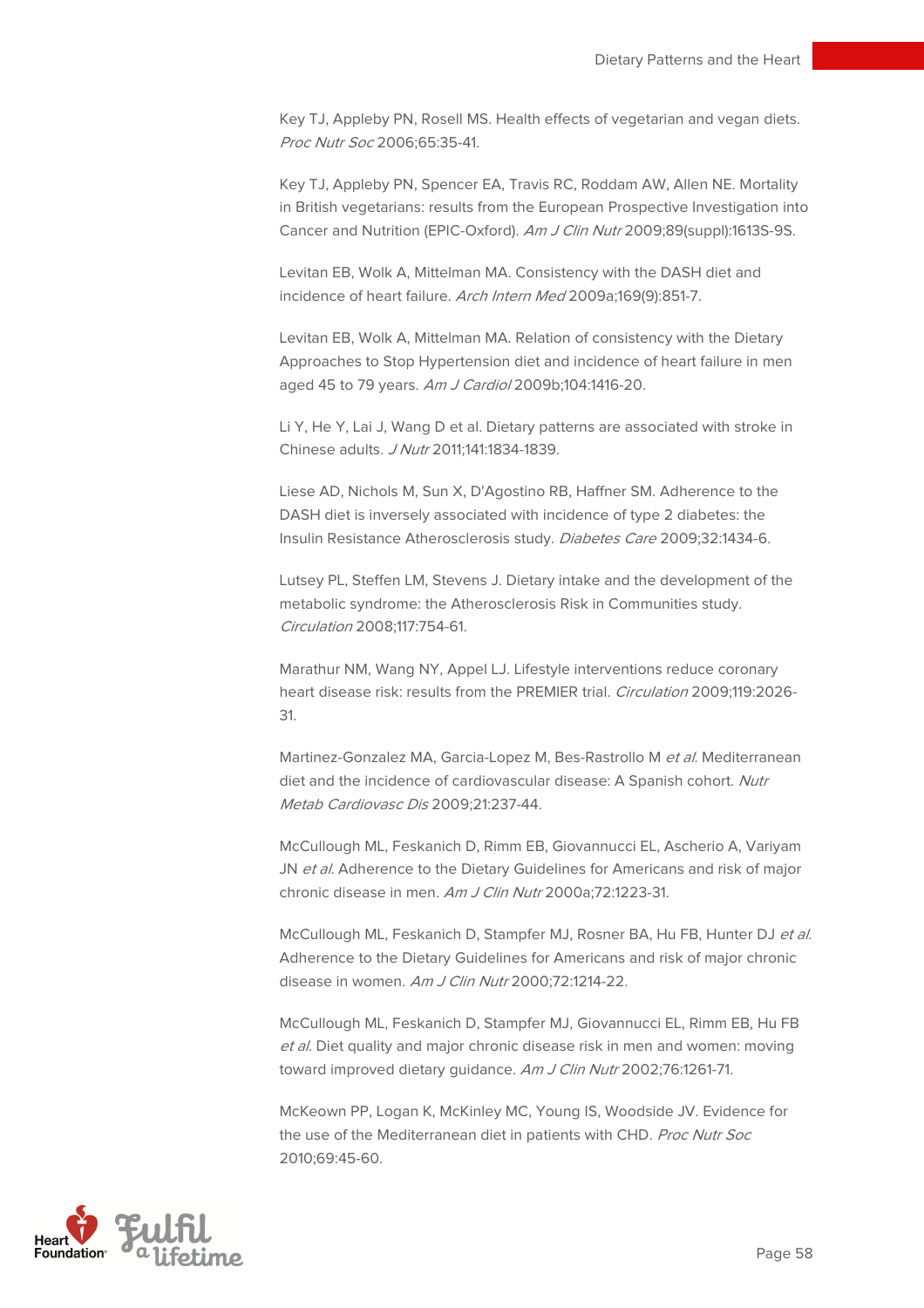Key TJ, Appleby PN, Rosell MS. Health effects of vegetarian and vegan diets. *Proc Nutr Soc* 2006;65:35-41.

Key TJ, Appleby PN, Spencer EA, Travis RC, Roddam AW, Allen NE. Mortality in British vegetarians: results from the European Prospective Investigation into Cancer and Nutrition (EPIC-Oxford). *Am J Clin Nutr* 2009;89(suppl):1613S-9S.

Levitan EB, Wolk A, Mittelman MA. Consistency with the DASH diet and incidence of heart failure. *Arch Intern Med* 2009a;169(9):851-7.

Levitan EB, Wolk A, Mittelman MA. Relation of consistency with the Dietary Approaches to Stop Hypertension diet and incidence of heart failure in men aged 45 to 79 years. *Am J Cardiol* 2009b;104:1416-20.

Li Y, He Y, Lai J, Wang D et al. Dietary patterns are associated with stroke in Chinese adults. *J Nutr* 2011;141:1834-1839.

Liese AD, Nichols M, Sun X, D'Agostino RB, Haffner SM. Adherence to the DASH diet is inversely associated with incidence of type 2 diabetes: the Insulin Resistance Atherosclerosis study. *Diabetes Care* 2009;32:1434-6.

Lutsey PL, Steffen LM, Stevens J. Dietary intake and the development of the metabolic syndrome: the Atherosclerosis Risk in Communities study. *Circulation* 2008;117:754-61.

Marathur NM, Wang NY, Appel LJ. Lifestyle interventions reduce coronary heart disease risk: results from the PREMIER trial. *Circulation* 2009;119:2026-31.

Martinez-Gonzalez MA, Garcia-Lopez M, Bes-Rastrollo M *et al.* Mediterranean diet and the incidence of cardiovascular disease: A Spanish cohort. *Nutr Metab Cardiovasc Dis* 2009;21:237-44.

McCullough ML, Feskanich D, Rimm EB, Giovannucci EL, Ascherio A, Variyam JN *et al.* Adherence to the Dietary Guidelines for Americans and risk of major chronic disease in men. *Am J Clin Nutr* 2000a;72:1223-31.

McCullough ML, Feskanich D, Stampfer MJ, Rosner BA, Hu FB, Hunter DJ *et al.* Adherence to the Dietary Guidelines for Americans and risk of major chronic disease in women. *Am J Clin Nutr* 2000;72:1214-22.

McCullough ML, Feskanich D, Stampfer MJ, Giovannucci EL, Rimm EB, Hu FB *et al.* Diet quality and major chronic disease risk in men and women: moving toward improved dietary guidance. *Am J Clin Nutr* 2002;76:1261-71.

McKeown PP, Logan K, McKinley MC, Young IS, Woodside JV. Evidence for the use of the Mediterranean diet in patients with CHD. *Proc Nutr Soc* 2010;69:45-60.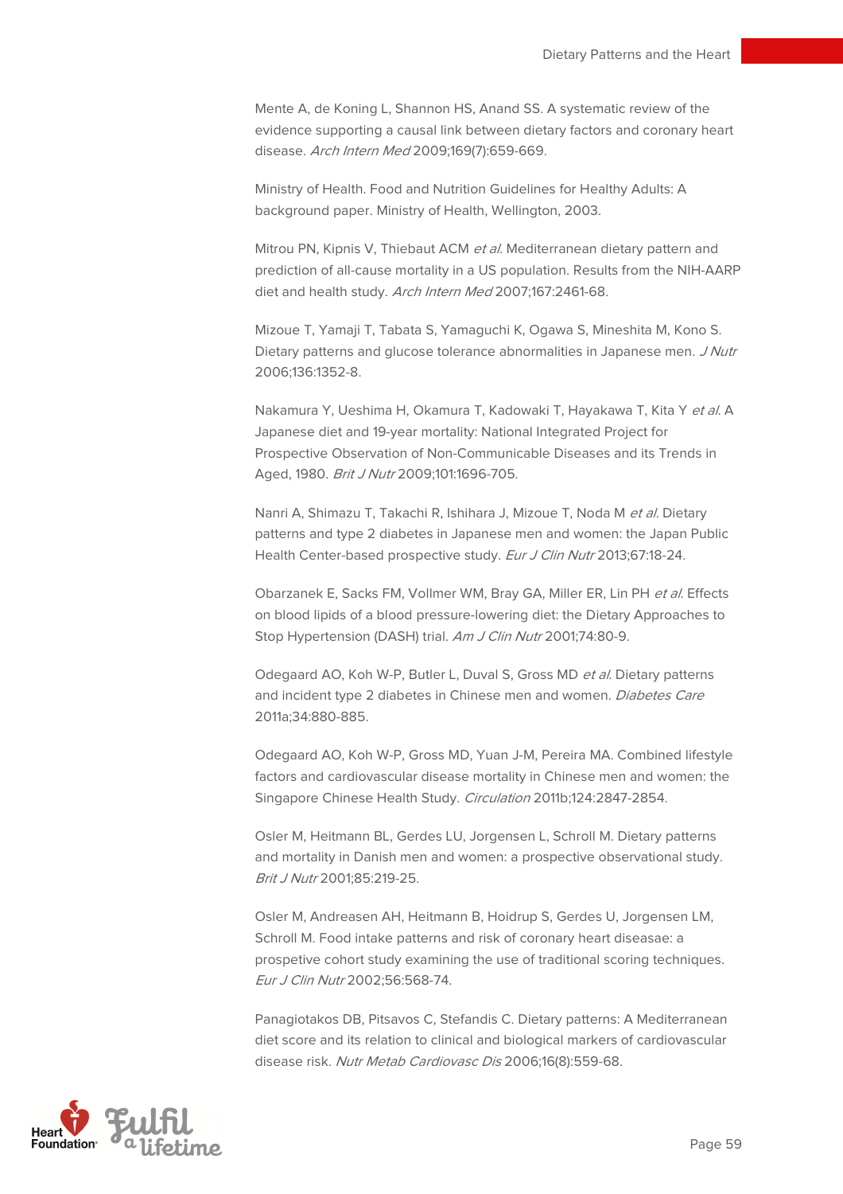Mente A, de Koning L, Shannon HS, Anand SS. A systematic review of the evidence supporting a causal link between dietary factors and coronary heart disease. *Arch Intern Med* 2009;169(7):659-669.

Ministry of Health. Food and Nutrition Guidelines for Healthy Adults: A background paper. Ministry of Health, Wellington, 2003.

Mitrou PN, Kipnis V, Thiebaut ACM *et al.* Mediterranean dietary pattern and prediction of all-cause mortality in a US population. Results from the NIH-AARP diet and health study. *Arch Intern Med* 2007;167:2461-68.

Mizoue T, Yamaji T, Tabata S, Yamaguchi K, Ogawa S, Mineshita M, Kono S. Dietary patterns and glucose tolerance abnormalities in Japanese men. *J Nutr* 2006;136:1352-8.

Nakamura Y, Ueshima H, Okamura T, Kadowaki T, Hayakawa T, Kita Y *et al.* A Japanese diet and 19-year mortality: National Integrated Project for Prospective Observation of Non-Communicable Diseases and its Trends in Aged, 1980. *Brit J Nutr* 2009;101:1696-705.

Nanri A, Shimazu T, Takachi R, Ishihara J, Mizoue T, Noda M *et al.* Dietary patterns and type 2 diabetes in Japanese men and women: the Japan Public Health Center-based prospective study. *Eur J Clin Nutr* 2013;67:18-24.

Obarzanek E, Sacks FM, Vollmer WM, Bray GA, Miller ER, Lin PH *et al.* Effects on blood lipids of a blood pressure-lowering diet: the Dietary Approaches to Stop Hypertension (DASH) trial. *Am J Clin Nutr* 2001;74:80-9.

Odegaard AO, Koh W-P, Butler L, Duval S, Gross MD *et al.* Dietary patterns and incident type 2 diabetes in Chinese men and women. *Diabetes Care* 2011a;34:880-885.

Odegaard AO, Koh W-P, Gross MD, Yuan J-M, Pereira MA. Combined lifestyle factors and cardiovascular disease mortality in Chinese men and women: the Singapore Chinese Health Study. *Circulation* 2011b;124:2847-2854.

Osler M, Heitmann BL, Gerdes LU, Jorgensen L, Schroll M. Dietary patterns and mortality in Danish men and women: a prospective observational study. *Brit J Nutr* 2001;85:219-25.

Osler M, Andreasen AH, Heitmann B, Hoidrup S, Gerdes U, Jorgensen LM, Schroll M. Food intake patterns and risk of coronary heart diseasae: a prospetive cohort study examining the use of traditional scoring techniques. *Eur J Clin Nutr* 2002;56:568-74.

Panagiotakos DB, Pitsavos C, Stefandis C. Dietary patterns: A Mediterranean diet score and its relation to clinical and biological markers of cardiovascular disease risk. *Nutr Metab Cardiovasc Dis* 2006;16(8):559-68.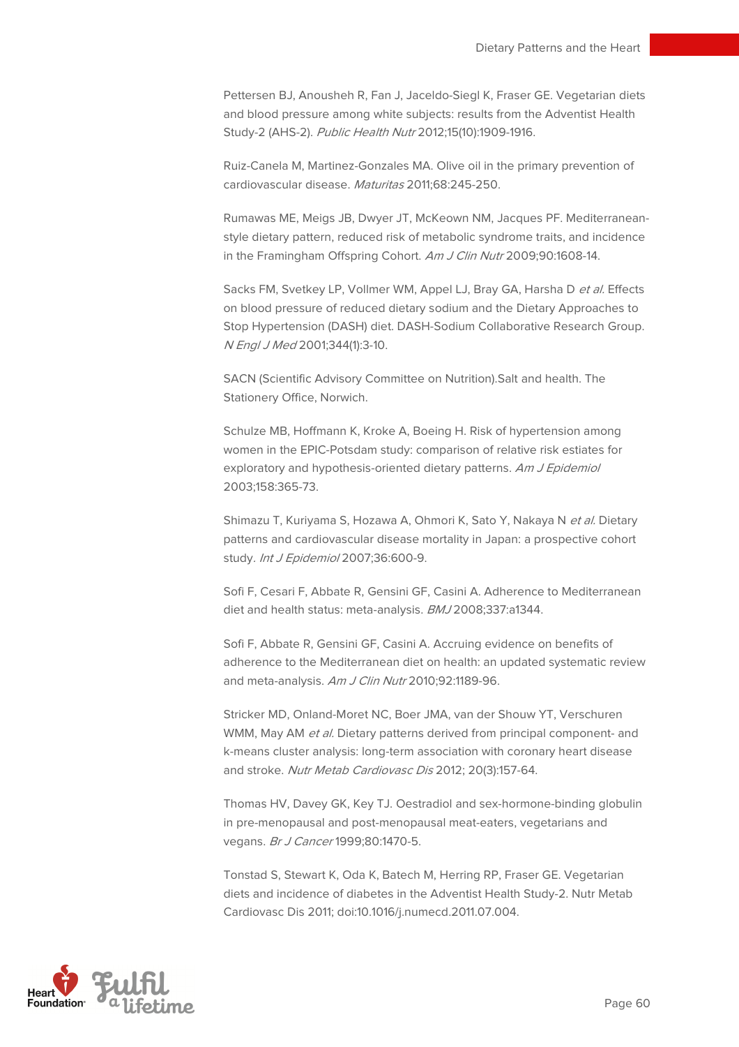Pettersen BJ, Anousheh R, Fan J, Jaceldo-Siegl K, Fraser GE. Vegetarian diets and blood pressure among white subjects: results from the Adventist Health Study-2 (AHS-2). *Public Health Nutr* 2012;15(10):1909-1916.

Ruiz-Canela M, Martinez-Gonzales MA. Olive oil in the primary prevention of cardiovascular disease. *Maturitas* 2011;68:245-250.

Rumawas ME, Meigs JB, Dwyer JT, McKeown NM, Jacques PF. Mediterranean-style dietary pattern, reduced risk of metabolic syndrome traits, and incidence in the Framingham Offspring Cohort. *Am J Clin Nutr* 2009;90:1608-14.

Sacks FM, Svetkey LP, Vollmer WM, Appel LJ, Bray GA, Harsha D *et al*. Effects on blood pressure of reduced dietary sodium and the Dietary Approaches to Stop Hypertension (DASH) diet. DASH-Sodium Collaborative Research Group. *N Engl J Med* 2001;344(1):3-10.

SACN (Scientific Advisory Committee on Nutrition).Salt and health. The Stationery Office, Norwich.

Schulze MB, Hoffmann K, Kroke A, Boeing H. Risk of hypertension among women in the EPIC-Potsdam study: comparison of relative risk estiates for exploratory and hypothesis-oriented dietary patterns. *Am J Epidemiol* 2003;158:365-73.

Shimazu T, Kuriyama S, Hozawa A, Ohmori K, Sato Y, Nakaya N *et al*. Dietary patterns and cardiovascular disease mortality in Japan: a prospective cohort study. *Int J Epidemiol* 2007;36:600-9.

Sofi F, Cesari F, Abbate R, Gensini GF, Casini A. Adherence to Mediterranean diet and health status: meta-analysis. *BMJ* 2008;337:a1344.

Sofi F, Abbate R, Gensini GF, Casini A. Accruing evidence on benefits of adherence to the Mediterranean diet on health: an updated systematic review and meta-analysis. *Am J Clin Nutr* 2010;92:1189-96.

Stricker MD, Onland-Moret NC, Boer JMA, van der Shouw YT, Verschuren WMM, May AM *et al*. Dietary patterns derived from principal component- and k-means cluster analysis: long-term association with coronary heart disease and stroke. *Nutr Metab Cardiovasc Dis* 2012; 20(3):157-64.

Thomas HV, Davey GK, Key TJ. Oestradiol and sex-hormone-binding globulin in pre-menopausal and post-menopausal meat-eaters, vegetarians and vegans. *Br J Cancer* 1999;80:1470-5.

Tonstad S, Stewart K, Oda K, Batech M, Herring RP, Fraser GE. Vegetarian diets and incidence of diabetes in the Adventist Health Study-2. Nutr Metab Cardiovasc Dis 2011; doi:10.1016/j.numecd.2011.07.004.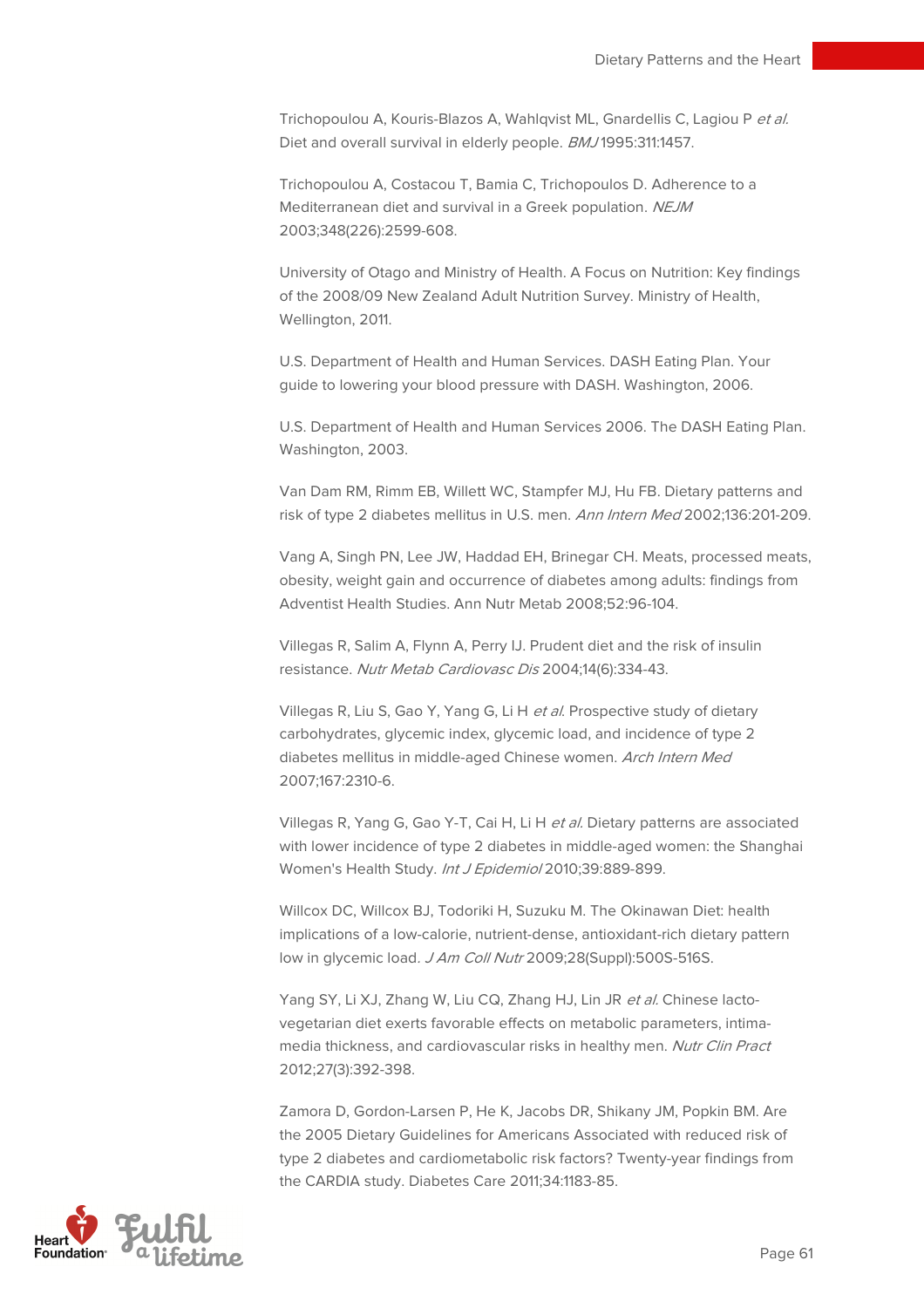Trichopoulou A, Kouris-Blazos A, Wahlqvist ML, Gnardellis C, Lagiou P *et al.* Diet and overall survival in elderly people. *BMJ* 1995:311:1457.

Trichopoulou A, Costacou T, Bamia C, Trichopoulos D. Adherence to a Mediterranean diet and survival in a Greek population. *NEJM* 2003;348(226):2599-608.

University of Otago and Ministry of Health. A Focus on Nutrition: Key findings of the 2008/09 New Zealand Adult Nutrition Survey. Ministry of Health, Wellington, 2011.

U.S. Department of Health and Human Services. DASH Eating Plan. Your guide to lowering your blood pressure with DASH. Washington, 2006.

U.S. Department of Health and Human Services 2006. The DASH Eating Plan. Washington, 2003.

Van Dam RM, Rimm EB, Willett WC, Stampfer MJ, Hu FB. Dietary patterns and risk of type 2 diabetes mellitus in U.S. men. *Ann Intern Med* 2002;136:201-209.

Vang A, Singh PN, Lee JW, Haddad EH, Brinegar CH. Meats, processed meats, obesity, weight gain and occurrence of diabetes among adults: findings from Adventist Health Studies. Ann Nutr Metab 2008;52:96-104.

Villegas R, Salim A, Flynn A, Perry IJ. Prudent diet and the risk of insulin resistance. *Nutr Metab Cardiovasc Dis* 2004;14(6):334-43.

Villegas R, Liu S, Gao Y, Yang G, Li H *et al.* Prospective study of dietary carbohydrates, glycemic index, glycemic load, and incidence of type 2 diabetes mellitus in middle-aged Chinese women. *Arch Intern Med* 2007;167:2310-6.

Villegas R, Yang G, Gao Y-T, Cai H, Li H *et al.* Dietary patterns are associated with lower incidence of type 2 diabetes in middle-aged women: the Shanghai Women's Health Study. *Int J Epidemiol* 2010;39:889-899.

Willcox DC, Willcox BJ, Todoriki H, Suzuku M. The Okinawan Diet: health implications of a low-calorie, nutrient-dense, antioxidant-rich dietary pattern low in glycemic load. *J Am Coll Nutr* 2009;28(Suppl):500S-516S.

Yang SY, Li XJ, Zhang W, Liu CQ, Zhang HJ, Lin JR *et al.* Chinese lacto-vegetarian diet exerts favorable effects on metabolic parameters, intima-media thickness, and cardiovascular risks in healthy men. *Nutr Clin Pract* 2012;27(3):392-398.

Zamora D, Gordon-Larsen P, He K, Jacobs DR, Shikany JM, Popkin BM. Are the 2005 Dietary Guidelines for Americans Associated with reduced risk of type 2 diabetes and cardiometabolic risk factors? Twenty-year findings from the CARDIA study. Diabetes Care 2011;34:1183-85.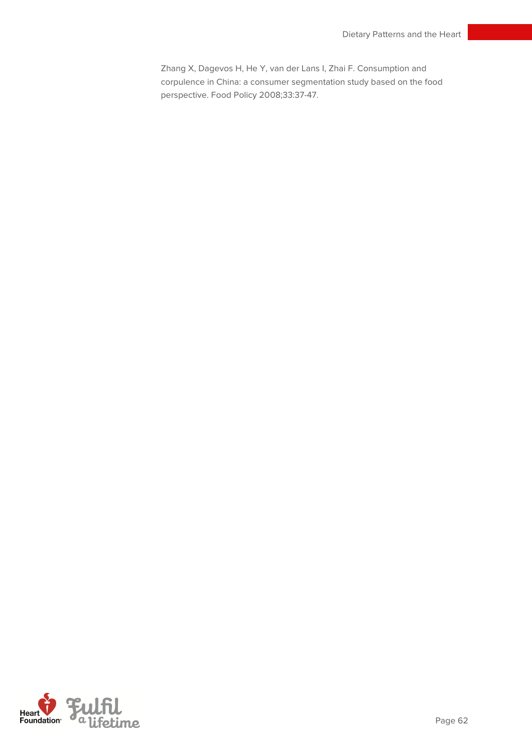Zhang X, Dagevos H, He Y, van der Lans I, Zhai F. Consumption and corpulence in China: a consumer segmentation study based on the food perspective. Food Policy 2008;33:37-47.